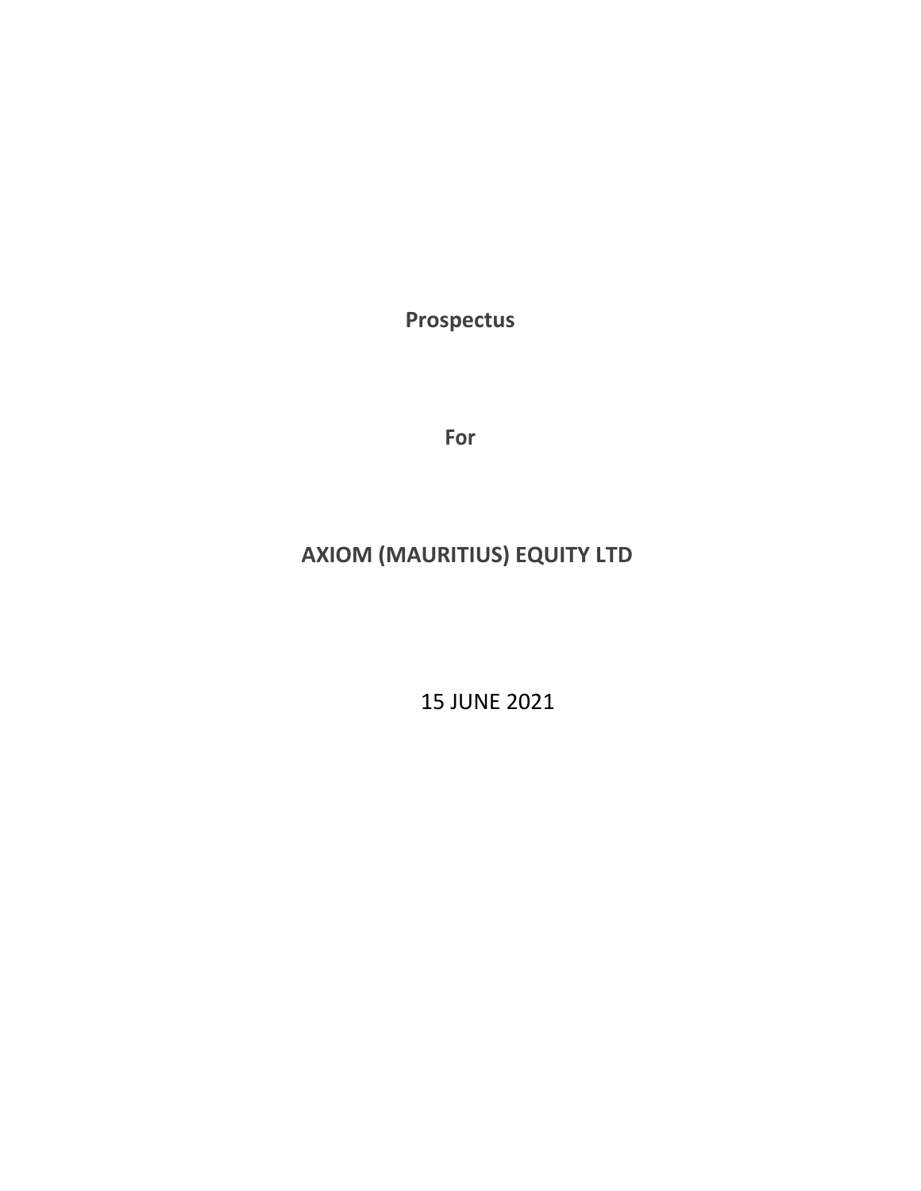**Prospectus**

**For**

# AXIOM (MAURITIUS) EQUITY LTD

15 JUNE 2021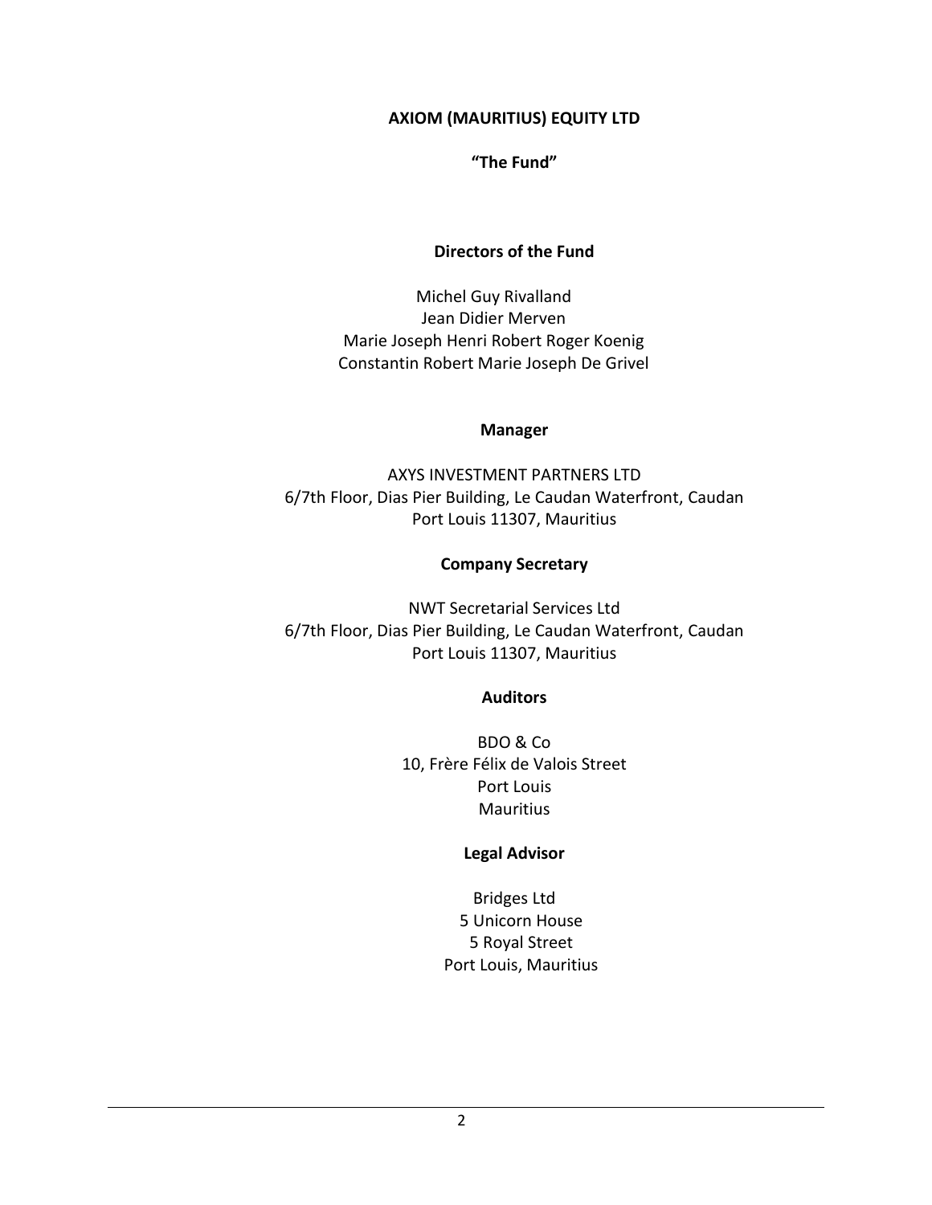# AXIOM (MAURITIUS) EQUITY LTD

**"The Fund"**

## Directors of the Fund

Michel Guy Rivalland
Jean Didier Merven
Marie Joseph Henri Robert Roger Koenig
Constantin Robert Marie Joseph De Grivel

## Manager

AXYS INVESTMENT PARTNERS LTD
6/7th Floor, Dias Pier Building, Le Caudan Waterfront, Caudan
Port Louis 11307, Mauritius

## Company Secretary

NWT Secretarial Services Ltd
6/7th Floor, Dias Pier Building, Le Caudan Waterfront, Caudan
Port Louis 11307, Mauritius

## Auditors

BDO & Co
10, Frère Félix de Valois Street
Port Louis
Mauritius

## Legal Advisor

Bridges Ltd
5 Unicorn House
5 Royal Street
Port Louis, Mauritius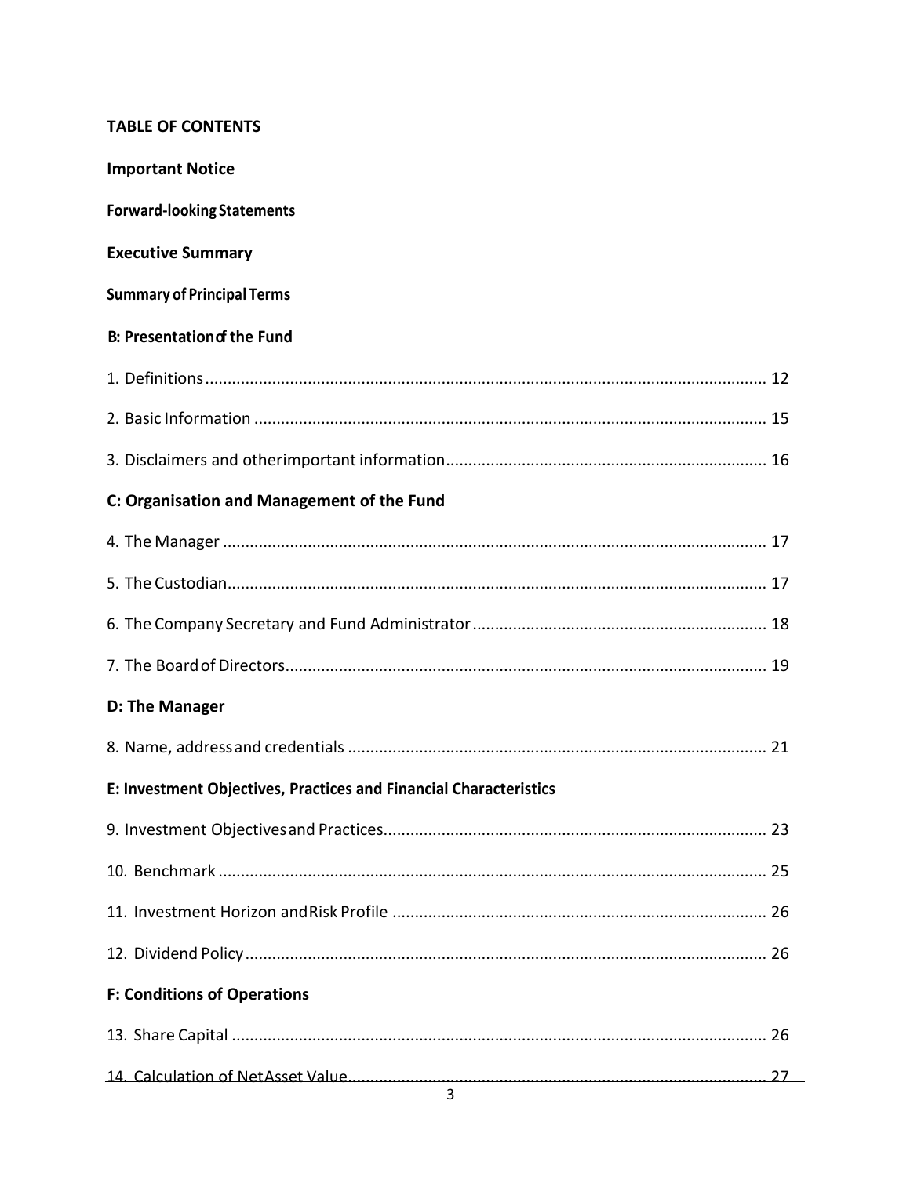## TABLE OF CONTENTS

**Important Notice**

**Forward-looking Statements**

**Executive Summary**

**Summary of Principal Terms**

**B: Presentation of the Fund**

1. Definitions ........................................................ 12
2. Basic Information ........................................................ 15
3. Disclaimers and other important information ........................................................ 16

**C: Organisation and Management of the Fund**

4. The Manager ........................................................ 17
5. The Custodian ........................................................ 17
6. The Company Secretary and Fund Administrator ........................................................ 18
7. The Board of Directors ........................................................ 19

**D: The Manager**

8. Name, address and credentials ........................................................ 21

**E: Investment Objectives, Practices and Financial Characteristics**

9. Investment Objectives and Practices ........................................................ 23
10. Benchmark ........................................................ 25
11. Investment Horizon and Risk Profile ........................................................ 26
12. Dividend Policy ........................................................ 26

**F: Conditions of Operations**

13. Share Capital ........................................................ 26
14. Calculation of Net Asset Value ........................................................ 27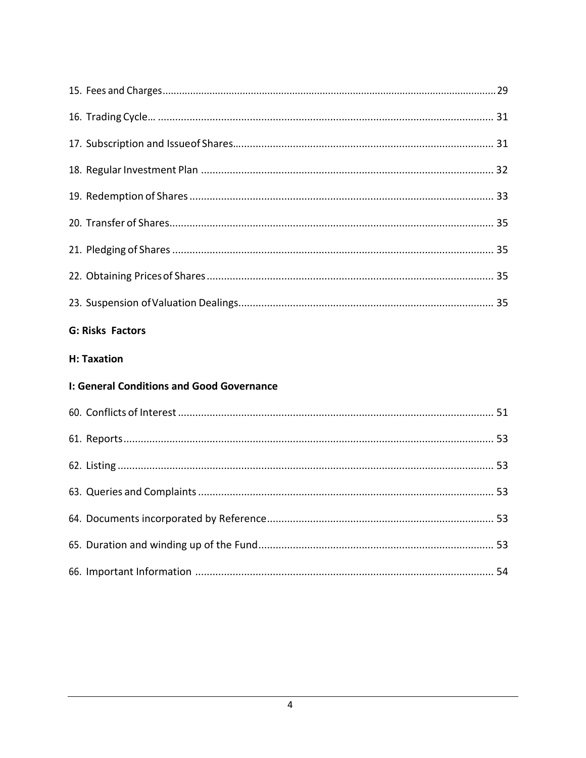15. Fees and Charges......................................................................................................................29

16. Trading Cycle… .................................................................................................................... 31

17. Subscription and Issueof Shares......................................................................................... 31

18. Regular Investment Plan ..................................................................................................... 32

19. Redemption of Shares ......................................................................................................... 33

20. Transfer of Shares................................................................................................................ 35

21. Pledging of Shares ............................................................................................................... 35

22. Obtaining Prices of Shares................................................................................................... 35

23. Suspension of Valuation Dealings........................................................................................ 35

**G: Risks Factors**

**H: Taxation**

**I: General Conditions and Good Governance**

60. Conflicts of Interest ............................................................................................................. 51

61. Reports................................................................................................................................. 53

62. Listing .................................................................................................................................. 53

63. Queries and Complaints ...................................................................................................... 53

64. Documents incorporated by Reference............................................................................... 53

65. Duration and winding up of the Fund................................................................................. 53

66. Important Information ....................................................................................................... 54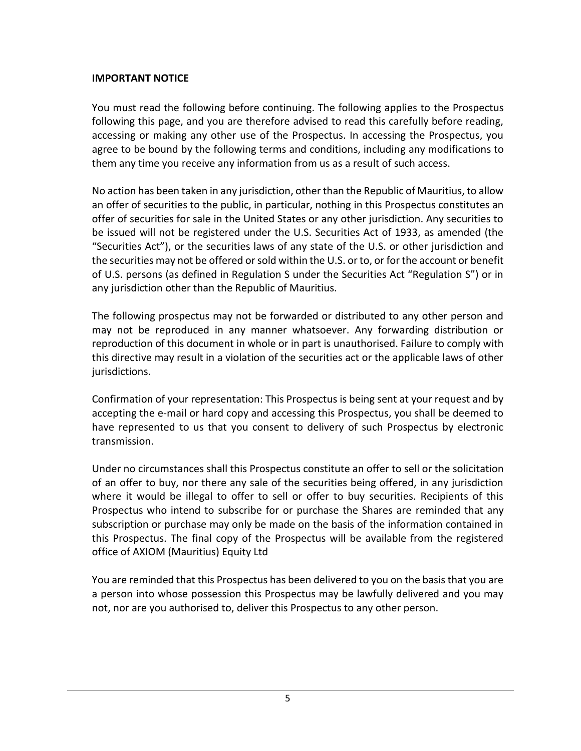**IMPORTANT NOTICE**

You must read the following before continuing. The following applies to the Prospectus following this page, and you are therefore advised to read this carefully before reading, accessing or making any other use of the Prospectus. In accessing the Prospectus, you agree to be bound by the following terms and conditions, including any modifications to them any time you receive any information from us as a result of such access.

No action has been taken in any jurisdiction, other than the Republic of Mauritius, to allow an offer of securities to the public, in particular, nothing in this Prospectus constitutes an offer of securities for sale in the United States or any other jurisdiction. Any securities to be issued will not be registered under the U.S. Securities Act of 1933, as amended (the "Securities Act"), or the securities laws of any state of the U.S. or other jurisdiction and the securities may not be offered or sold within the U.S. or to, or for the account or benefit of U.S. persons (as defined in Regulation S under the Securities Act "Regulation S") or in any jurisdiction other than the Republic of Mauritius.

The following prospectus may not be forwarded or distributed to any other person and may not be reproduced in any manner whatsoever. Any forwarding distribution or reproduction of this document in whole or in part is unauthorised. Failure to comply with this directive may result in a violation of the securities act or the applicable laws of other jurisdictions.

Confirmation of your representation: This Prospectus is being sent at your request and by accepting the e-mail or hard copy and accessing this Prospectus, you shall be deemed to have represented to us that you consent to delivery of such Prospectus by electronic transmission.

Under no circumstances shall this Prospectus constitute an offer to sell or the solicitation of an offer to buy, nor there any sale of the securities being offered, in any jurisdiction where it would be illegal to offer to sell or offer to buy securities. Recipients of this Prospectus who intend to subscribe for or purchase the Shares are reminded that any subscription or purchase may only be made on the basis of the information contained in this Prospectus. The final copy of the Prospectus will be available from the registered office of AXIOM (Mauritius) Equity Ltd

You are reminded that this Prospectus has been delivered to you on the basis that you are a person into whose possession this Prospectus may be lawfully delivered and you may not, nor are you authorised to, deliver this Prospectus to any other person.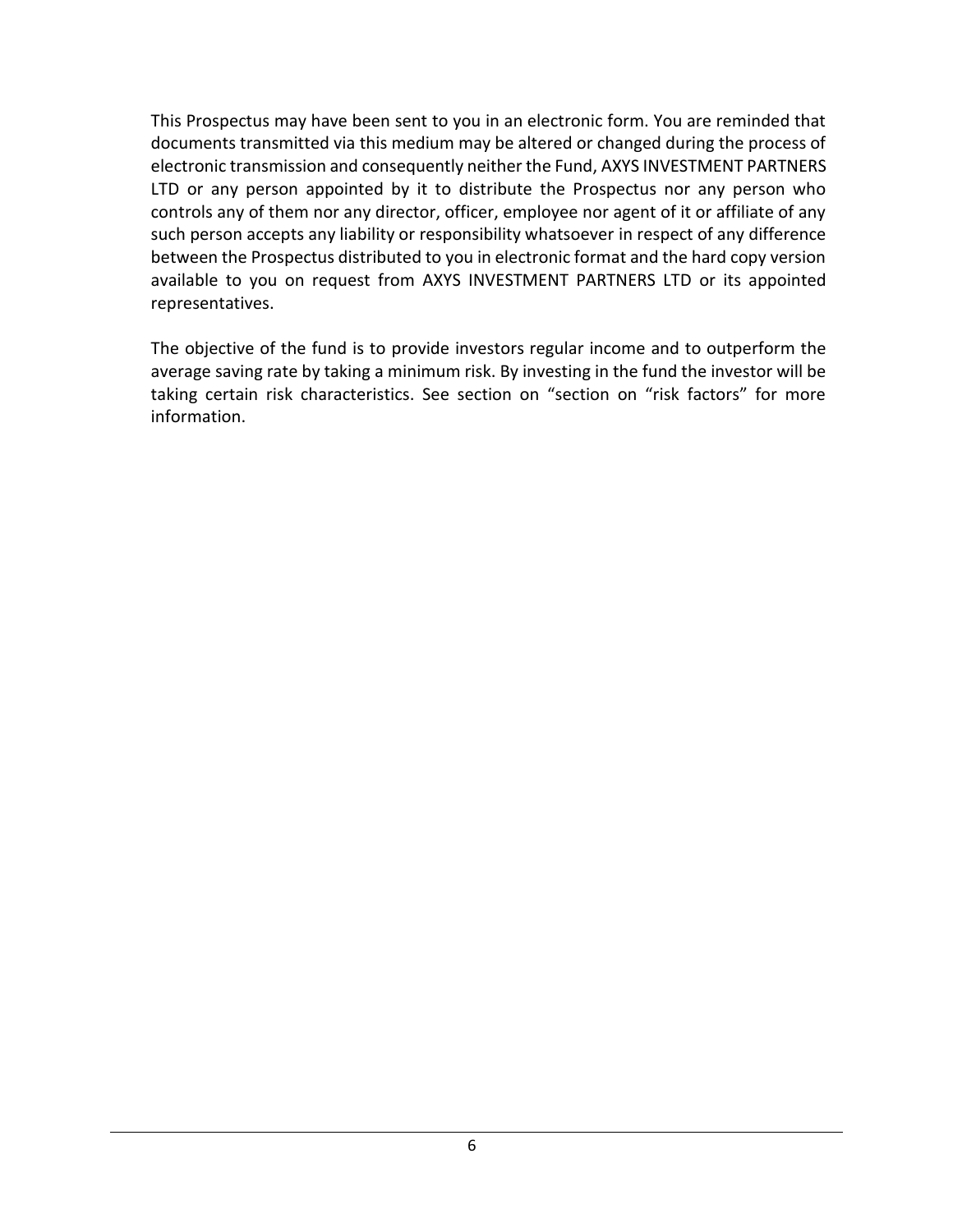This Prospectus may have been sent to you in an electronic form. You are reminded that documents transmitted via this medium may be altered or changed during the process of electronic transmission and consequently neither the Fund, AXYS INVESTMENT PARTNERS LTD or any person appointed by it to distribute the Prospectus nor any person who controls any of them nor any director, officer, employee nor agent of it or affiliate of any such person accepts any liability or responsibility whatsoever in respect of any difference between the Prospectus distributed to you in electronic format and the hard copy version available to you on request from AXYS INVESTMENT PARTNERS LTD or its appointed representatives.

The objective of the fund is to provide investors regular income and to outperform the average saving rate by taking a minimum risk. By investing in the fund the investor will be taking certain risk characteristics. See section on "section on "risk factors" for more information.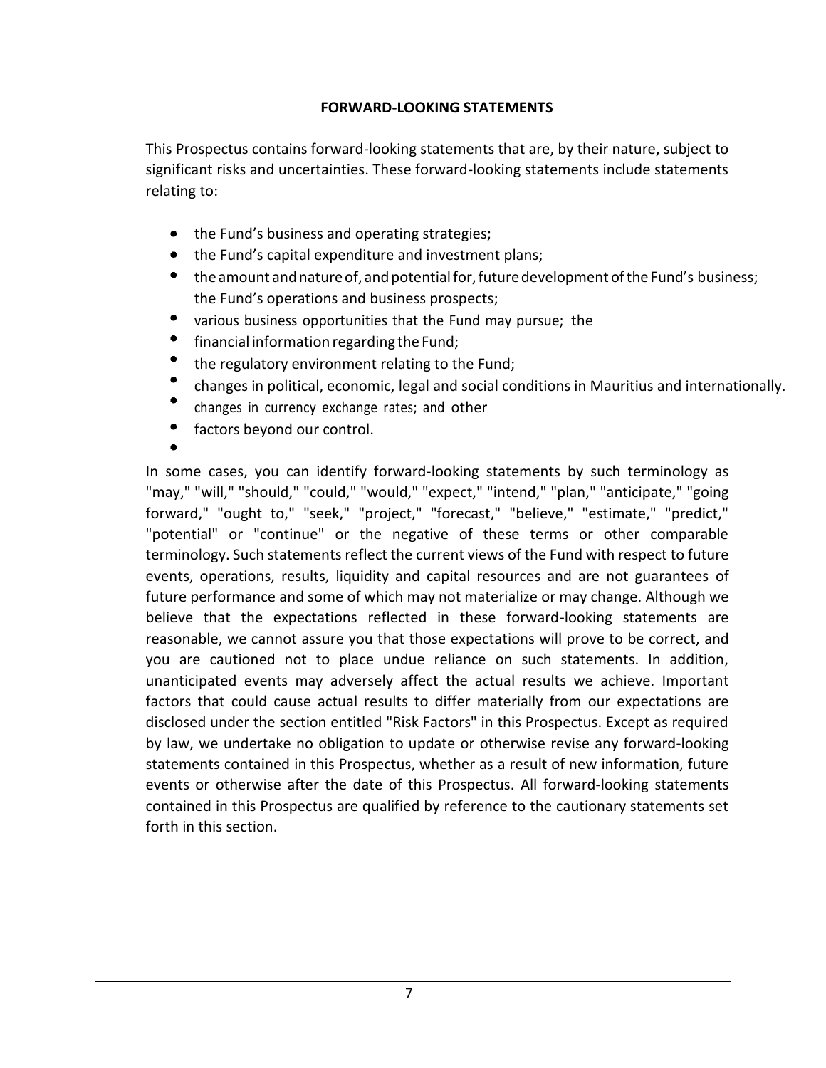# FORWARD-LOOKING STATEMENTS

This Prospectus contains forward-looking statements that are, by their nature, subject to significant risks and uncertainties. These forward-looking statements include statements relating to:

- the Fund's business and operating strategies;
- the Fund's capital expenditure and investment plans;
- the amount and nature of, and potential for, future development of the Fund's business; the Fund's operations and business prospects;
- various business opportunities that the Fund may pursue; the
- financial information regarding the Fund;
- the regulatory environment relating to the Fund;
- changes in political, economic, legal and social conditions in Mauritius and internationally.
- changes in currency exchange rates; and other
- factors beyond our control.

In some cases, you can identify forward-looking statements by such terminology as "may," "will," "should," "could," "would," "expect," "intend," "plan," "anticipate," "going forward," "ought to," "seek," "project," "forecast," "believe," "estimate," "predict," "potential" or "continue" or the negative of these terms or other comparable terminology. Such statements reflect the current views of the Fund with respect to future events, operations, results, liquidity and capital resources and are not guarantees of future performance and some of which may not materialize or may change. Although we believe that the expectations reflected in these forward-looking statements are reasonable, we cannot assure you that those expectations will prove to be correct, and you are cautioned not to place undue reliance on such statements. In addition, unanticipated events may adversely affect the actual results we achieve. Important factors that could cause actual results to differ materially from our expectations are disclosed under the section entitled "Risk Factors" in this Prospectus. Except as required by law, we undertake no obligation to update or otherwise revise any forward-looking statements contained in this Prospectus, whether as a result of new information, future events or otherwise after the date of this Prospectus. All forward-looking statements contained in this Prospectus are qualified by reference to the cautionary statements set forth in this section.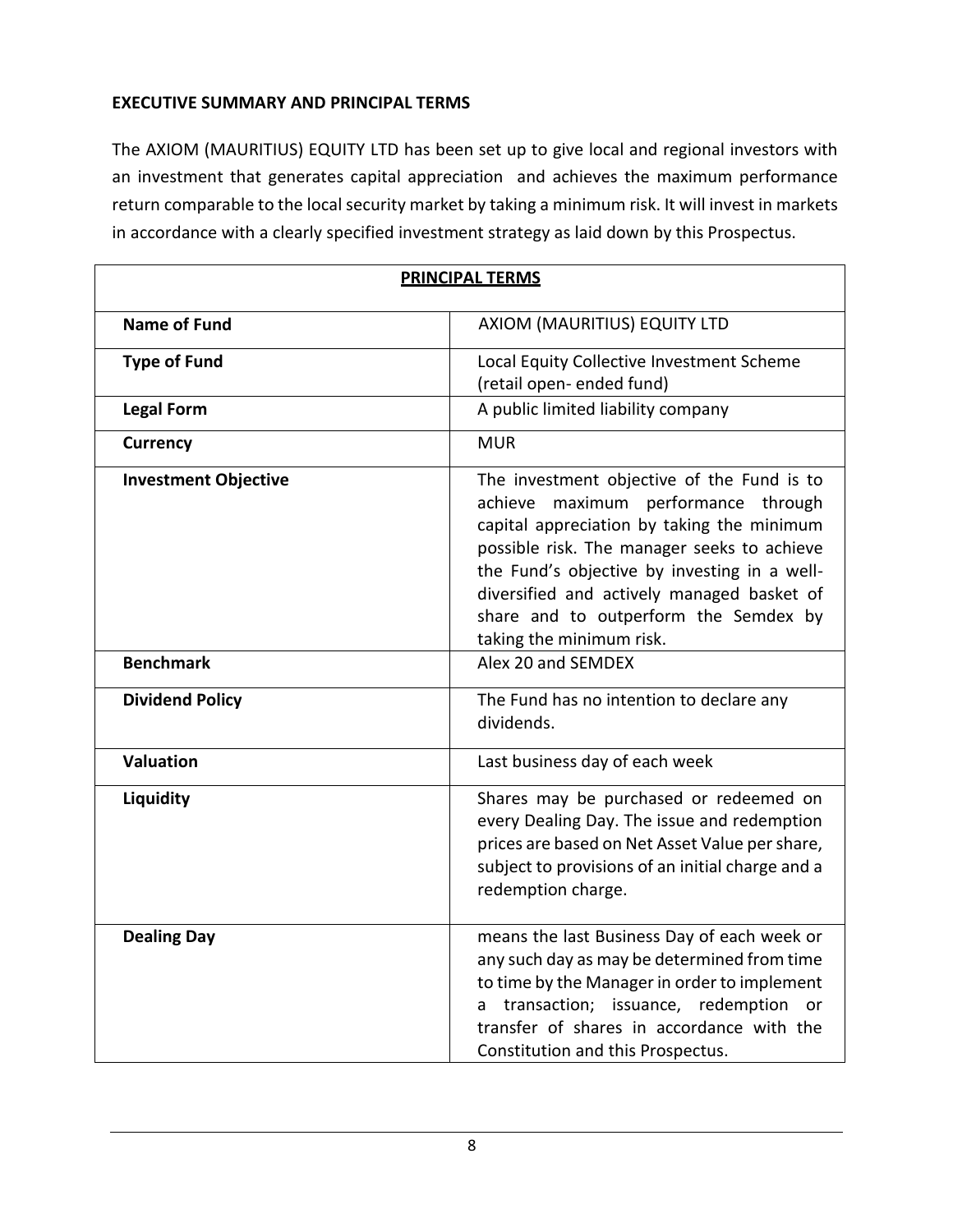**EXECUTIVE SUMMARY AND PRINCIPAL TERMS**

The AXIOM (MAURITIUS) EQUITY LTD has been set up to give local and regional investors with an investment that generates capital appreciation and achieves the maximum performance return comparable to the local security market by taking a minimum risk. It will invest in markets in accordance with a clearly specified investment strategy as laid down by this Prospectus.

| **PRINCIPAL TERMS** | |
|---|---|
| **Name of Fund** | AXIOM (MAURITIUS) EQUITY LTD |
| **Type of Fund** | Local Equity Collective Investment Scheme (retail open- ended fund) |
| **Legal Form** | A public limited liability company |
| **Currency** | MUR |
| **Investment Objective** | The investment objective of the Fund is to achieve maximum performance through capital appreciation by taking the minimum possible risk. The manager seeks to achieve the Fund's objective by investing in a well-diversified and actively managed basket of share and to outperform the Semdex by taking the minimum risk. |
| **Benchmark** | Alex 20 and SEMDEX |
| **Dividend Policy** | The Fund has no intention to declare any dividends. |
| **Valuation** | Last business day of each week |
| **Liquidity** | Shares may be purchased or redeemed on every Dealing Day. The issue and redemption prices are based on Net Asset Value per share, subject to provisions of an initial charge and a redemption charge. |
| **Dealing Day** | means the last Business Day of each week or any such day as may be determined from time to time by the Manager in order to implement a transaction; issuance, redemption or transfer of shares in accordance with the Constitution and this Prospectus. |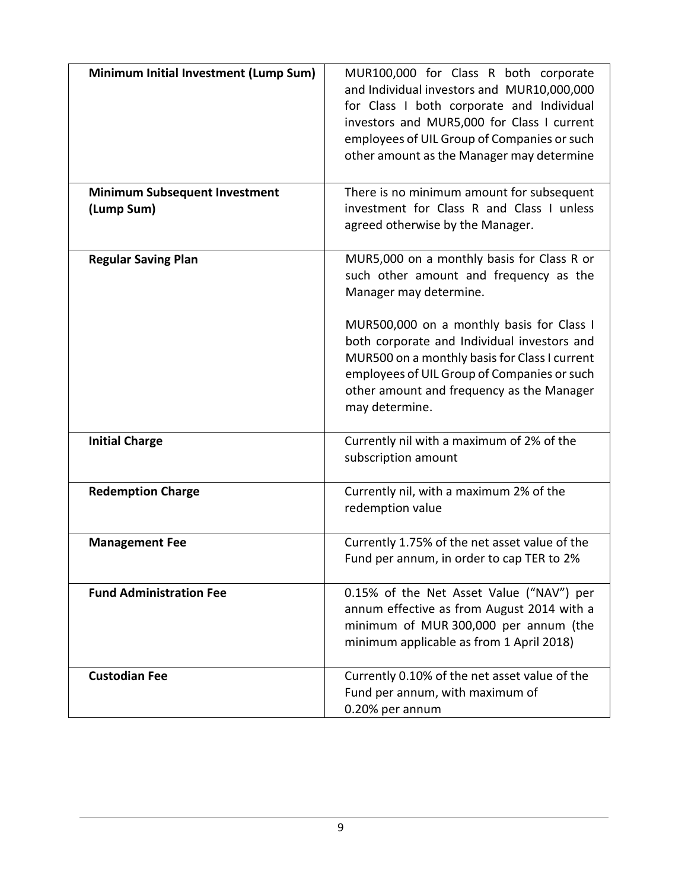| | |
|---|---|
| **Minimum Initial Investment (Lump Sum)** | MUR100,000 for Class R both corporate and Individual investors and MUR10,000,000 for Class I both corporate and Individual investors and MUR5,000 for Class I current employees of UIL Group of Companies or such other amount as the Manager may determine |
| **Minimum Subsequent Investment (Lump Sum)** | There is no minimum amount for subsequent investment for Class R and Class I unless agreed otherwise by the Manager. |
| **Regular Saving Plan** | MUR5,000 on a monthly basis for Class R or such other amount and frequency as the Manager may determine.<br><br>MUR500,000 on a monthly basis for Class I both corporate and Individual investors and MUR500 on a monthly basis for Class I current employees of UIL Group of Companies or such other amount and frequency as the Manager may determine. |
| **Initial Charge** | Currently nil with a maximum of 2% of the subscription amount |
| **Redemption Charge** | Currently nil, with a maximum 2% of the redemption value |
| **Management Fee** | Currently 1.75% of the net asset value of the Fund per annum, in order to cap TER to 2% |
| **Fund Administration Fee** | 0.15% of the Net Asset Value ("NAV") per annum effective as from August 2014 with a minimum of MUR 300,000 per annum (the minimum applicable as from 1 April 2018) |
| **Custodian Fee** | Currently 0.10% of the net asset value of the Fund per annum, with maximum of 0.20% per annum |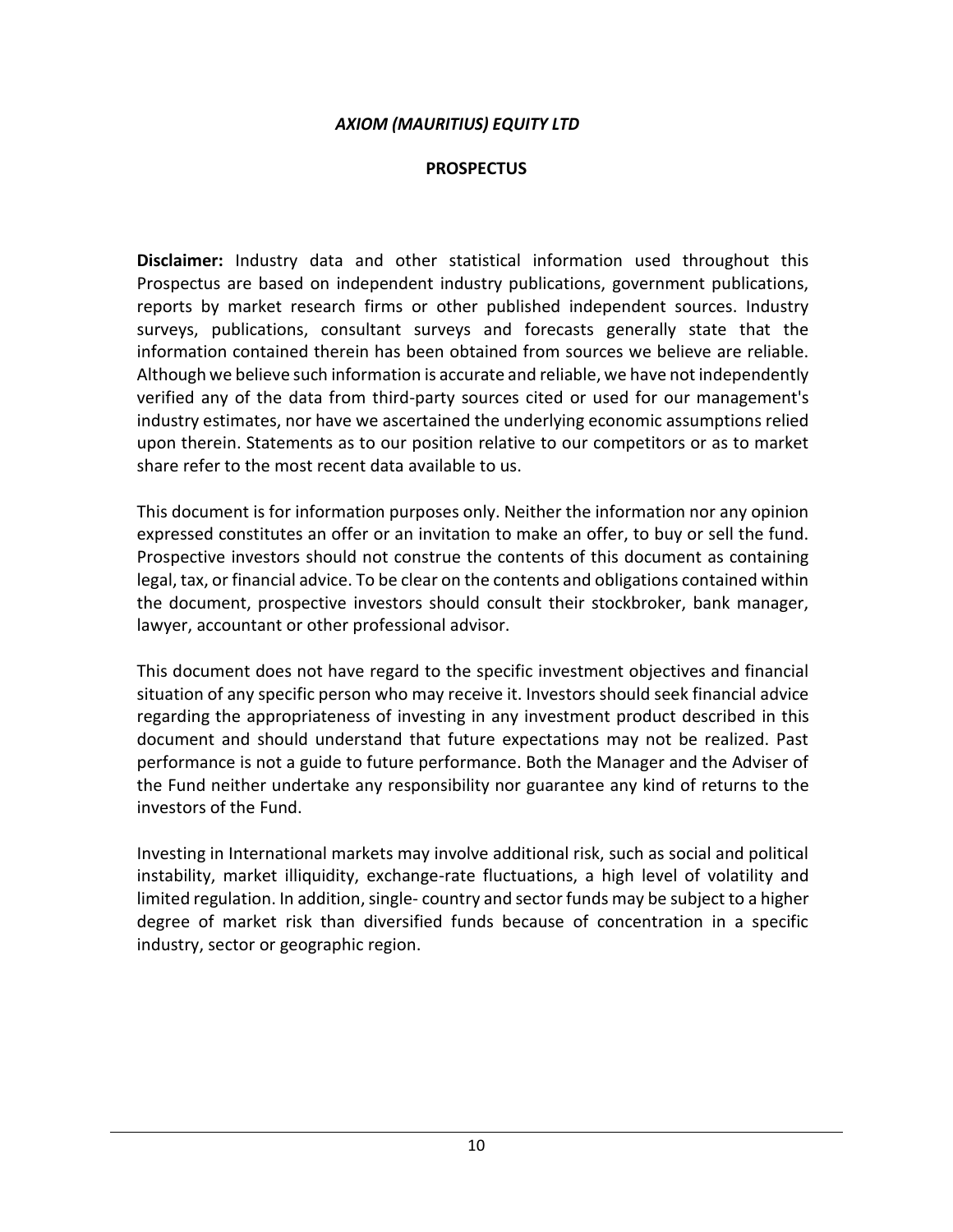***AXIOM (MAURITIUS) EQUITY LTD***

**PROSPECTUS**

**Disclaimer:** Industry data and other statistical information used throughout this Prospectus are based on independent industry publications, government publications, reports by market research firms or other published independent sources. Industry surveys, publications, consultant surveys and forecasts generally state that the information contained therein has been obtained from sources we believe are reliable. Although we believe such information is accurate and reliable, we have not independently verified any of the data from third-party sources cited or used for our management's industry estimates, nor have we ascertained the underlying economic assumptions relied upon therein. Statements as to our position relative to our competitors or as to market share refer to the most recent data available to us.

This document is for information purposes only. Neither the information nor any opinion expressed constitutes an offer or an invitation to make an offer, to buy or sell the fund. Prospective investors should not construe the contents of this document as containing legal, tax, or financial advice. To be clear on the contents and obligations contained within the document, prospective investors should consult their stockbroker, bank manager, lawyer, accountant or other professional advisor.

This document does not have regard to the specific investment objectives and financial situation of any specific person who may receive it. Investors should seek financial advice regarding the appropriateness of investing in any investment product described in this document and should understand that future expectations may not be realized. Past performance is not a guide to future performance. Both the Manager and the Adviser of the Fund neither undertake any responsibility nor guarantee any kind of returns to the investors of the Fund.

Investing in International markets may involve additional risk, such as social and political instability, market illiquidity, exchange-rate fluctuations, a high level of volatility and limited regulation. In addition, single- country and sector funds may be subject to a higher degree of market risk than diversified funds because of concentration in a specific industry, sector or geographic region.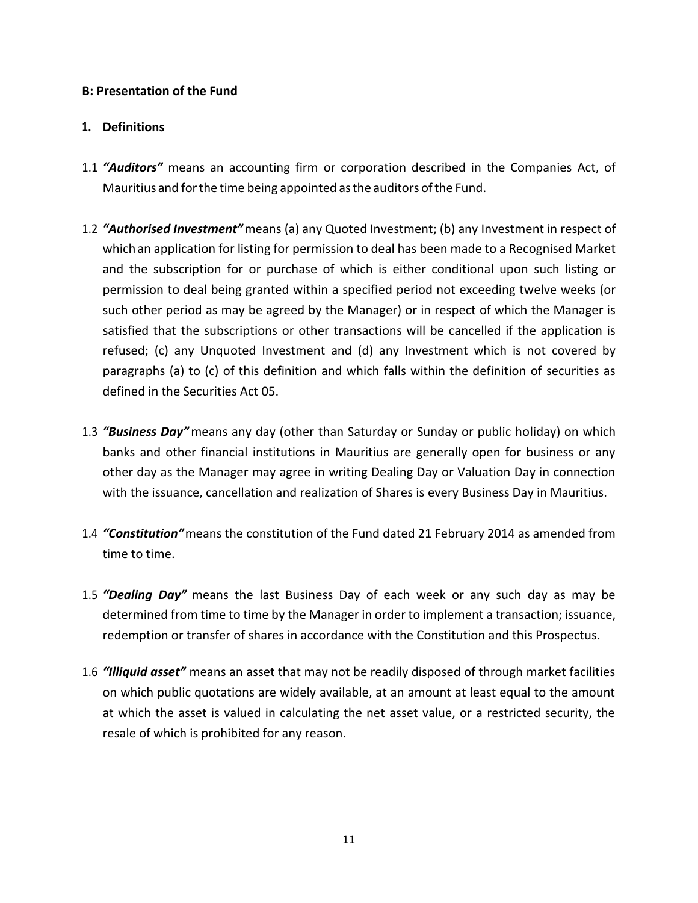**B: Presentation of the Fund**

**1. Definitions**

1.1 ***"Auditors"*** means an accounting firm or corporation described in the Companies Act, of Mauritius and for the time being appointed as the auditors of the Fund.

1.2 ***"Authorised Investment"*** means (a) any Quoted Investment; (b) any Investment in respect of which an application for listing for permission to deal has been made to a Recognised Market and the subscription for or purchase of which is either conditional upon such listing or permission to deal being granted within a specified period not exceeding twelve weeks (or such other period as may be agreed by the Manager) or in respect of which the Manager is satisfied that the subscriptions or other transactions will be cancelled if the application is refused; (c) any Unquoted Investment and (d) any Investment which is not covered by paragraphs (a) to (c) of this definition and which falls within the definition of securities as defined in the Securities Act 05.

1.3 ***"Business Day"*** means any day (other than Saturday or Sunday or public holiday) on which banks and other financial institutions in Mauritius are generally open for business or any other day as the Manager may agree in writing Dealing Day or Valuation Day in connection with the issuance, cancellation and realization of Shares is every Business Day in Mauritius.

1.4 ***"Constitution"*** means the constitution of the Fund dated 21 February 2014 as amended from time to time.

1.5 ***"Dealing Day"*** means the last Business Day of each week or any such day as may be determined from time to time by the Manager in order to implement a transaction; issuance, redemption or transfer of shares in accordance with the Constitution and this Prospectus.

1.6 ***"Illiquid asset"*** means an asset that may not be readily disposed of through market facilities on which public quotations are widely available, at an amount at least equal to the amount at which the asset is valued in calculating the net asset value, or a restricted security, the resale of which is prohibited for any reason.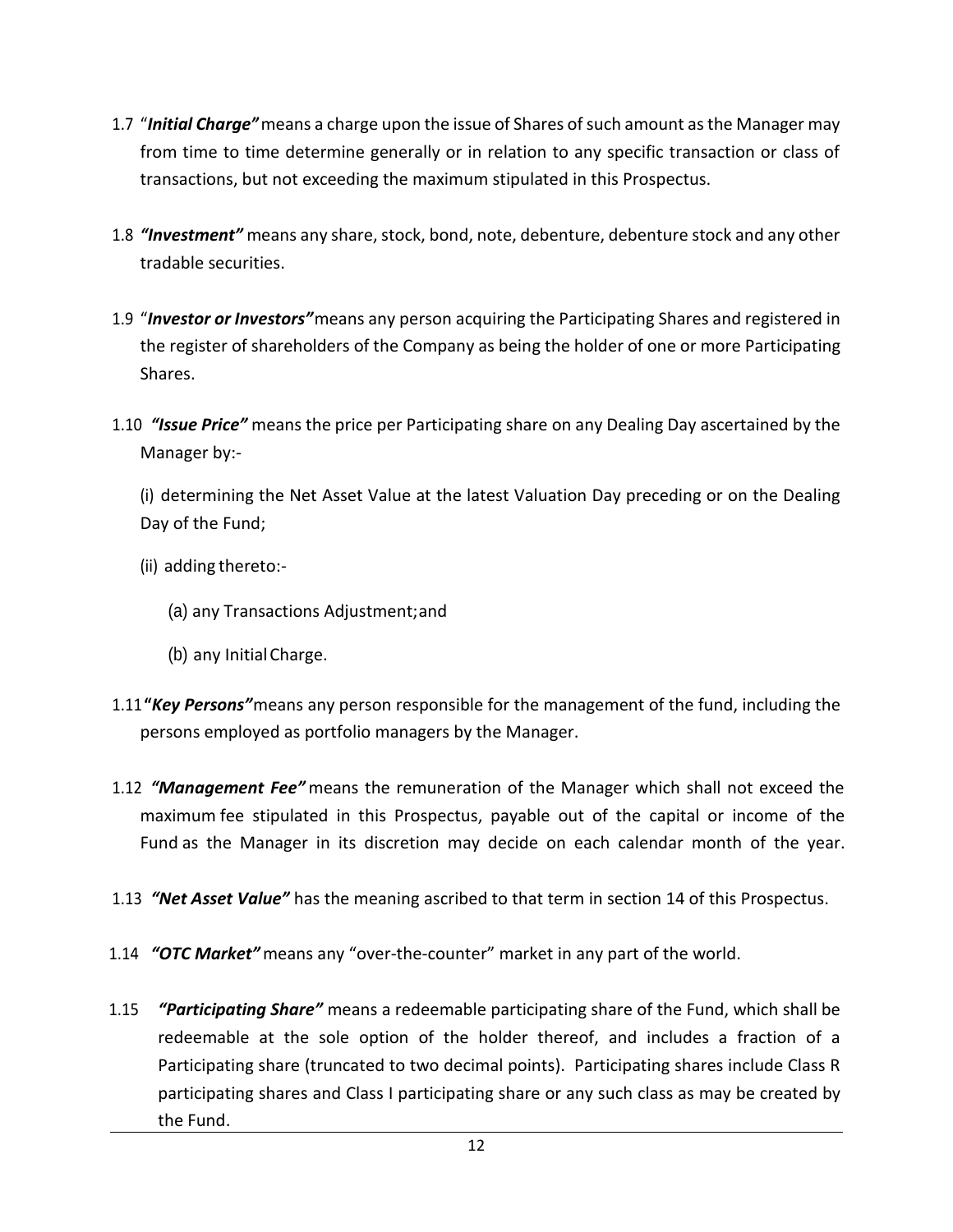1.7 "***Initial Charge"*** means a charge upon the issue of Shares of such amount as the Manager may from time to time determine generally or in relation to any specific transaction or class of transactions, but not exceeding the maximum stipulated in this Prospectus.

1.8 ***"Investment"*** means any share, stock, bond, note, debenture, debenture stock and any other tradable securities.

1.9 "***Investor or Investors"*** means any person acquiring the Participating Shares and registered in the register of shareholders of the Company as being the holder of one or more Participating Shares.

1.10 ***"Issue Price"*** means the price per Participating share on any Dealing Day ascertained by the Manager by:-

(i) determining the Net Asset Value at the latest Valuation Day preceding or on the Dealing Day of the Fund;

(ii) adding thereto:-

(a) any Transactions Adjustment; and

(b) any Initial Charge.

1.11 **"*Key Persons"*** means any person responsible for the management of the fund, including the persons employed as portfolio managers by the Manager.

1.12 ***"Management Fee"*** means the remuneration of the Manager which shall not exceed the maximum fee stipulated in this Prospectus, payable out of the capital or income of the Fund as the Manager in its discretion may decide on each calendar month of the year.

1.13 ***"Net Asset Value"*** has the meaning ascribed to that term in section 14 of this Prospectus.

1.14 ***"OTC Market"*** means any "over-the-counter" market in any part of the world.

1.15 ***"Participating Share"*** means a redeemable participating share of the Fund, which shall be redeemable at the sole option of the holder thereof, and includes a fraction of a Participating share (truncated to two decimal points). Participating shares include Class R participating shares and Class I participating share or any such class as may be created by the Fund.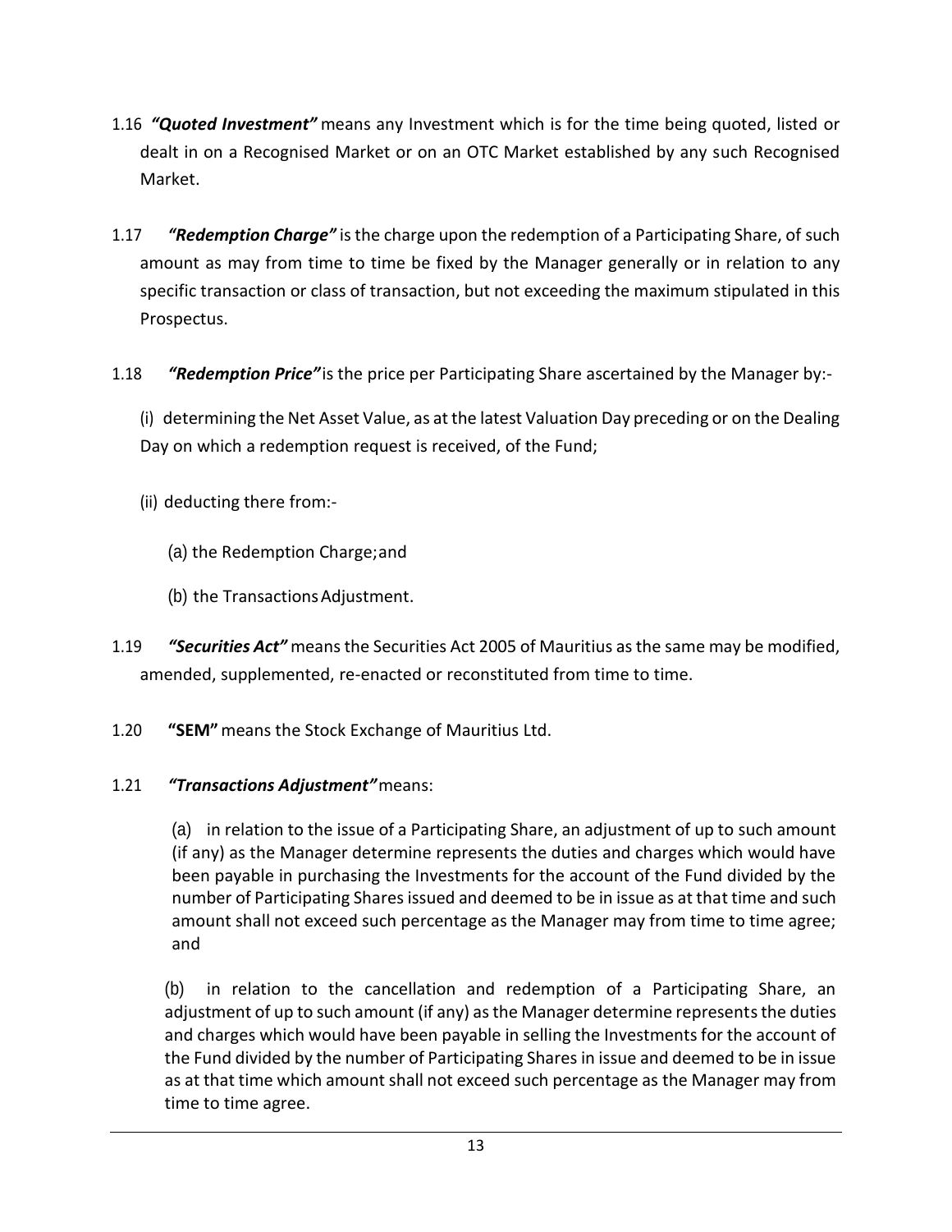1.16 ***"Quoted Investment"*** means any Investment which is for the time being quoted, listed or dealt in on a Recognised Market or on an OTC Market established by any such Recognised Market.

1.17 ***"Redemption Charge"*** is the charge upon the redemption of a Participating Share, of such amount as may from time to time be fixed by the Manager generally or in relation to any specific transaction or class of transaction, but not exceeding the maximum stipulated in this Prospectus.

1.18 ***"Redemption Price"*** is the price per Participating Share ascertained by the Manager by:-

(i) determining the Net Asset Value, as at the latest Valuation Day preceding or on the Dealing Day on which a redemption request is received, of the Fund;

(ii) deducting there from:-

(a) the Redemption Charge; and

(b) the Transactions Adjustment.

1.19 ***"Securities Act"*** means the Securities Act 2005 of Mauritius as the same may be modified, amended, supplemented, re-enacted or reconstituted from time to time.

1.20 **"SEM"** means the Stock Exchange of Mauritius Ltd.

1.21 ***"Transactions Adjustment"*** means:

(a) in relation to the issue of a Participating Share, an adjustment of up to such amount (if any) as the Manager determine represents the duties and charges which would have been payable in purchasing the Investments for the account of the Fund divided by the number of Participating Shares issued and deemed to be in issue as at that time and such amount shall not exceed such percentage as the Manager may from time to time agree; and

(b) in relation to the cancellation and redemption of a Participating Share, an adjustment of up to such amount (if any) as the Manager determine represents the duties and charges which would have been payable in selling the Investments for the account of the Fund divided by the number of Participating Shares in issue and deemed to be in issue as at that time which amount shall not exceed such percentage as the Manager may from time to time agree.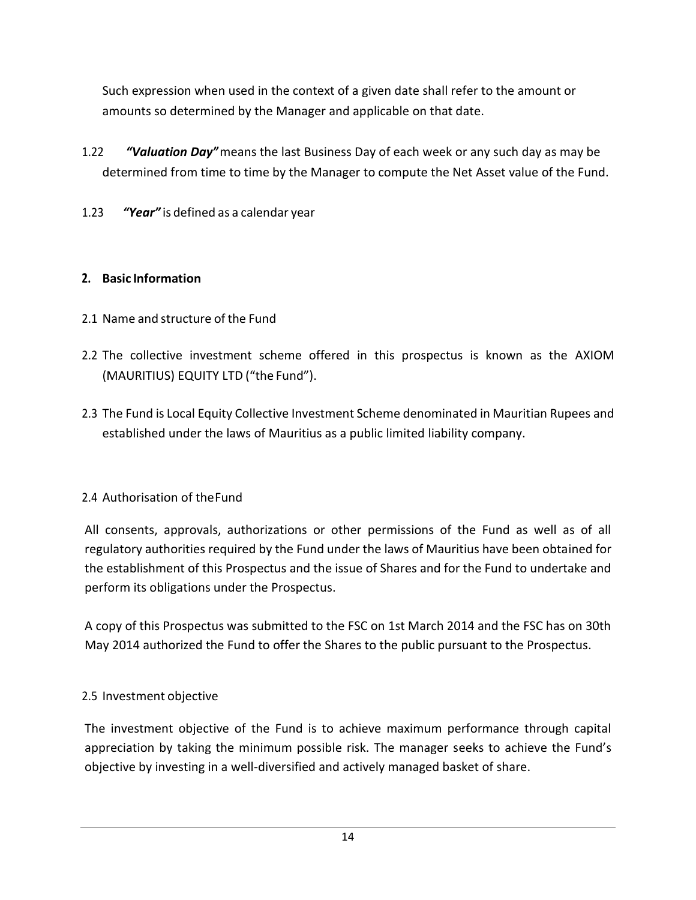Such expression when used in the context of a given date shall refer to the amount or amounts so determined by the Manager and applicable on that date.

1.22 ***"Valuation Day"*** means the last Business Day of each week or any such day as may be determined from time to time by the Manager to compute the Net Asset value of the Fund.

1.23 ***"Year"*** is defined as a calendar year

## 2. Basic Information

2.1 Name and structure of the Fund

2.2 The collective investment scheme offered in this prospectus is known as the AXIOM (MAURITIUS) EQUITY LTD ("the Fund").

2.3 The Fund is Local Equity Collective Investment Scheme denominated in Mauritian Rupees and established under the laws of Mauritius as a public limited liability company.

2.4 Authorisation of the Fund

All consents, approvals, authorizations or other permissions of the Fund as well as of all regulatory authorities required by the Fund under the laws of Mauritius have been obtained for the establishment of this Prospectus and the issue of Shares and for the Fund to undertake and perform its obligations under the Prospectus.

A copy of this Prospectus was submitted to the FSC on 1st March 2014 and the FSC has on 30th May 2014 authorized the Fund to offer the Shares to the public pursuant to the Prospectus.

2.5 Investment objective

The investment objective of the Fund is to achieve maximum performance through capital appreciation by taking the minimum possible risk. The manager seeks to achieve the Fund's objective by investing in a well-diversified and actively managed basket of share.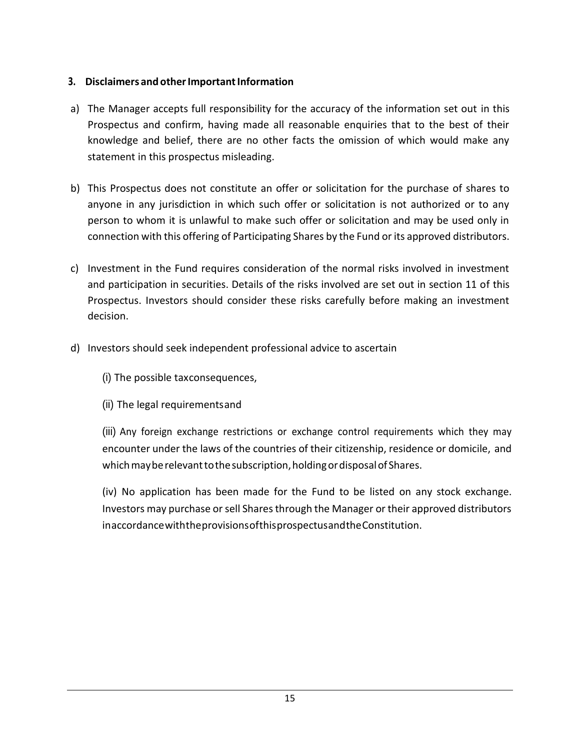### 3. Disclaimers and other Important Information

a) The Manager accepts full responsibility for the accuracy of the information set out in this Prospectus and confirm, having made all reasonable enquiries that to the best of their knowledge and belief, there are no other facts the omission of which would make any statement in this prospectus misleading.

b) This Prospectus does not constitute an offer or solicitation for the purchase of shares to anyone in any jurisdiction in which such offer or solicitation is not authorized or to any person to whom it is unlawful to make such offer or solicitation and may be used only in connection with this offering of Participating Shares by the Fund or its approved distributors.

c) Investment in the Fund requires consideration of the normal risks involved in investment and participation in securities. Details of the risks involved are set out in section 11 of this Prospectus. Investors should consider these risks carefully before making an investment decision.

d) Investors should seek independent professional advice to ascertain

(i) The possible taxconsequences,

(ii) The legal requirementsand

(iii) Any foreign exchange restrictions or exchange control requirements which they may encounter under the laws of the countries of their citizenship, residence or domicile, and which may be relevant to the subscription, holding or disposal of Shares.

(iv) No application has been made for the Fund to be listed on any stock exchange. Investors may purchase or sell Shares through the Manager or their approved distributors in accordance with the provisions of this prospectus and the Constitution.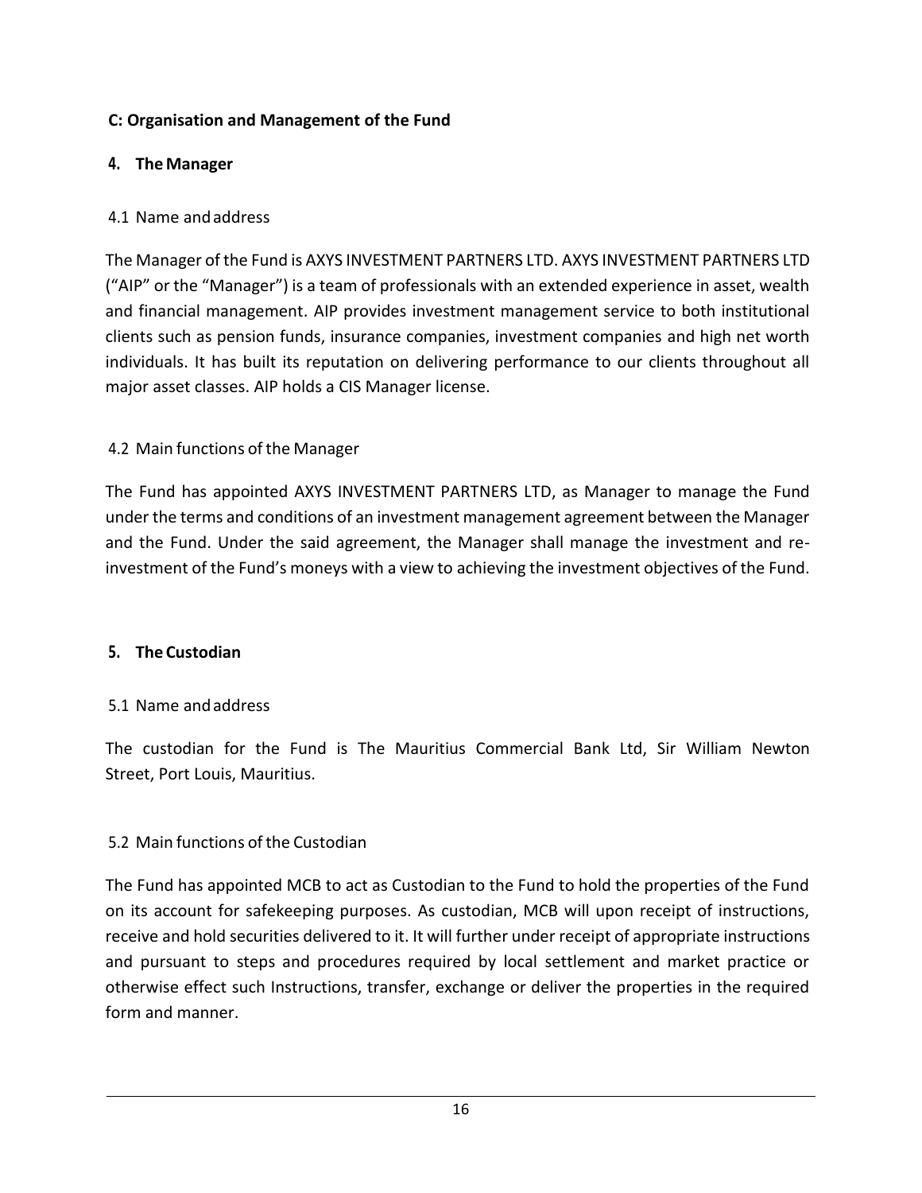## C: Organisation and Management of the Fund

### 4. The Manager

#### 4.1 Name and address

The Manager of the Fund is AXYS INVESTMENT PARTNERS LTD. AXYS INVESTMENT PARTNERS LTD ("AIP" or the "Manager") is a team of professionals with an extended experience in asset, wealth and financial management. AIP provides investment management service to both institutional clients such as pension funds, insurance companies, investment companies and high net worth individuals. It has built its reputation on delivering performance to our clients throughout all major asset classes. AIP holds a CIS Manager license.

#### 4.2 Main functions of the Manager

The Fund has appointed AXYS INVESTMENT PARTNERS LTD, as Manager to manage the Fund under the terms and conditions of an investment management agreement between the Manager and the Fund. Under the said agreement, the Manager shall manage the investment and re-investment of the Fund's moneys with a view to achieving the investment objectives of the Fund.

### 5. The Custodian

#### 5.1 Name and address

The custodian for the Fund is The Mauritius Commercial Bank Ltd, Sir William Newton Street, Port Louis, Mauritius.

#### 5.2 Main functions of the Custodian

The Fund has appointed MCB to act as Custodian to the Fund to hold the properties of the Fund on its account for safekeeping purposes. As custodian, MCB will upon receipt of instructions, receive and hold securities delivered to it. It will further under receipt of appropriate instructions and pursuant to steps and procedures required by local settlement and market practice or otherwise effect such Instructions, transfer, exchange or deliver the properties in the required form and manner.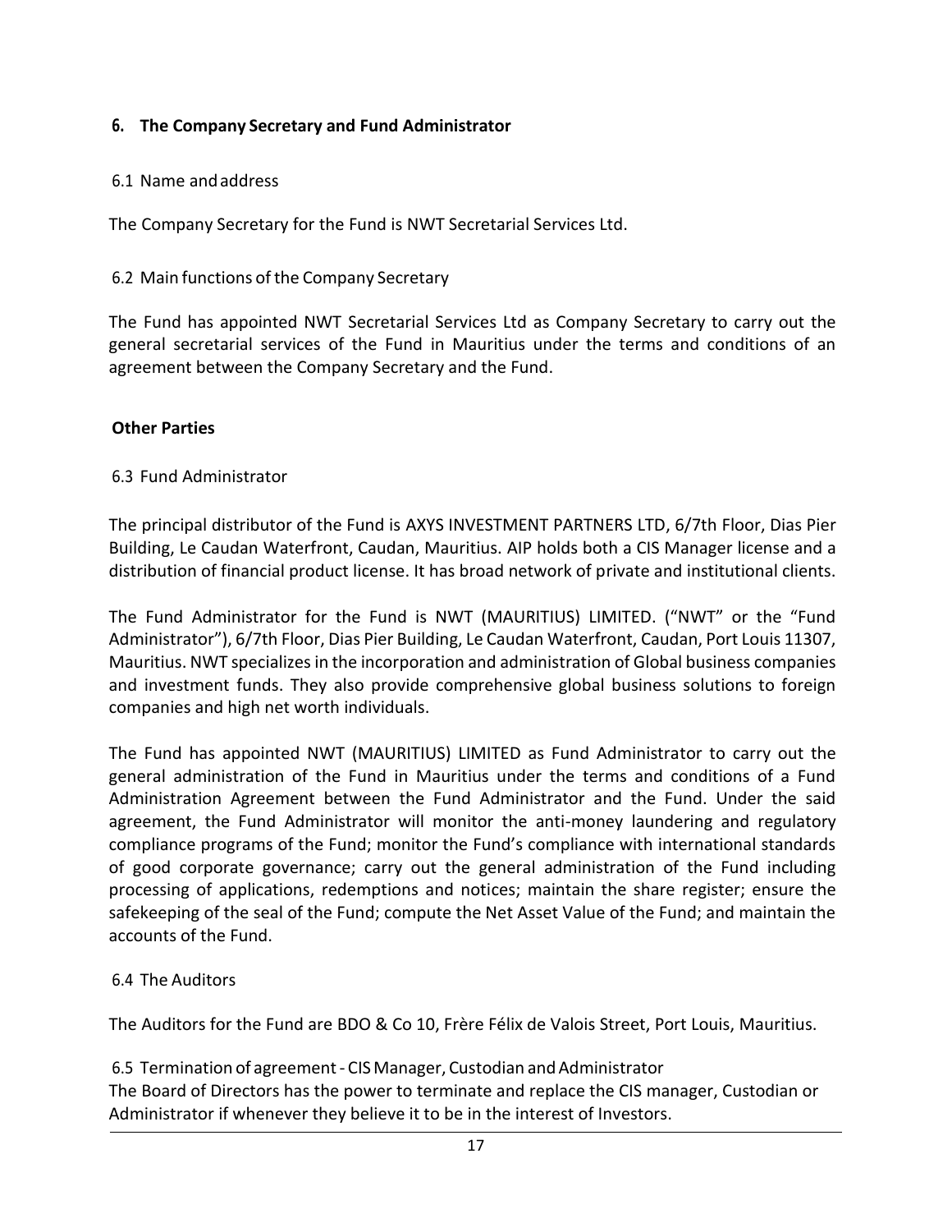## 6. The Company Secretary and Fund Administrator

### 6.1 Name and address

The Company Secretary for the Fund is NWT Secretarial Services Ltd.

### 6.2 Main functions of the Company Secretary

The Fund has appointed NWT Secretarial Services Ltd as Company Secretary to carry out the general secretarial services of the Fund in Mauritius under the terms and conditions of an agreement between the Company Secretary and the Fund.

**Other Parties**

### 6.3 Fund Administrator

The principal distributor of the Fund is AXYS INVESTMENT PARTNERS LTD, 6/7th Floor, Dias Pier Building, Le Caudan Waterfront, Caudan, Mauritius. AIP holds both a CIS Manager license and a distribution of financial product license. It has broad network of private and institutional clients.

The Fund Administrator for the Fund is NWT (MAURITIUS) LIMITED. ("NWT" or the "Fund Administrator"), 6/7th Floor, Dias Pier Building, Le Caudan Waterfront, Caudan, Port Louis 11307, Mauritius. NWT specializes in the incorporation and administration of Global business companies and investment funds. They also provide comprehensive global business solutions to foreign companies and high net worth individuals.

The Fund has appointed NWT (MAURITIUS) LIMITED as Fund Administrator to carry out the general administration of the Fund in Mauritius under the terms and conditions of a Fund Administration Agreement between the Fund Administrator and the Fund. Under the said agreement, the Fund Administrator will monitor the anti-money laundering and regulatory compliance programs of the Fund; monitor the Fund's compliance with international standards of good corporate governance; carry out the general administration of the Fund including processing of applications, redemptions and notices; maintain the share register; ensure the safekeeping of the seal of the Fund; compute the Net Asset Value of the Fund; and maintain the accounts of the Fund.

### 6.4 The Auditors

The Auditors for the Fund are BDO & Co 10, Frère Félix de Valois Street, Port Louis, Mauritius.

### 6.5 Termination of agreement - CIS Manager, Custodian and Administrator

The Board of Directors has the power to terminate and replace the CIS manager, Custodian or Administrator if whenever they believe it to be in the interest of Investors.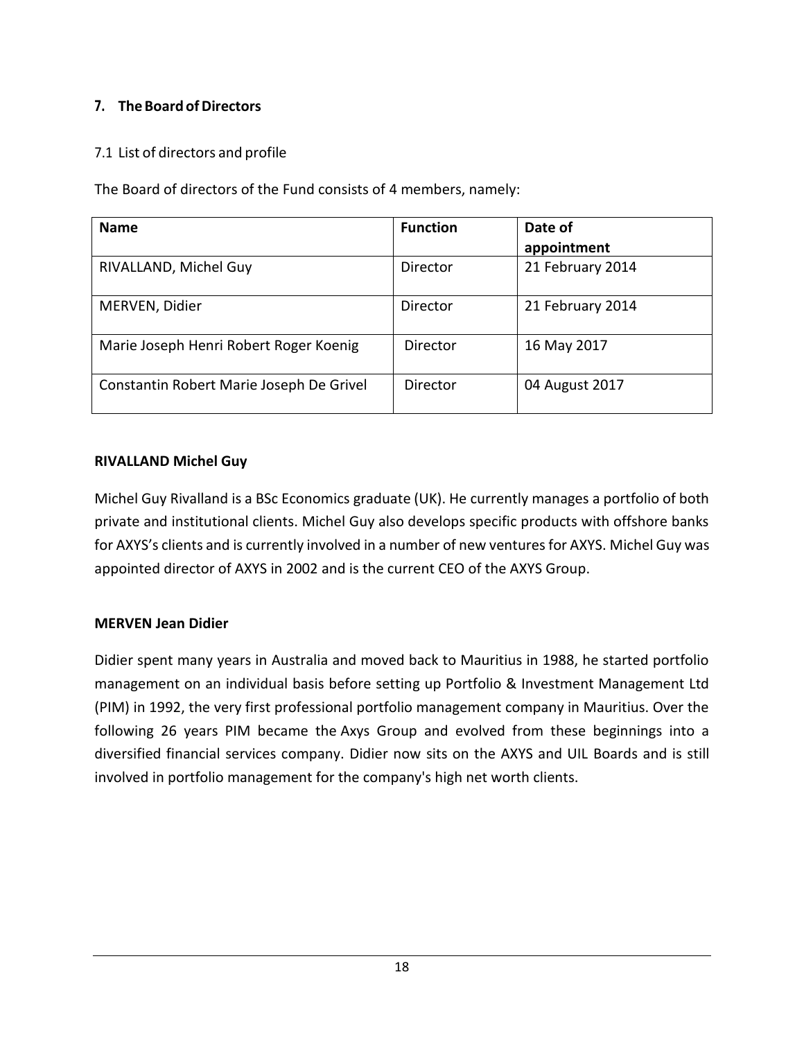## 7. The Board of Directors

### 7.1 List of directors and profile

The Board of directors of the Fund consists of 4 members, namely:

| Name | Function | Date of appointment |
|---|---|---|
| RIVALLAND, Michel Guy | Director | 21 February 2014 |
| MERVEN, Didier | Director | 21 February 2014 |
| Marie Joseph Henri Robert Roger Koenig | Director | 16 May 2017 |
| Constantin Robert Marie Joseph De Grivel | Director | 04 August 2017 |

**RIVALLAND Michel Guy**

Michel Guy Rivalland is a BSc Economics graduate (UK). He currently manages a portfolio of both private and institutional clients. Michel Guy also develops specific products with offshore banks for AXYS's clients and is currently involved in a number of new ventures for AXYS. Michel Guy was appointed director of AXYS in 2002 and is the current CEO of the AXYS Group.

**MERVEN Jean Didier**

Didier spent many years in Australia and moved back to Mauritius in 1988, he started portfolio management on an individual basis before setting up Portfolio & Investment Management Ltd (PIM) in 1992, the very first professional portfolio management company in Mauritius. Over the following 26 years PIM became the Axys Group and evolved from these beginnings into a diversified financial services company. Didier now sits on the AXYS and UIL Boards and is still involved in portfolio management for the company's high net worth clients.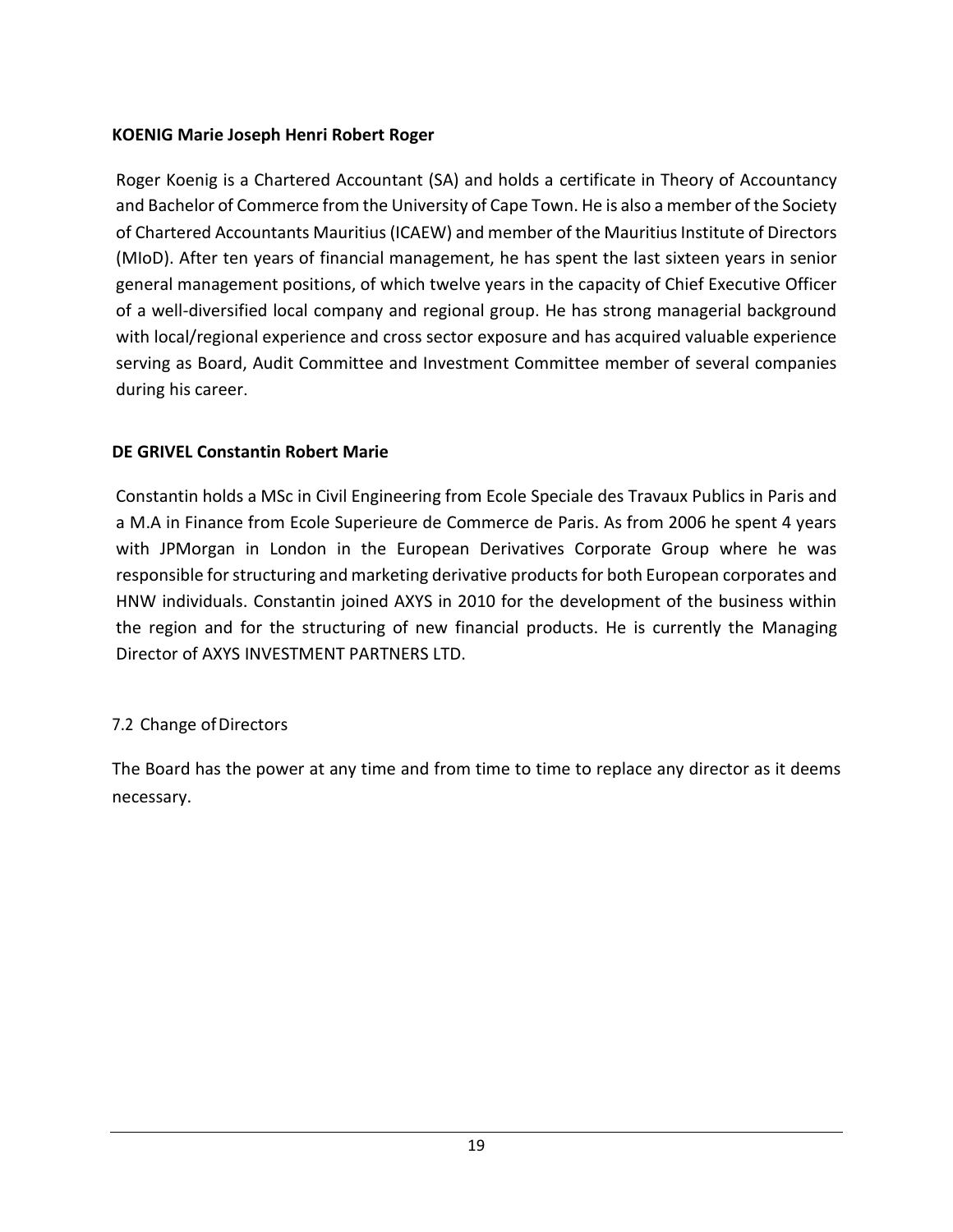**KOENIG Marie Joseph Henri Robert Roger**

Roger Koenig is a Chartered Accountant (SA) and holds a certificate in Theory of Accountancy and Bachelor of Commerce from the University of Cape Town. He is also a member of the Society of Chartered Accountants Mauritius (ICAEW) and member of the Mauritius Institute of Directors (MIoD). After ten years of financial management, he has spent the last sixteen years in senior general management positions, of which twelve years in the capacity of Chief Executive Officer of a well-diversified local company and regional group. He has strong managerial background with local/regional experience and cross sector exposure and has acquired valuable experience serving as Board, Audit Committee and Investment Committee member of several companies during his career.

**DE GRIVEL Constantin Robert Marie**

Constantin holds a MSc in Civil Engineering from Ecole Speciale des Travaux Publics in Paris and a M.A in Finance from Ecole Superieure de Commerce de Paris. As from 2006 he spent 4 years with JPMorgan in London in the European Derivatives Corporate Group where he was responsible for structuring and marketing derivative products for both European corporates and HNW individuals. Constantin joined AXYS in 2010 for the development of the business within the region and for the structuring of new financial products. He is currently the Managing Director of AXYS INVESTMENT PARTNERS LTD.

7.2 Change of Directors

The Board has the power at any time and from time to time to replace any director as it deems necessary.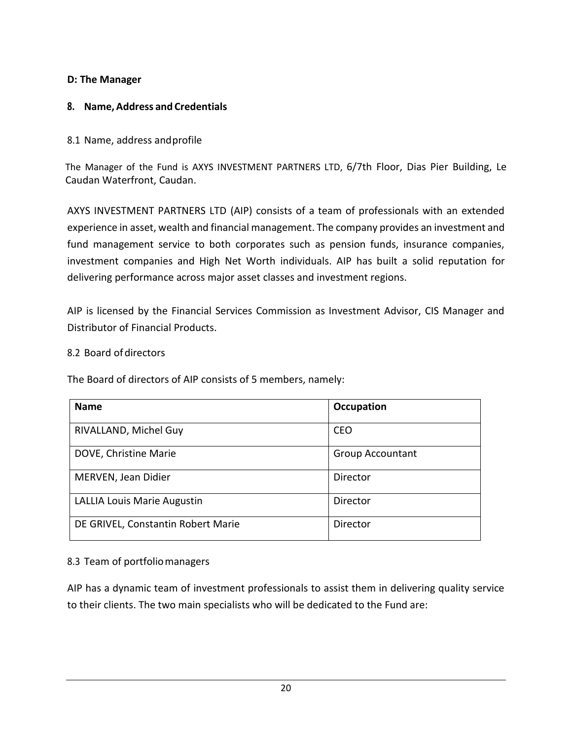**D: The Manager**

## 8. Name, Address and Credentials

### 8.1 Name, address and profile

The Manager of the Fund is AXYS INVESTMENT PARTNERS LTD, 6/7th Floor, Dias Pier Building, Le Caudan Waterfront, Caudan.

AXYS INVESTMENT PARTNERS LTD (AIP) consists of a team of professionals with an extended experience in asset, wealth and financial management. The company provides an investment and fund management service to both corporates such as pension funds, insurance companies, investment companies and High Net Worth individuals. AIP has built a solid reputation for delivering performance across major asset classes and investment regions.

AIP is licensed by the Financial Services Commission as Investment Advisor, CIS Manager and Distributor of Financial Products.

### 8.2 Board of directors

The Board of directors of AIP consists of 5 members, namely:

| Name | Occupation |
|---|---|
| RIVALLAND, Michel Guy | CEO |
| DOVE, Christine Marie | Group Accountant |
| MERVEN, Jean Didier | Director |
| LALLIA Louis Marie Augustin | Director |
| DE GRIVEL, Constantin Robert Marie | Director |

### 8.3 Team of portfolio managers

AIP has a dynamic team of investment professionals to assist them in delivering quality service to their clients. The two main specialists who will be dedicated to the Fund are: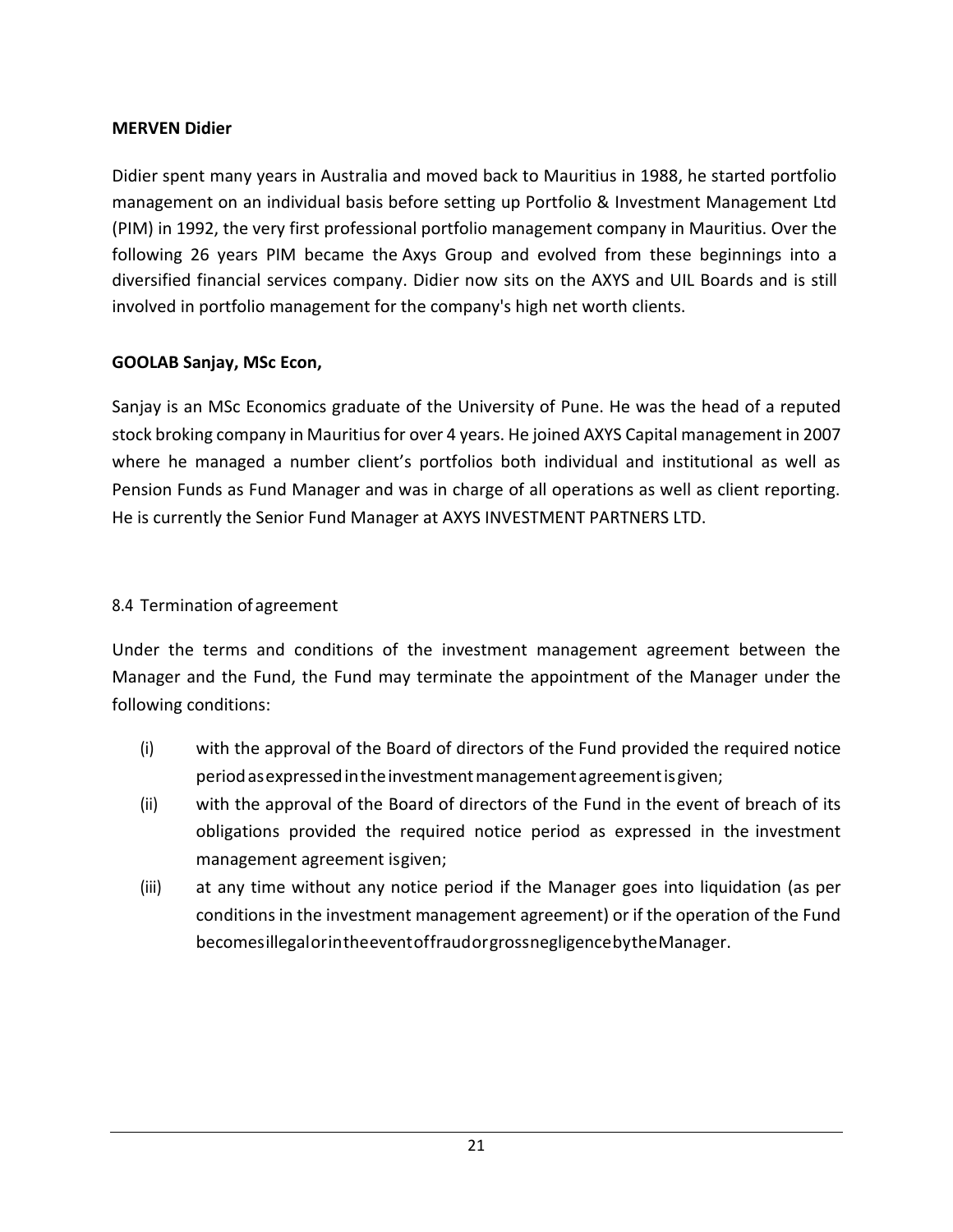**MERVEN Didier**

Didier spent many years in Australia and moved back to Mauritius in 1988, he started portfolio management on an individual basis before setting up Portfolio & Investment Management Ltd (PIM) in 1992, the very first professional portfolio management company in Mauritius. Over the following 26 years PIM became the Axys Group and evolved from these beginnings into a diversified financial services company. Didier now sits on the AXYS and UIL Boards and is still involved in portfolio management for the company's high net worth clients.

**GOOLAB Sanjay, MSc Econ,**

Sanjay is an MSc Economics graduate of the University of Pune. He was the head of a reputed stock broking company in Mauritius for over 4 years. He joined AXYS Capital management in 2007 where he managed a number client's portfolios both individual and institutional as well as Pension Funds as Fund Manager and was in charge of all operations as well as client reporting. He is currently the Senior Fund Manager at AXYS INVESTMENT PARTNERS LTD.

8.4 Termination of agreement

Under the terms and conditions of the investment management agreement between the Manager and the Fund, the Fund may terminate the appointment of the Manager under the following conditions:

(i) with the approval of the Board of directors of the Fund provided the required notice period as expressed in the investment management agreement is given;

(ii) with the approval of the Board of directors of the Fund in the event of breach of its obligations provided the required notice period as expressed in the investment management agreement is given;

(iii) at any time without any notice period if the Manager goes into liquidation (as per conditions in the investment management agreement) or if the operation of the Fund becomes illegal or in the event of fraud or gross negligence by the Manager.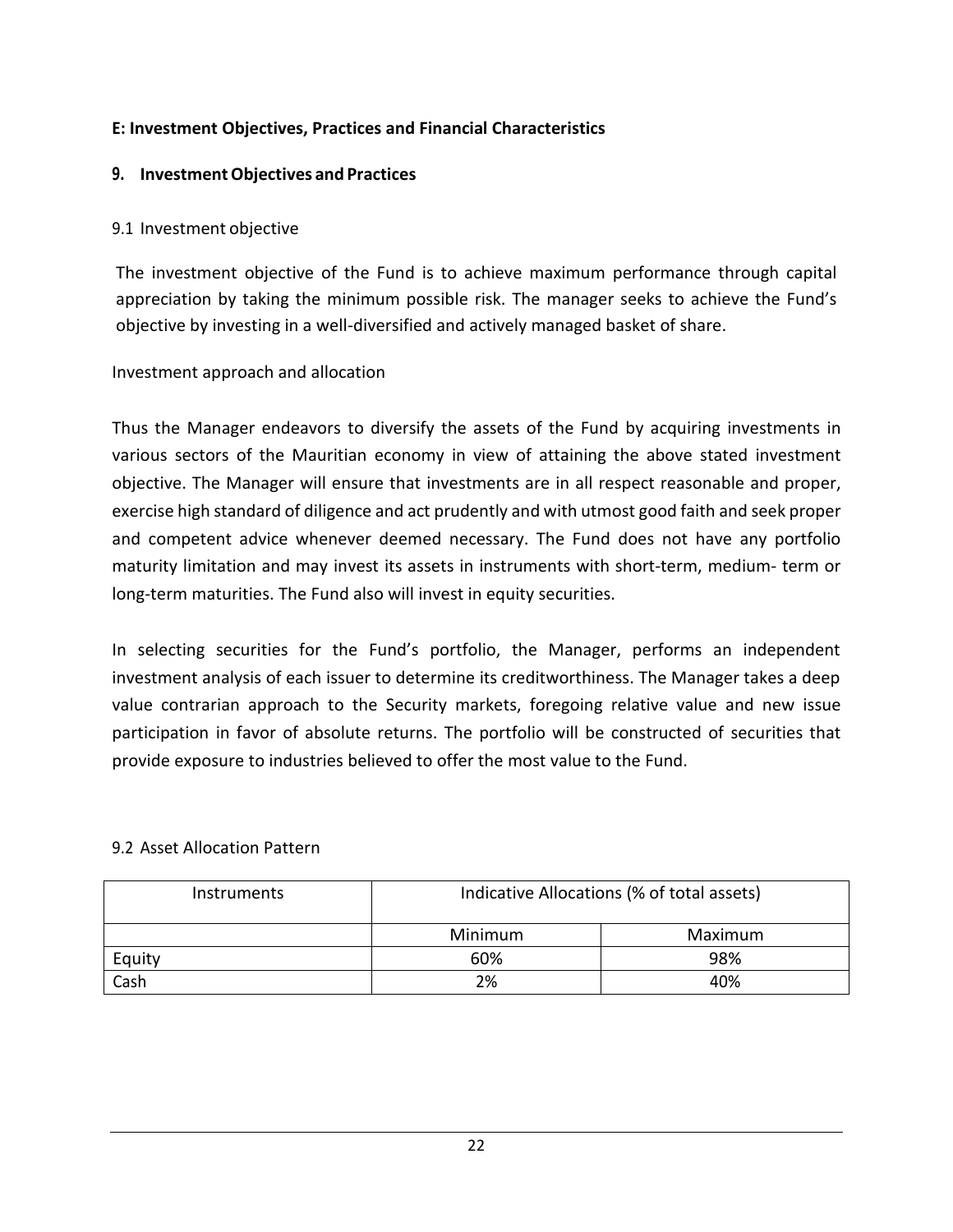**E: Investment Objectives, Practices and Financial Characteristics**

## 9. Investment Objectives and Practices

### 9.1 Investment objective

The investment objective of the Fund is to achieve maximum performance through capital appreciation by taking the minimum possible risk. The manager seeks to achieve the Fund's objective by investing in a well-diversified and actively managed basket of share.

Investment approach and allocation

Thus the Manager endeavors to diversify the assets of the Fund by acquiring investments in various sectors of the Mauritian economy in view of attaining the above stated investment objective. The Manager will ensure that investments are in all respect reasonable and proper, exercise high standard of diligence and act prudently and with utmost good faith and seek proper and competent advice whenever deemed necessary. The Fund does not have any portfolio maturity limitation and may invest its assets in instruments with short-term, medium- term or long-term maturities. The Fund also will invest in equity securities.

In selecting securities for the Fund's portfolio, the Manager, performs an independent investment analysis of each issuer to determine its creditworthiness. The Manager takes a deep value contrarian approach to the Security markets, foregoing relative value and new issue participation in favor of absolute returns. The portfolio will be constructed of securities that provide exposure to industries believed to offer the most value to the Fund.

### 9.2 Asset Allocation Pattern

| Instruments | Indicative Allocations (% of total assets) | |
|---|---|---|
| | Minimum | Maximum |
| Equity | 60% | 98% |
| Cash | 2% | 40% |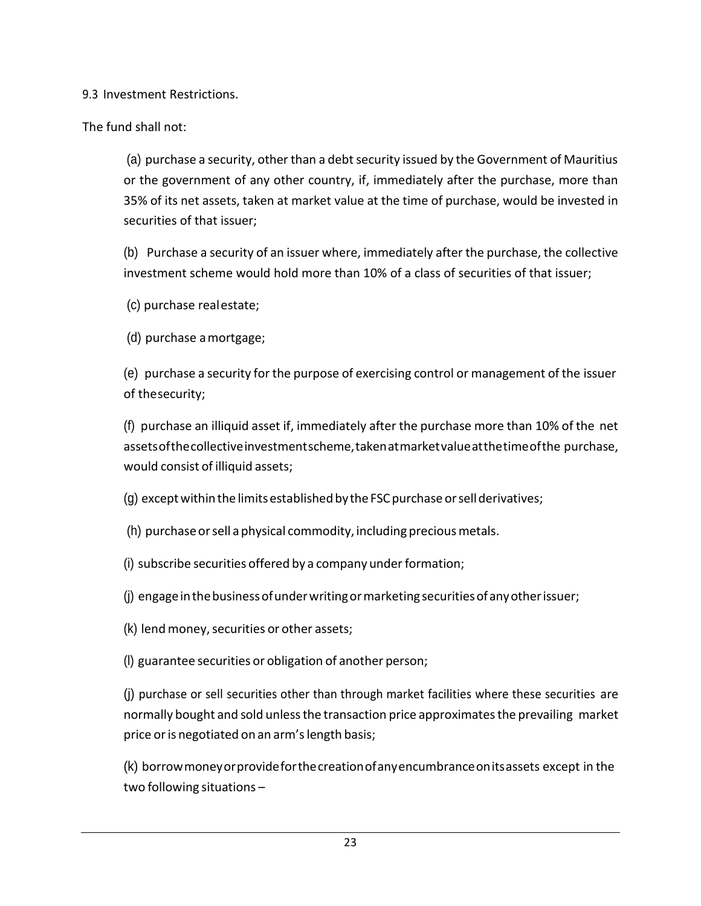9.3 Investment Restrictions.

The fund shall not:

(a) purchase a security, other than a debt security issued by the Government of Mauritius or the government of any other country, if, immediately after the purchase, more than 35% of its net assets, taken at market value at the time of purchase, would be invested in securities of that issuer;

(b) Purchase a security of an issuer where, immediately after the purchase, the collective investment scheme would hold more than 10% of a class of securities of that issuer;

(c) purchase real estate;

(d) purchase a mortgage;

(e) purchase a security for the purpose of exercising control or management of the issuer of the security;

(f) purchase an illiquid asset if, immediately after the purchase more than 10% of the net assets of the collective investment scheme, taken at market value at the time of the purchase, would consist of illiquid assets;

(g) except within the limits established by the FSC purchase or sell derivatives;

(h) purchase or sell a physical commodity, including precious metals.

(i) subscribe securities offered by a company under formation;

(j) engage in the business of underwriting or marketing securities of any other issuer;

(k) lend money, securities or other assets;

(l) guarantee securities or obligation of another person;

(j) purchase or sell securities other than through market facilities where these securities are normally bought and sold unless the transaction price approximates the prevailing market price or is negotiated on an arm's length basis;

(k) borrow money or provide for the creation of any encumbrance on its assets except in the two following situations –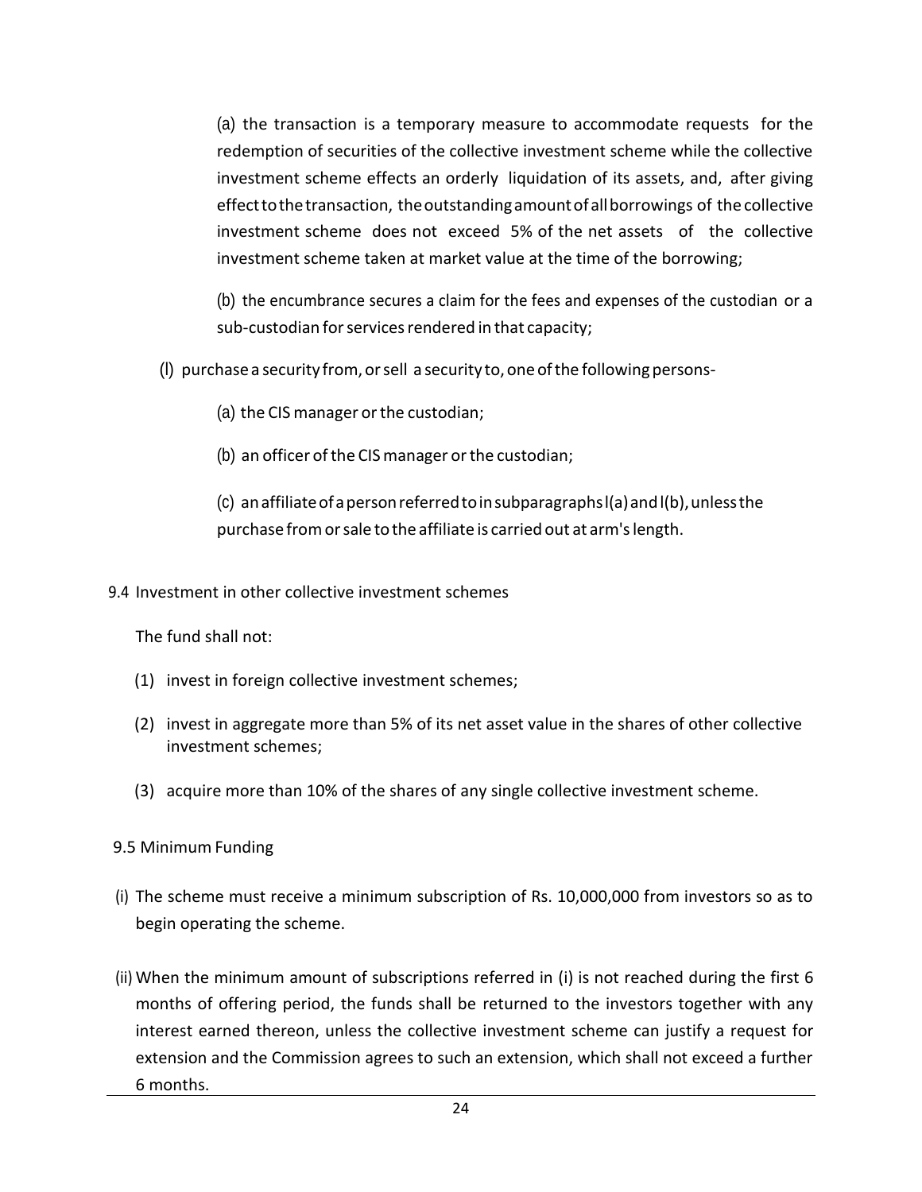(a) the transaction is a temporary measure to accommodate requests for the redemption of securities of the collective investment scheme while the collective investment scheme effects an orderly liquidation of its assets, and, after giving effect to the transaction, the outstanding amount of all borrowings of the collective investment scheme does not exceed 5% of the net assets of the collective investment scheme taken at market value at the time of the borrowing;

(b) the encumbrance secures a claim for the fees and expenses of the custodian or a sub-custodian for services rendered in that capacity;

(l) purchase a security from, or sell a security to, one of the following persons-

(a) the CIS manager or the custodian;

(b) an officer of the CIS manager or the custodian;

(c) an affiliate of a person referred to in subparagraphs l(a) and l(b), unless the purchase from or sale to the affiliate is carried out at arm's length.

9.4 Investment in other collective investment schemes

The fund shall not:

(1) invest in foreign collective investment schemes;

(2) invest in aggregate more than 5% of its net asset value in the shares of other collective investment schemes;

(3) acquire more than 10% of the shares of any single collective investment scheme.

9.5 Minimum Funding

(i) The scheme must receive a minimum subscription of Rs. 10,000,000 from investors so as to begin operating the scheme.

(ii) When the minimum amount of subscriptions referred in (i) is not reached during the first 6 months of offering period, the funds shall be returned to the investors together with any interest earned thereon, unless the collective investment scheme can justify a request for extension and the Commission agrees to such an extension, which shall not exceed a further 6 months.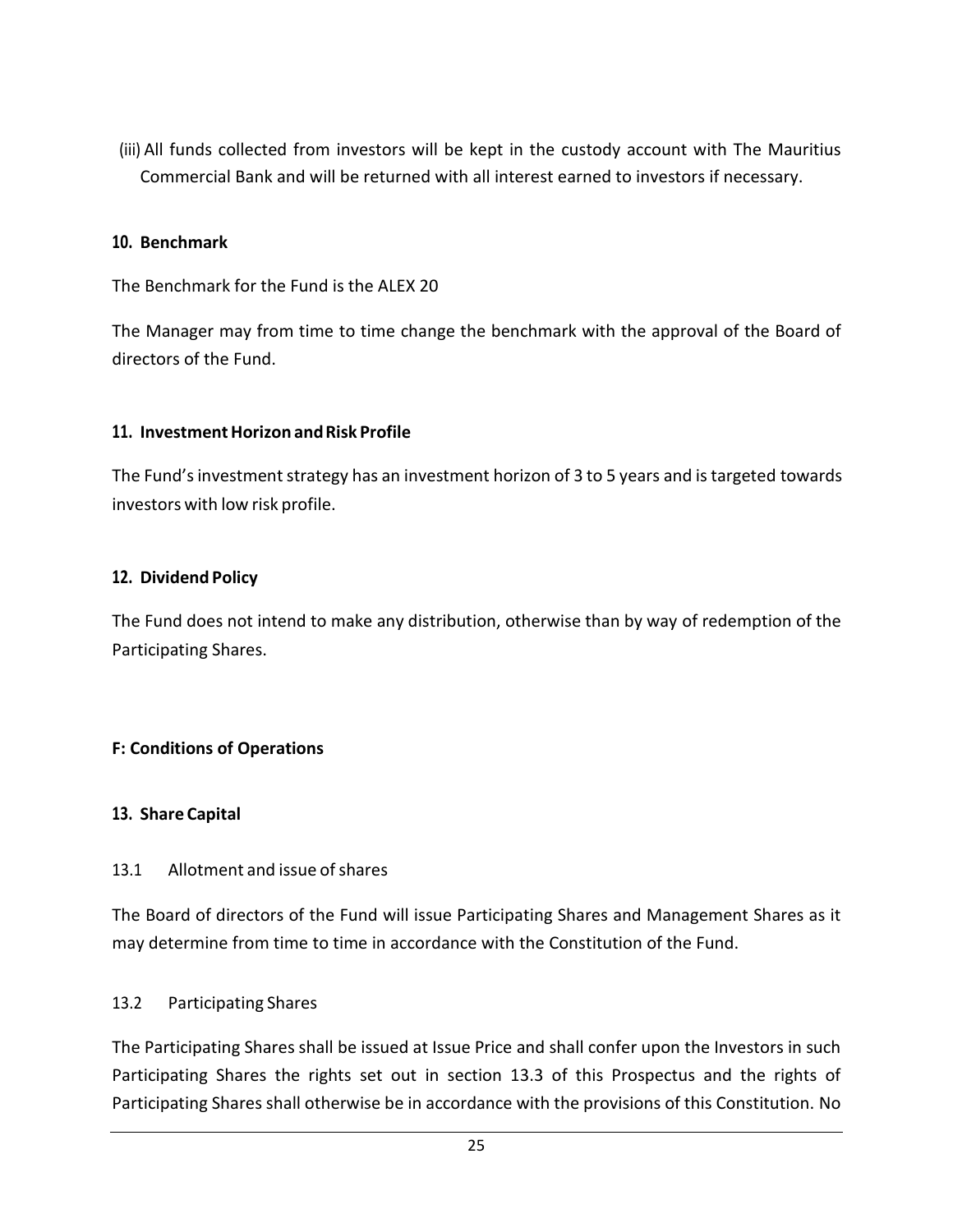(iii) All funds collected from investors will be kept in the custody account with The Mauritius Commercial Bank and will be returned with all interest earned to investors if necessary.

## 10. Benchmark

The Benchmark for the Fund is the ALEX 20

The Manager may from time to time change the benchmark with the approval of the Board of directors of the Fund.

## 11. Investment Horizon and Risk Profile

The Fund's investment strategy has an investment horizon of 3 to 5 years and is targeted towards investors with low risk profile.

## 12. Dividend Policy

The Fund does not intend to make any distribution, otherwise than by way of redemption of the Participating Shares.

# F: Conditions of Operations

## 13. Share Capital

### 13.1 Allotment and issue of shares

The Board of directors of the Fund will issue Participating Shares and Management Shares as it may determine from time to time in accordance with the Constitution of the Fund.

### 13.2 Participating Shares

The Participating Shares shall be issued at Issue Price and shall confer upon the Investors in such Participating Shares the rights set out in section 13.3 of this Prospectus and the rights of Participating Shares shall otherwise be in accordance with the provisions of this Constitution. No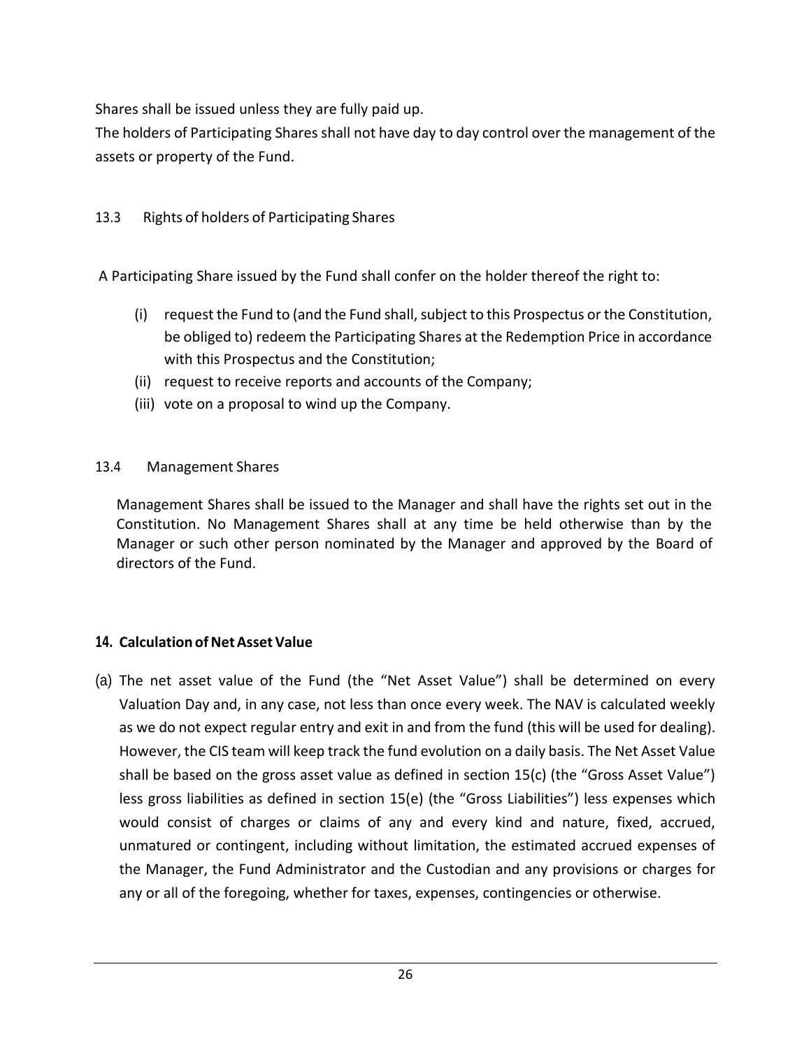Shares shall be issued unless they are fully paid up.

The holders of Participating Shares shall not have day to day control over the management of the assets or property of the Fund.

13.3 Rights of holders of Participating Shares

A Participating Share issued by the Fund shall confer on the holder thereof the right to:

(i) request the Fund to (and the Fund shall, subject to this Prospectus or the Constitution, be obliged to) redeem the Participating Shares at the Redemption Price in accordance with this Prospectus and the Constitution;

(ii) request to receive reports and accounts of the Company;

(iii) vote on a proposal to wind up the Company.

13.4 Management Shares

Management Shares shall be issued to the Manager and shall have the rights set out in the Constitution. No Management Shares shall at any time be held otherwise than by the Manager or such other person nominated by the Manager and approved by the Board of directors of the Fund.

## 14. Calculation of Net Asset Value

(a) The net asset value of the Fund (the "Net Asset Value") shall be determined on every Valuation Day and, in any case, not less than once every week. The NAV is calculated weekly as we do not expect regular entry and exit in and from the fund (this will be used for dealing). However, the CIS team will keep track the fund evolution on a daily basis. The Net Asset Value shall be based on the gross asset value as defined in section 15(c) (the "Gross Asset Value") less gross liabilities as defined in section 15(e) (the "Gross Liabilities") less expenses which would consist of charges or claims of any and every kind and nature, fixed, accrued, unmatured or contingent, including without limitation, the estimated accrued expenses of the Manager, the Fund Administrator and the Custodian and any provisions or charges for any or all of the foregoing, whether for taxes, expenses, contingencies or otherwise.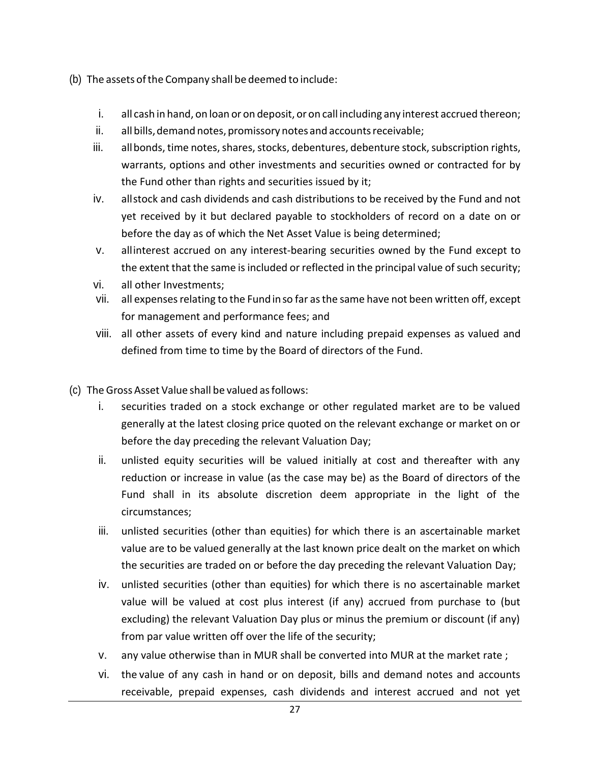(b) The assets of the Company shall be deemed to include:

i. all cash in hand, on loan or on deposit, or on call including any interest accrued thereon;
ii. all bills, demand notes, promissory notes and accounts receivable;
iii. all bonds, time notes, shares, stocks, debentures, debenture stock, subscription rights, warrants, options and other investments and securities owned or contracted for by the Fund other than rights and securities issued by it;
iv. all stock and cash dividends and cash distributions to be received by the Fund and not yet received by it but declared payable to stockholders of record on a date on or before the day as of which the Net Asset Value is being determined;
v. all interest accrued on any interest-bearing securities owned by the Fund except to the extent that the same is included or reflected in the principal value of such security;
vi. all other Investments;
vii. all expenses relating to the Fund in so far as the same have not been written off, except for management and performance fees; and
viii. all other assets of every kind and nature including prepaid expenses as valued and defined from time to time by the Board of directors of the Fund.

(c) The Gross Asset Value shall be valued as follows:

i. securities traded on a stock exchange or other regulated market are to be valued generally at the latest closing price quoted on the relevant exchange or market on or before the day preceding the relevant Valuation Day;
ii. unlisted equity securities will be valued initially at cost and thereafter with any reduction or increase in value (as the case may be) as the Board of directors of the Fund shall in its absolute discretion deem appropriate in the light of the circumstances;
iii. unlisted securities (other than equities) for which there is an ascertainable market value are to be valued generally at the last known price dealt on the market on which the securities are traded on or before the day preceding the relevant Valuation Day;
iv. unlisted securities (other than equities) for which there is no ascertainable market value will be valued at cost plus interest (if any) accrued from purchase to (but excluding) the relevant Valuation Day plus or minus the premium or discount (if any) from par value written off over the life of the security;
v. any value otherwise than in MUR shall be converted into MUR at the market rate ;
vi. the value of any cash in hand or on deposit, bills and demand notes and accounts receivable, prepaid expenses, cash dividends and interest accrued and not yet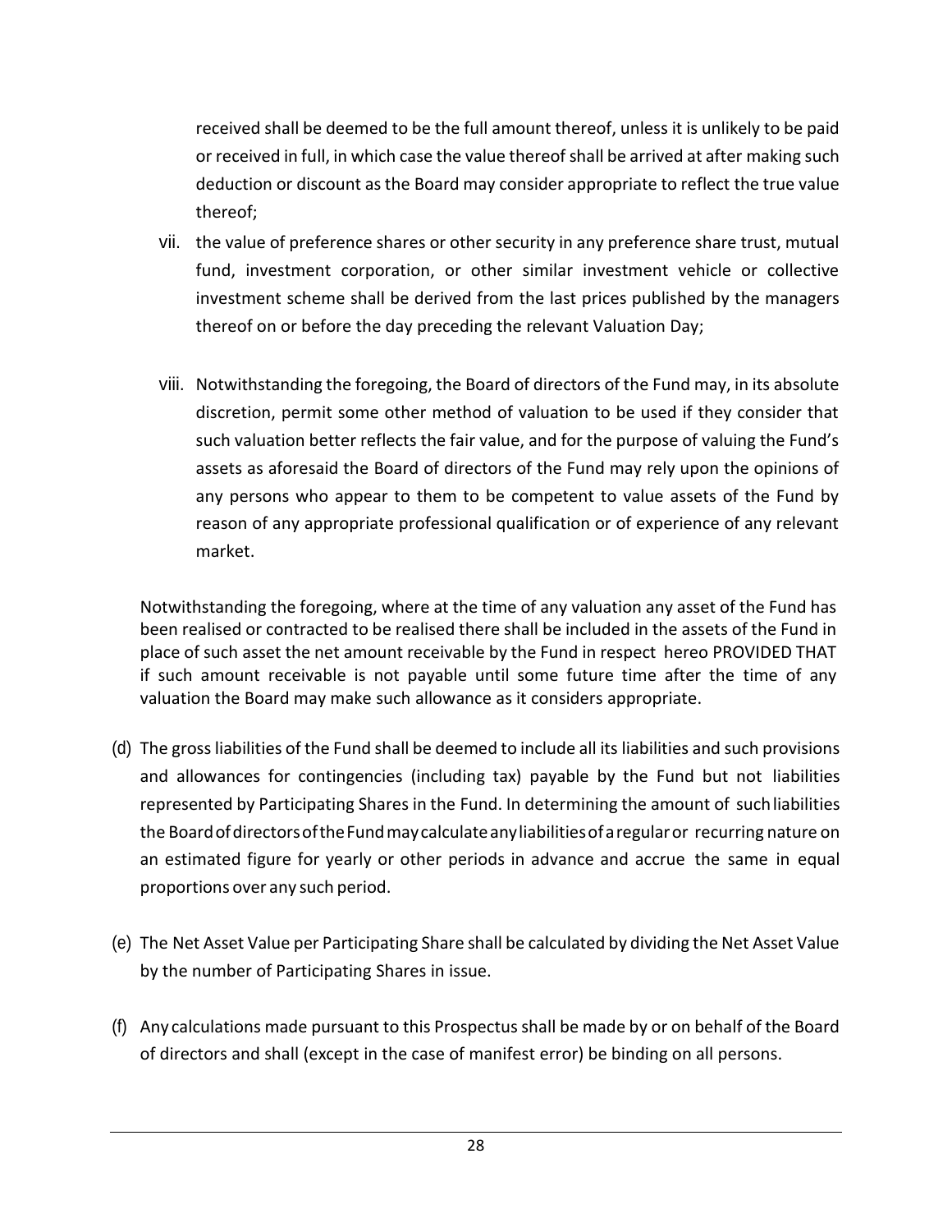received shall be deemed to be the full amount thereof, unless it is unlikely to be paid or received in full, in which case the value thereof shall be arrived at after making such deduction or discount as the Board may consider appropriate to reflect the true value thereof;

vii. the value of preference shares or other security in any preference share trust, mutual fund, investment corporation, or other similar investment vehicle or collective investment scheme shall be derived from the last prices published by the managers thereof on or before the day preceding the relevant Valuation Day;

viii. Notwithstanding the foregoing, the Board of directors of the Fund may, in its absolute discretion, permit some other method of valuation to be used if they consider that such valuation better reflects the fair value, and for the purpose of valuing the Fund's assets as aforesaid the Board of directors of the Fund may rely upon the opinions of any persons who appear to them to be competent to value assets of the Fund by reason of any appropriate professional qualification or of experience of any relevant market.

Notwithstanding the foregoing, where at the time of any valuation any asset of the Fund has been realised or contracted to be realised there shall be included in the assets of the Fund in place of such asset the net amount receivable by the Fund in respect hereo PROVIDED THAT if such amount receivable is not payable until some future time after the time of any valuation the Board may make such allowance as it considers appropriate.

(d) The gross liabilities of the Fund shall be deemed to include all its liabilities and such provisions and allowances for contingencies (including tax) payable by the Fund but not liabilities represented by Participating Shares in the Fund. In determining the amount of such liabilities the Board of directors of the Fund may calculate any liabilities of a regular or recurring nature on an estimated figure for yearly or other periods in advance and accrue the same in equal proportions over any such period.

(e) The Net Asset Value per Participating Share shall be calculated by dividing the Net Asset Value by the number of Participating Shares in issue.

(f) Any calculations made pursuant to this Prospectus shall be made by or on behalf of the Board of directors and shall (except in the case of manifest error) be binding on all persons.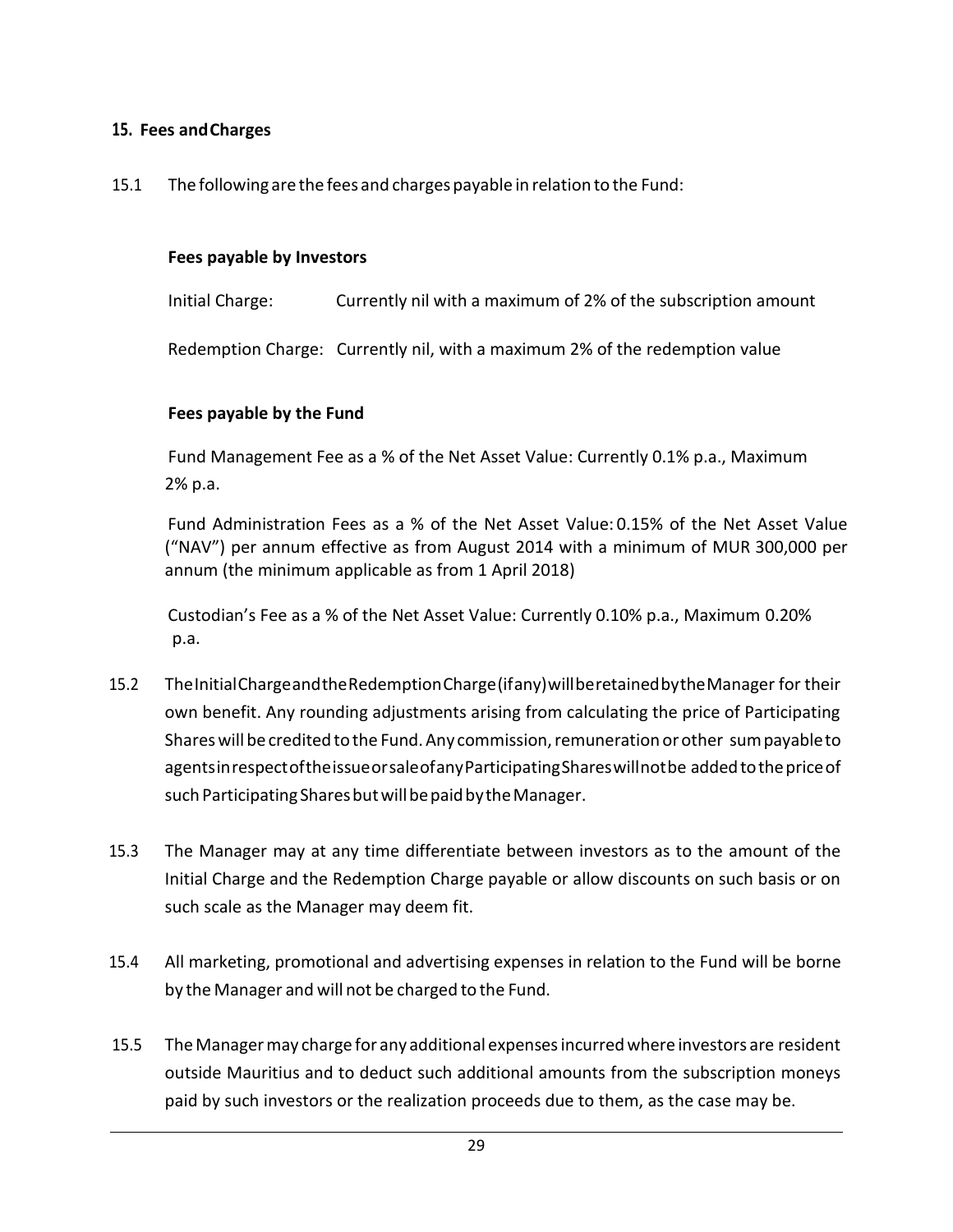## 15. Fees and Charges

15.1 The following are the fees and charges payable in relation to the Fund:

**Fees payable by Investors**

Initial Charge: Currently nil with a maximum of 2% of the subscription amount

Redemption Charge: Currently nil, with a maximum 2% of the redemption value

**Fees payable by the Fund**

Fund Management Fee as a % of the Net Asset Value: Currently 0.1% p.a., Maximum 2% p.a.

Fund Administration Fees as a % of the Net Asset Value: 0.15% of the Net Asset Value ("NAV") per annum effective as from August 2014 with a minimum of MUR 300,000 per annum (the minimum applicable as from 1 April 2018)

Custodian's Fee as a % of the Net Asset Value: Currently 0.10% p.a., Maximum 0.20% p.a.

15.2 The Initial Charge and the Redemption Charge (if any) will be retained by the Manager for their own benefit. Any rounding adjustments arising from calculating the price of Participating Shares will be credited to the Fund. Any commission, remuneration or other sum payable to agents in respect of the issue or sale of any Participating Shares will not be added to the price of such Participating Shares but will be paid by the Manager.

15.3 The Manager may at any time differentiate between investors as to the amount of the Initial Charge and the Redemption Charge payable or allow discounts on such basis or on such scale as the Manager may deem fit.

15.4 All marketing, promotional and advertising expenses in relation to the Fund will be borne by the Manager and will not be charged to the Fund.

15.5 The Manager may charge for any additional expenses incurred where investors are resident outside Mauritius and to deduct such additional amounts from the subscription moneys paid by such investors or the realization proceeds due to them, as the case may be.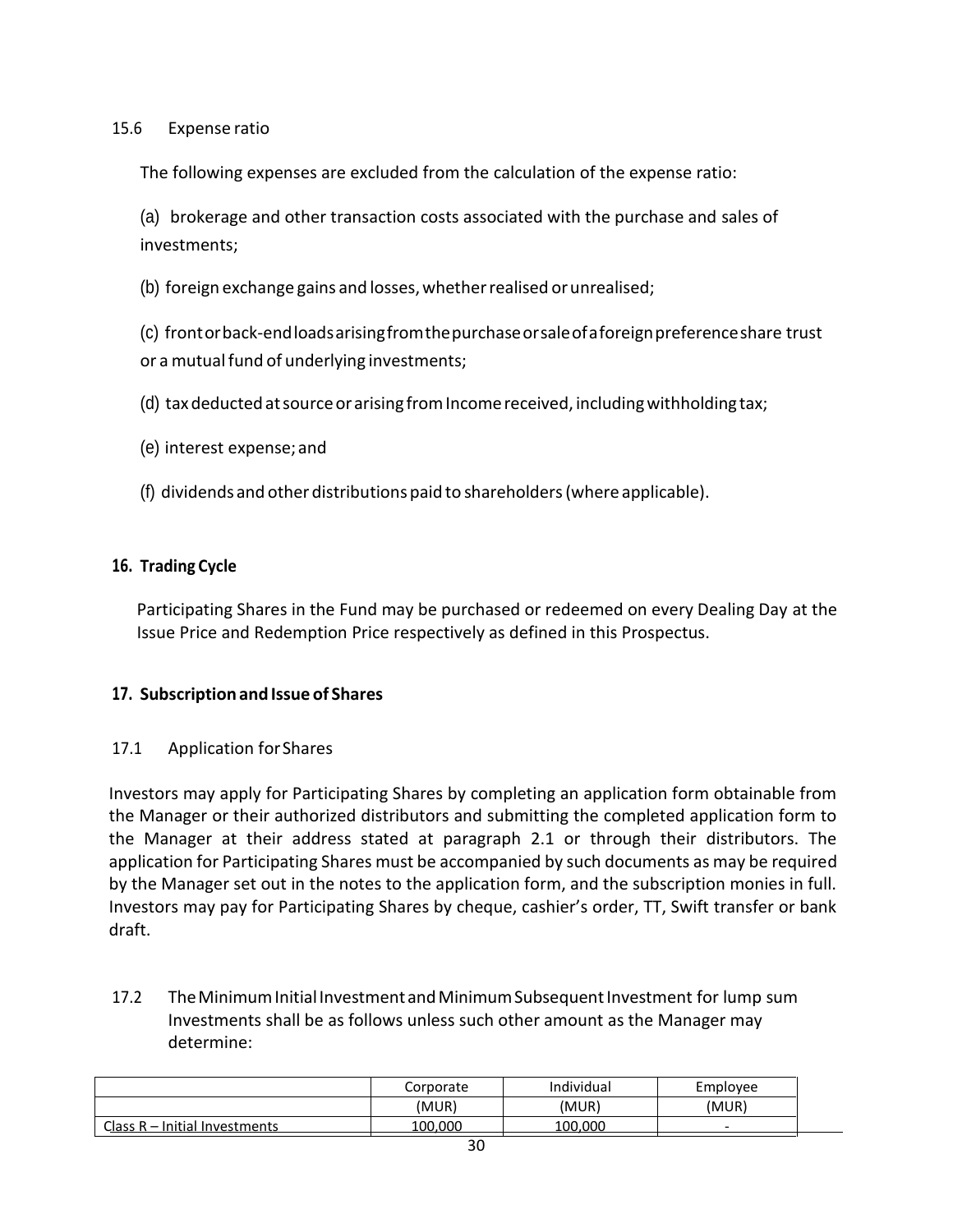15.6 Expense ratio

The following expenses are excluded from the calculation of the expense ratio:

(a) brokerage and other transaction costs associated with the purchase and sales of investments;

(b) foreign exchange gains and losses, whether realised or unrealised;

(c) front or back-end loads arising from the purchase or sale of a foreign preference share trust or a mutual fund of underlying investments;

(d) tax deducted at source or arising from Income received, including withholding tax;

(e) interest expense; and

(f) dividends and other distributions paid to shareholders (where applicable).

## 16. Trading Cycle

Participating Shares in the Fund may be purchased or redeemed on every Dealing Day at the Issue Price and Redemption Price respectively as defined in this Prospectus.

## 17. Subscription and Issue of Shares

17.1 Application for Shares

Investors may apply for Participating Shares by completing an application form obtainable from the Manager or their authorized distributors and submitting the completed application form to the Manager at their address stated at paragraph 2.1 or through their distributors. The application for Participating Shares must be accompanied by such documents as may be required by the Manager set out in the notes to the application form, and the subscription monies in full. Investors may pay for Participating Shares by cheque, cashier's order, TT, Swift transfer or bank draft.

17.2 The Minimum Initial Investment and Minimum Subsequent Investment for lump sum Investments shall be as follows unless such other amount as the Manager may determine:

| | Corporate (MUR) | Individual (MUR) | Employee (MUR) |
|---|---|---|---|
| Class R – Initial Investments | 100,000 | 100,000 | - |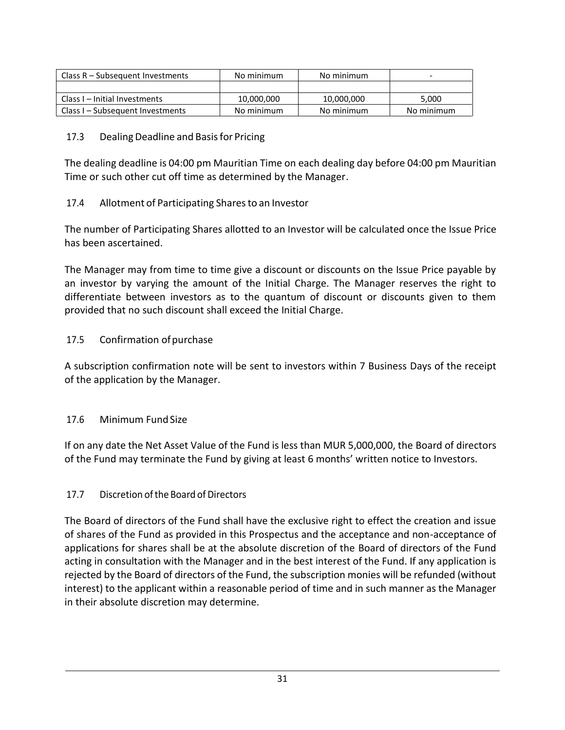| Class R – Subsequent Investments | No minimum | No minimum | - |
|---|---|---|---|
| | | | |
| Class I – Initial Investments | 10,000,000 | 10,000,000 | 5,000 |
| Class I – Subsequent Investments | No minimum | No minimum | No minimum |

### 17.3 Dealing Deadline and Basis for Pricing

The dealing deadline is 04:00 pm Mauritian Time on each dealing day before 04:00 pm Mauritian Time or such other cut off time as determined by the Manager.

### 17.4 Allotment of Participating Shares to an Investor

The number of Participating Shares allotted to an Investor will be calculated once the Issue Price has been ascertained.

The Manager may from time to time give a discount or discounts on the Issue Price payable by an investor by varying the amount of the Initial Charge. The Manager reserves the right to differentiate between investors as to the quantum of discount or discounts given to them provided that no such discount shall exceed the Initial Charge.

### 17.5 Confirmation of purchase

A subscription confirmation note will be sent to investors within 7 Business Days of the receipt of the application by the Manager.

### 17.6 Minimum Fund Size

If on any date the Net Asset Value of the Fund is less than MUR 5,000,000, the Board of directors of the Fund may terminate the Fund by giving at least 6 months' written notice to Investors.

### 17.7 Discretion of the Board of Directors

The Board of directors of the Fund shall have the exclusive right to effect the creation and issue of shares of the Fund as provided in this Prospectus and the acceptance and non-acceptance of applications for shares shall be at the absolute discretion of the Board of directors of the Fund acting in consultation with the Manager and in the best interest of the Fund. If any application is rejected by the Board of directors of the Fund, the subscription monies will be refunded (without interest) to the applicant within a reasonable period of time and in such manner as the Manager in their absolute discretion may determine.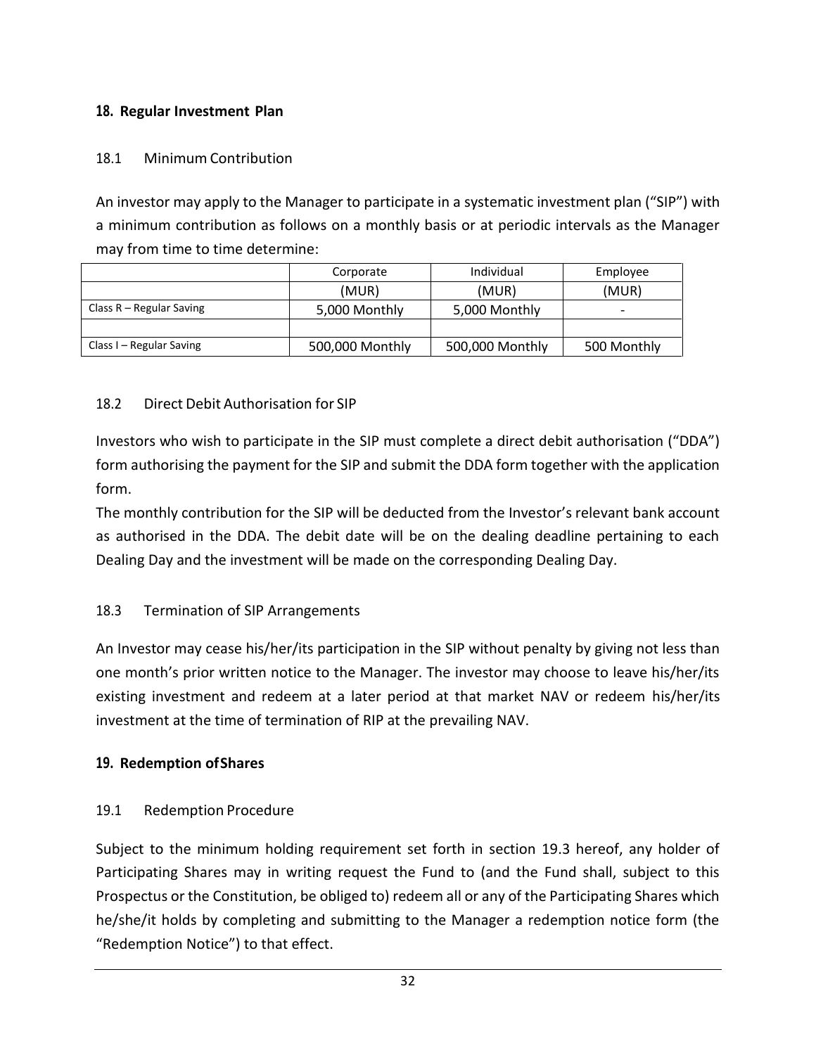## 18. Regular Investment Plan

### 18.1 Minimum Contribution

An investor may apply to the Manager to participate in a systematic investment plan ("SIP") with a minimum contribution as follows on a monthly basis or at periodic intervals as the Manager may from time to time determine:

| | Corporate | Individual | Employee |
|---|---|---|---|
| | (MUR) | (MUR) | (MUR) |
| Class R – Regular Saving | 5,000 Monthly | 5,000 Monthly | - |
| | | | |
| Class I – Regular Saving | 500,000 Monthly | 500,000 Monthly | 500 Monthly |

### 18.2 Direct Debit Authorisation for SIP

Investors who wish to participate in the SIP must complete a direct debit authorisation ("DDA") form authorising the payment for the SIP and submit the DDA form together with the application form.

The monthly contribution for the SIP will be deducted from the Investor's relevant bank account as authorised in the DDA. The debit date will be on the dealing deadline pertaining to each Dealing Day and the investment will be made on the corresponding Dealing Day.

### 18.3 Termination of SIP Arrangements

An Investor may cease his/her/its participation in the SIP without penalty by giving not less than one month's prior written notice to the Manager. The investor may choose to leave his/her/its existing investment and redeem at a later period at that market NAV or redeem his/her/its investment at the time of termination of RIP at the prevailing NAV.

## 19. Redemption of Shares

### 19.1 Redemption Procedure

Subject to the minimum holding requirement set forth in section 19.3 hereof, any holder of Participating Shares may in writing request the Fund to (and the Fund shall, subject to this Prospectus or the Constitution, be obliged to) redeem all or any of the Participating Shares which he/she/it holds by completing and submitting to the Manager a redemption notice form (the "Redemption Notice") to that effect.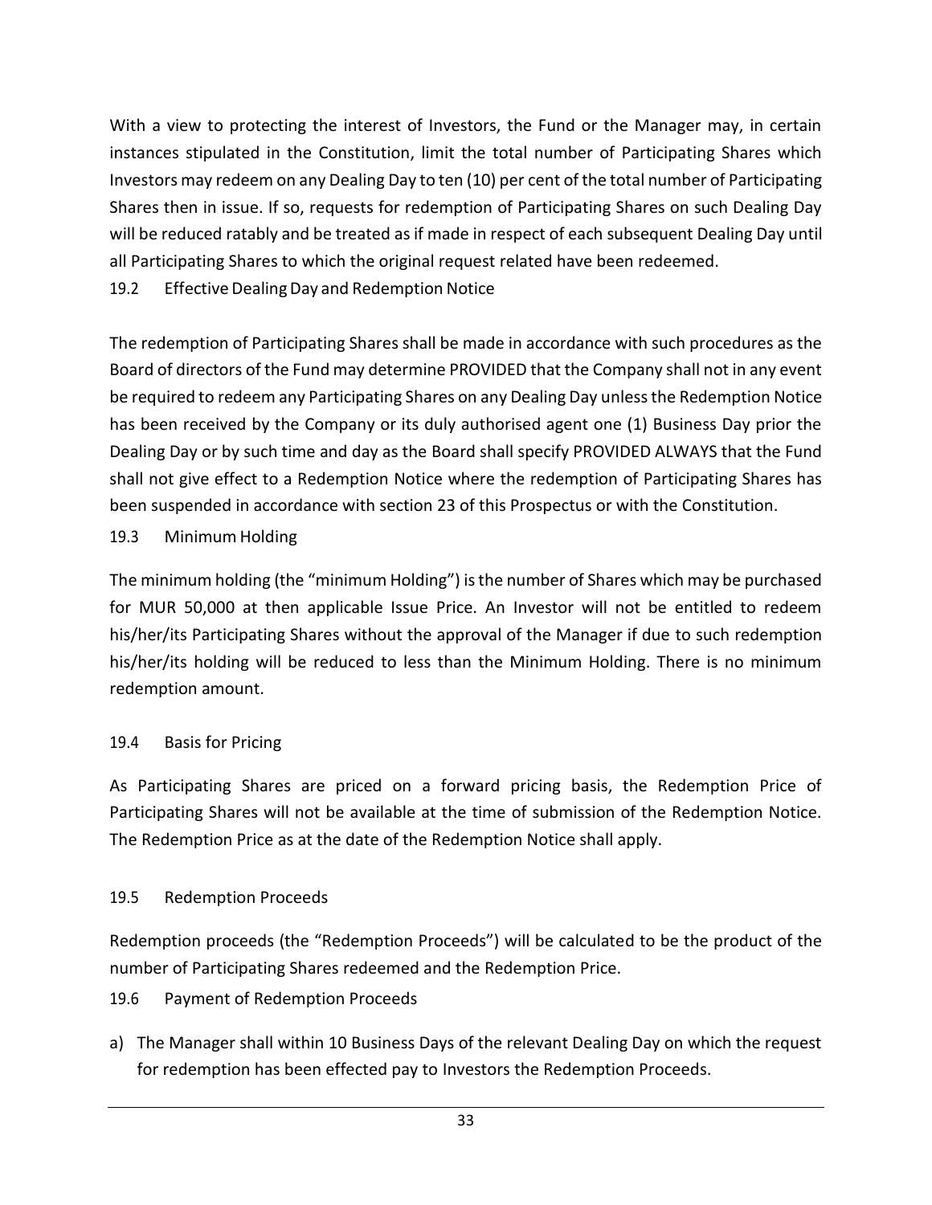With a view to protecting the interest of Investors, the Fund or the Manager may, in certain instances stipulated in the Constitution, limit the total number of Participating Shares which Investors may redeem on any Dealing Day to ten (10) per cent of the total number of Participating Shares then in issue. If so, requests for redemption of Participating Shares on such Dealing Day will be reduced ratably and be treated as if made in respect of each subsequent Dealing Day until all Participating Shares to which the original request related have been redeemed.

### 19.2 Effective Dealing Day and Redemption Notice

The redemption of Participating Shares shall be made in accordance with such procedures as the Board of directors of the Fund may determine PROVIDED that the Company shall not in any event be required to redeem any Participating Shares on any Dealing Day unless the Redemption Notice has been received by the Company or its duly authorised agent one (1) Business Day prior the Dealing Day or by such time and day as the Board shall specify PROVIDED ALWAYS that the Fund shall not give effect to a Redemption Notice where the redemption of Participating Shares has been suspended in accordance with section 23 of this Prospectus or with the Constitution.

### 19.3 Minimum Holding

The minimum holding (the "minimum Holding") is the number of Shares which may be purchased for MUR 50,000 at then applicable Issue Price. An Investor will not be entitled to redeem his/her/its Participating Shares without the approval of the Manager if due to such redemption his/her/its holding will be reduced to less than the Minimum Holding. There is no minimum redemption amount.

### 19.4 Basis for Pricing

As Participating Shares are priced on a forward pricing basis, the Redemption Price of Participating Shares will not be available at the time of submission of the Redemption Notice. The Redemption Price as at the date of the Redemption Notice shall apply.

### 19.5 Redemption Proceeds

Redemption proceeds (the "Redemption Proceeds") will be calculated to be the product of the number of Participating Shares redeemed and the Redemption Price.

### 19.6 Payment of Redemption Proceeds

a) The Manager shall within 10 Business Days of the relevant Dealing Day on which the request for redemption has been effected pay to Investors the Redemption Proceeds.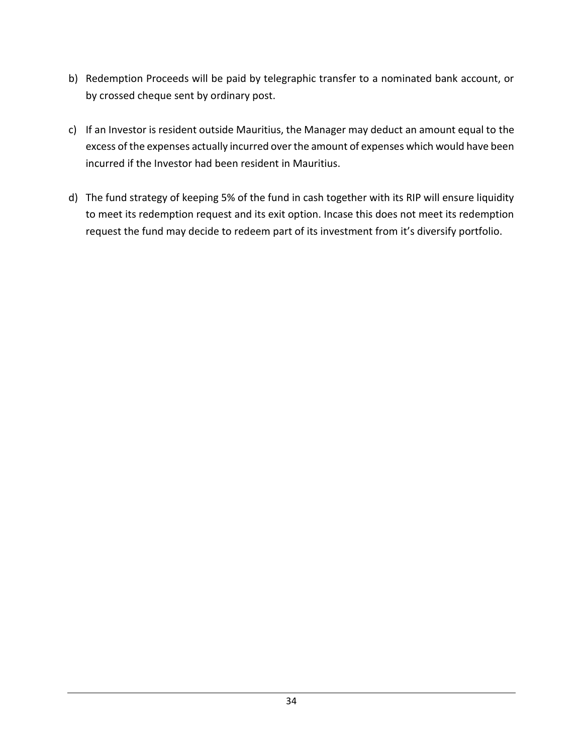b) Redemption Proceeds will be paid by telegraphic transfer to a nominated bank account, or by crossed cheque sent by ordinary post.

c) If an Investor is resident outside Mauritius, the Manager may deduct an amount equal to the excess of the expenses actually incurred over the amount of expenses which would have been incurred if the Investor had been resident in Mauritius.

d) The fund strategy of keeping 5% of the fund in cash together with its RIP will ensure liquidity to meet its redemption request and its exit option. Incase this does not meet its redemption request the fund may decide to redeem part of its investment from it's diversify portfolio.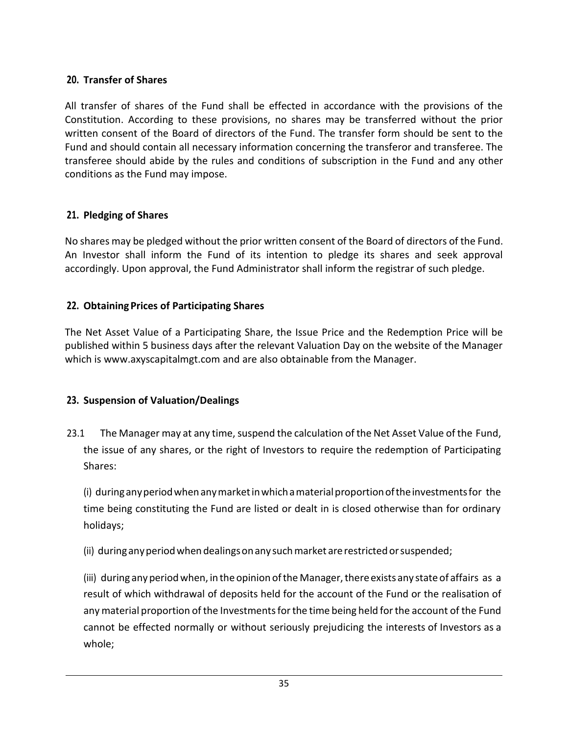## 20. Transfer of Shares

All transfer of shares of the Fund shall be effected in accordance with the provisions of the Constitution. According to these provisions, no shares may be transferred without the prior written consent of the Board of directors of the Fund. The transfer form should be sent to the Fund and should contain all necessary information concerning the transferor and transferee. The transferee should abide by the rules and conditions of subscription in the Fund and any other conditions as the Fund may impose.

## 21. Pledging of Shares

No shares may be pledged without the prior written consent of the Board of directors of the Fund. An Investor shall inform the Fund of its intention to pledge its shares and seek approval accordingly. Upon approval, the Fund Administrator shall inform the registrar of such pledge.

## 22. Obtaining Prices of Participating Shares

The Net Asset Value of a Participating Share, the Issue Price and the Redemption Price will be published within 5 business days after the relevant Valuation Day on the website of the Manager which is www.axyscapitalmgt.com and are also obtainable from the Manager.

## 23. Suspension of Valuation/Dealings

23.1 The Manager may at any time, suspend the calculation of the Net Asset Value of the Fund, the issue of any shares, or the right of Investors to require the redemption of Participating Shares:

(i) during any period when any market in which a material proportion of the investments for the time being constituting the Fund are listed or dealt in is closed otherwise than for ordinary holidays;

(ii) during any period when dealings on any such market are restricted or suspended;

(iii) during any period when, in the opinion of the Manager, there exists any state of affairs as a result of which withdrawal of deposits held for the account of the Fund or the realisation of any material proportion of the Investments for the time being held for the account of the Fund cannot be effected normally or without seriously prejudicing the interests of Investors as a whole;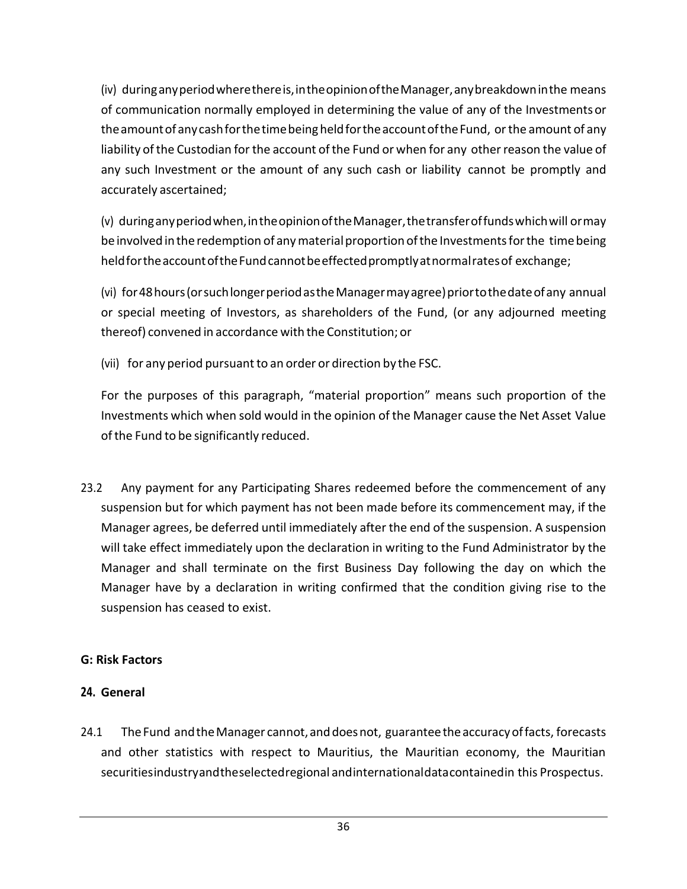(iv) during any period where there is, in the opinion of the Manager, any breakdown in the means of communication normally employed in determining the value of any of the Investments or the amount of any cash for the time being held for the account of the Fund, or the amount of any liability of the Custodian for the account of the Fund or when for any other reason the value of any such Investment or the amount of any such cash or liability cannot be promptly and accurately ascertained;

(v) during any period when, in the opinion of the Manager, the transfer of funds which will or may be involved in the redemption of any material proportion of the Investments for the time being held for the account of the Fund cannot be effected promptly at normal rates of exchange;

(vi) for 48 hours (or such longer period as the Manager may agree) prior to the date of any annual or special meeting of Investors, as shareholders of the Fund, (or any adjourned meeting thereof) convened in accordance with the Constitution; or

(vii) for any period pursuant to an order or direction by the FSC.

For the purposes of this paragraph, "material proportion" means such proportion of the Investments which when sold would in the opinion of the Manager cause the Net Asset Value of the Fund to be significantly reduced.

23.2 Any payment for any Participating Shares redeemed before the commencement of any suspension but for which payment has not been made before its commencement may, if the Manager agrees, be deferred until immediately after the end of the suspension. A suspension will take effect immediately upon the declaration in writing to the Fund Administrator by the Manager and shall terminate on the first Business Day following the day on which the Manager have by a declaration in writing confirmed that the condition giving rise to the suspension has ceased to exist.

## G: Risk Factors

### 24. General

24.1 The Fund and the Manager cannot, and does not, guarantee the accuracy of facts, forecasts and other statistics with respect to Mauritius, the Mauritian economy, the Mauritian securities industry and the selected regional and international data contained in this Prospectus.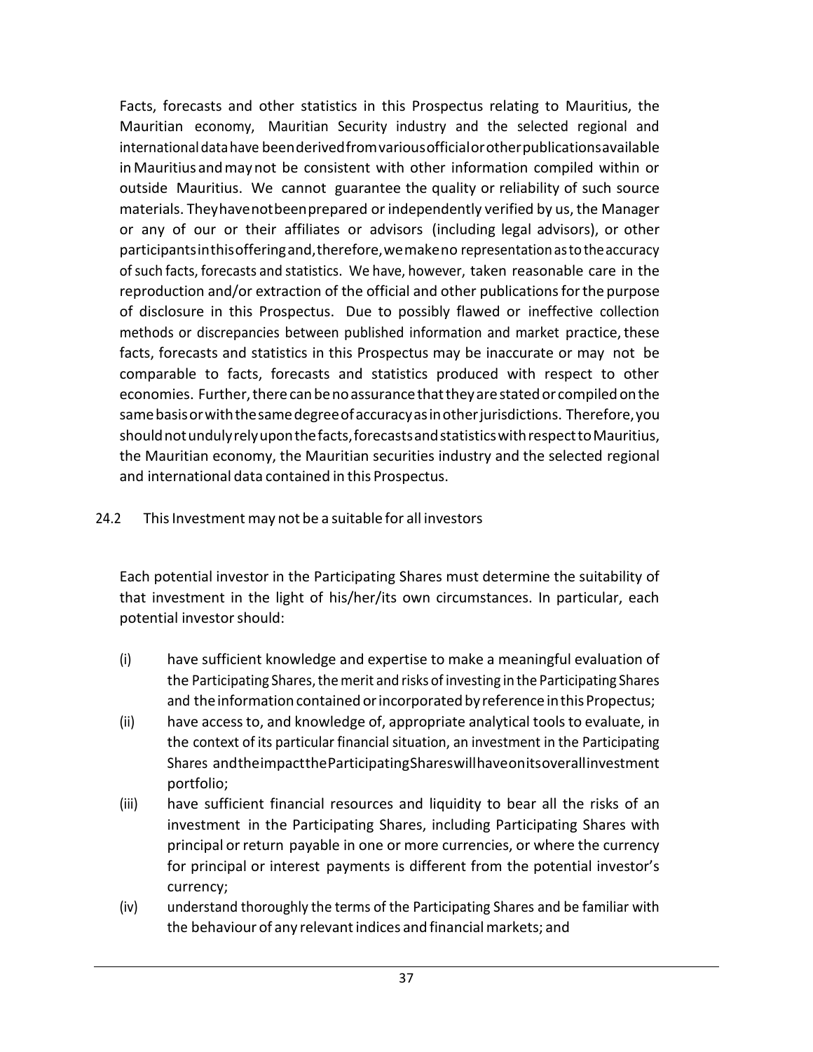Facts, forecasts and other statistics in this Prospectus relating to Mauritius, the Mauritian economy, Mauritian Security industry and the selected regional and international data have been derived from various official or other publications available in Mauritius and may not be consistent with other information compiled within or outside Mauritius. We cannot guarantee the quality or reliability of such source materials. They have not been prepared or independently verified by us, the Manager or any of our or their affiliates or advisors (including legal advisors), or other participants in this offering and, therefore, we make no representation as to the accuracy of such facts, forecasts and statistics. We have, however, taken reasonable care in the reproduction and/or extraction of the official and other publications for the purpose of disclosure in this Prospectus. Due to possibly flawed or ineffective collection methods or discrepancies between published information and market practice, these facts, forecasts and statistics in this Prospectus may be inaccurate or may not be comparable to facts, forecasts and statistics produced with respect to other economies. Further, there can be no assurance that they are stated or compiled on the same basis or with the same degree of accuracy as in other jurisdictions. Therefore, you should not unduly rely upon the facts, forecasts and statistics with respect to Mauritius, the Mauritian economy, the Mauritian securities industry and the selected regional and international data contained in this Prospectus.

24.2 This Investment may not be a suitable for all investors

Each potential investor in the Participating Shares must determine the suitability of that investment in the light of his/her/its own circumstances. In particular, each potential investor should:

(i) have sufficient knowledge and expertise to make a meaningful evaluation of the Participating Shares, the merit and risks of investing in the Participating Shares and the information contained or incorporated by reference in this Propectus;

(ii) have access to, and knowledge of, appropriate analytical tools to evaluate, in the context of its particular financial situation, an investment in the Participating Shares and the impact the Participating Shares will have on its overall investment portfolio;

(iii) have sufficient financial resources and liquidity to bear all the risks of an investment in the Participating Shares, including Participating Shares with principal or return payable in one or more currencies, or where the currency for principal or interest payments is different from the potential investor's currency;

(iv) understand thoroughly the terms of the Participating Shares and be familiar with the behaviour of any relevant indices and financial markets; and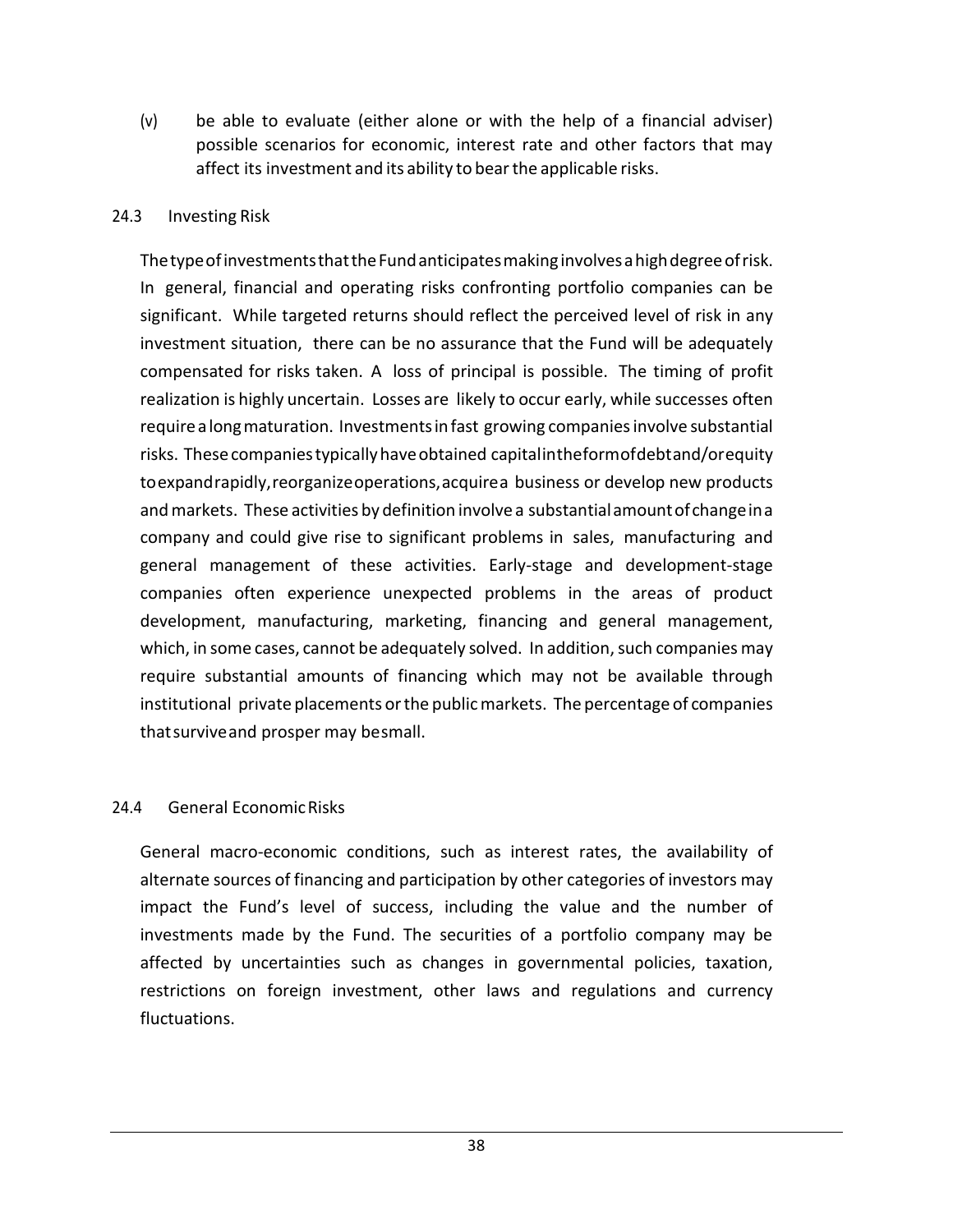(v) be able to evaluate (either alone or with the help of a financial adviser) possible scenarios for economic, interest rate and other factors that may affect its investment and its ability to bear the applicable risks.

### 24.3 Investing Risk

The type of investments that the Fund anticipates making involves a high degree of risk. In general, financial and operating risks confronting portfolio companies can be significant. While targeted returns should reflect the perceived level of risk in any investment situation, there can be no assurance that the Fund will be adequately compensated for risks taken. A loss of principal is possible. The timing of profit realization is highly uncertain. Losses are likely to occur early, while successes often require a long maturation. Investments in fast growing companies involve substantial risks. These companies typically have obtained capital in the form of debt and/or equity to expand rapidly, reorganize operations, acquire a business or develop new products and markets. These activities by definition involve a substantial amount of change in a company and could give rise to significant problems in sales, manufacturing and general management of these activities. Early-stage and development-stage companies often experience unexpected problems in the areas of product development, manufacturing, marketing, financing and general management, which, in some cases, cannot be adequately solved. In addition, such companies may require substantial amounts of financing which may not be available through institutional private placements or the public markets. The percentage of companies that survive and prosper may be small.

### 24.4 General Economic Risks

General macro-economic conditions, such as interest rates, the availability of alternate sources of financing and participation by other categories of investors may impact the Fund's level of success, including the value and the number of investments made by the Fund. The securities of a portfolio company may be affected by uncertainties such as changes in governmental policies, taxation, restrictions on foreign investment, other laws and regulations and currency fluctuations.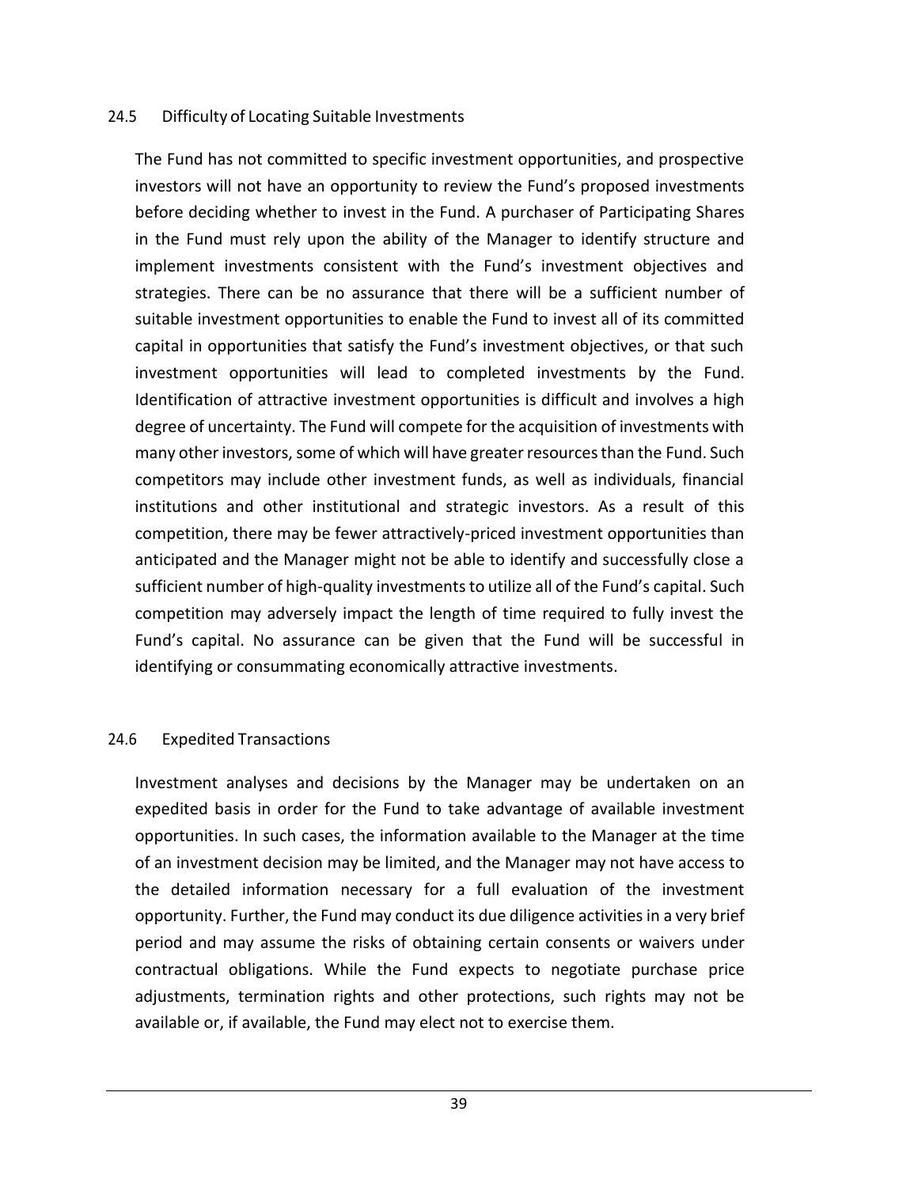### 24.5 Difficulty of Locating Suitable Investments

The Fund has not committed to specific investment opportunities, and prospective investors will not have an opportunity to review the Fund's proposed investments before deciding whether to invest in the Fund. A purchaser of Participating Shares in the Fund must rely upon the ability of the Manager to identify structure and implement investments consistent with the Fund's investment objectives and strategies. There can be no assurance that there will be a sufficient number of suitable investment opportunities to enable the Fund to invest all of its committed capital in opportunities that satisfy the Fund's investment objectives, or that such investment opportunities will lead to completed investments by the Fund. Identification of attractive investment opportunities is difficult and involves a high degree of uncertainty. The Fund will compete for the acquisition of investments with many other investors, some of which will have greater resources than the Fund. Such competitors may include other investment funds, as well as individuals, financial institutions and other institutional and strategic investors. As a result of this competition, there may be fewer attractively-priced investment opportunities than anticipated and the Manager might not be able to identify and successfully close a sufficient number of high-quality investments to utilize all of the Fund's capital. Such competition may adversely impact the length of time required to fully invest the Fund's capital. No assurance can be given that the Fund will be successful in identifying or consummating economically attractive investments.

### 24.6 Expedited Transactions

Investment analyses and decisions by the Manager may be undertaken on an expedited basis in order for the Fund to take advantage of available investment opportunities. In such cases, the information available to the Manager at the time of an investment decision may be limited, and the Manager may not have access to the detailed information necessary for a full evaluation of the investment opportunity. Further, the Fund may conduct its due diligence activities in a very brief period and may assume the risks of obtaining certain consents or waivers under contractual obligations. While the Fund expects to negotiate purchase price adjustments, termination rights and other protections, such rights may not be available or, if available, the Fund may elect not to exercise them.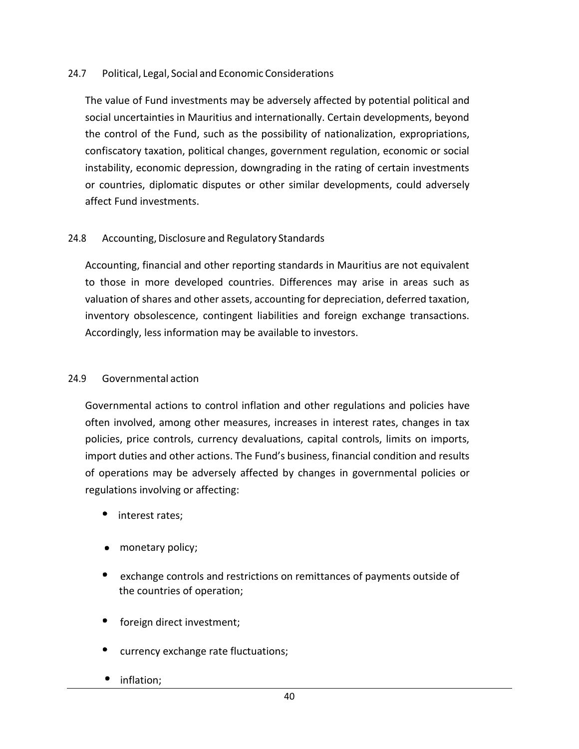### 24.7 Political, Legal, Social and Economic Considerations

The value of Fund investments may be adversely affected by potential political and social uncertainties in Mauritius and internationally. Certain developments, beyond the control of the Fund, such as the possibility of nationalization, expropriations, confiscatory taxation, political changes, government regulation, economic or social instability, economic depression, downgrading in the rating of certain investments or countries, diplomatic disputes or other similar developments, could adversely affect Fund investments.

### 24.8 Accounting, Disclosure and Regulatory Standards

Accounting, financial and other reporting standards in Mauritius are not equivalent to those in more developed countries. Differences may arise in areas such as valuation of shares and other assets, accounting for depreciation, deferred taxation, inventory obsolescence, contingent liabilities and foreign exchange transactions. Accordingly, less information may be available to investors.

### 24.9 Governmental action

Governmental actions to control inflation and other regulations and policies have often involved, among other measures, increases in interest rates, changes in tax policies, price controls, currency devaluations, capital controls, limits on imports, import duties and other actions. The Fund's business, financial condition and results of operations may be adversely affected by changes in governmental policies or regulations involving or affecting:

- interest rates;
- monetary policy;
- exchange controls and restrictions on remittances of payments outside of the countries of operation;
- foreign direct investment;
- currency exchange rate fluctuations;
- inflation;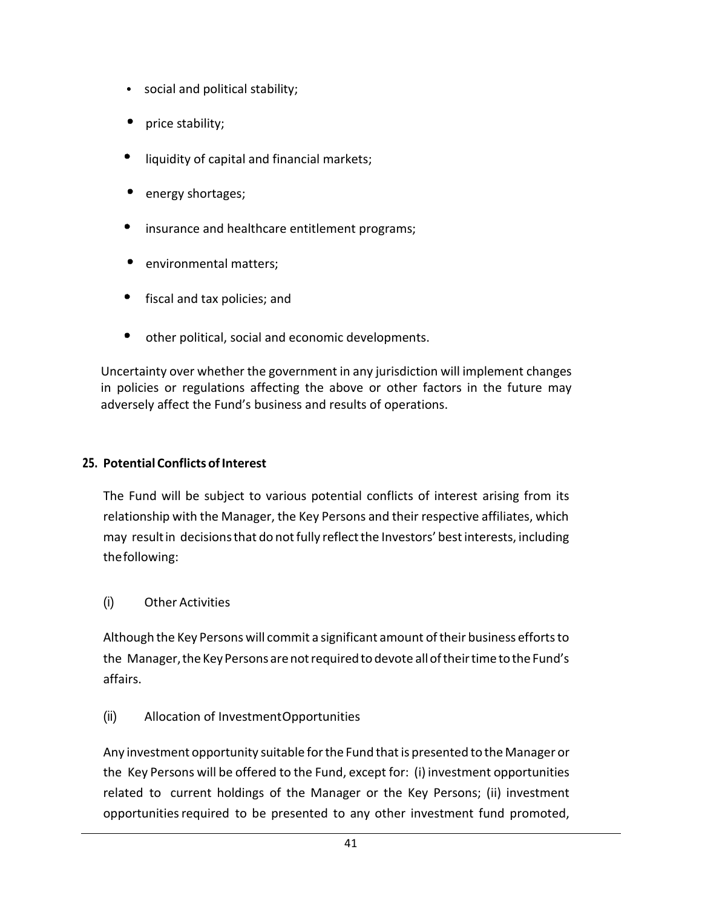- social and political stability;
- price stability;
- liquidity of capital and financial markets;
- energy shortages;
- insurance and healthcare entitlement programs;
- environmental matters;
- fiscal and tax policies; and
- other political, social and economic developments.

Uncertainty over whether the government in any jurisdiction will implement changes in policies or regulations affecting the above or other factors in the future may adversely affect the Fund's business and results of operations.

**25. Potential Conflicts of Interest**

The Fund will be subject to various potential conflicts of interest arising from its relationship with the Manager, the Key Persons and their respective affiliates, which may result in decisions that do not fully reflect the Investors' best interests, including the following:

(i) Other Activities

Although the Key Persons will commit a significant amount of their business efforts to the Manager, the Key Persons are not required to devote all of their time to the Fund's affairs.

(ii) Allocation of Investment Opportunities

Any investment opportunity suitable for the Fund that is presented to the Manager or the Key Persons will be offered to the Fund, except for: (i) investment opportunities related to current holdings of the Manager or the Key Persons; (ii) investment opportunities required to be presented to any other investment fund promoted,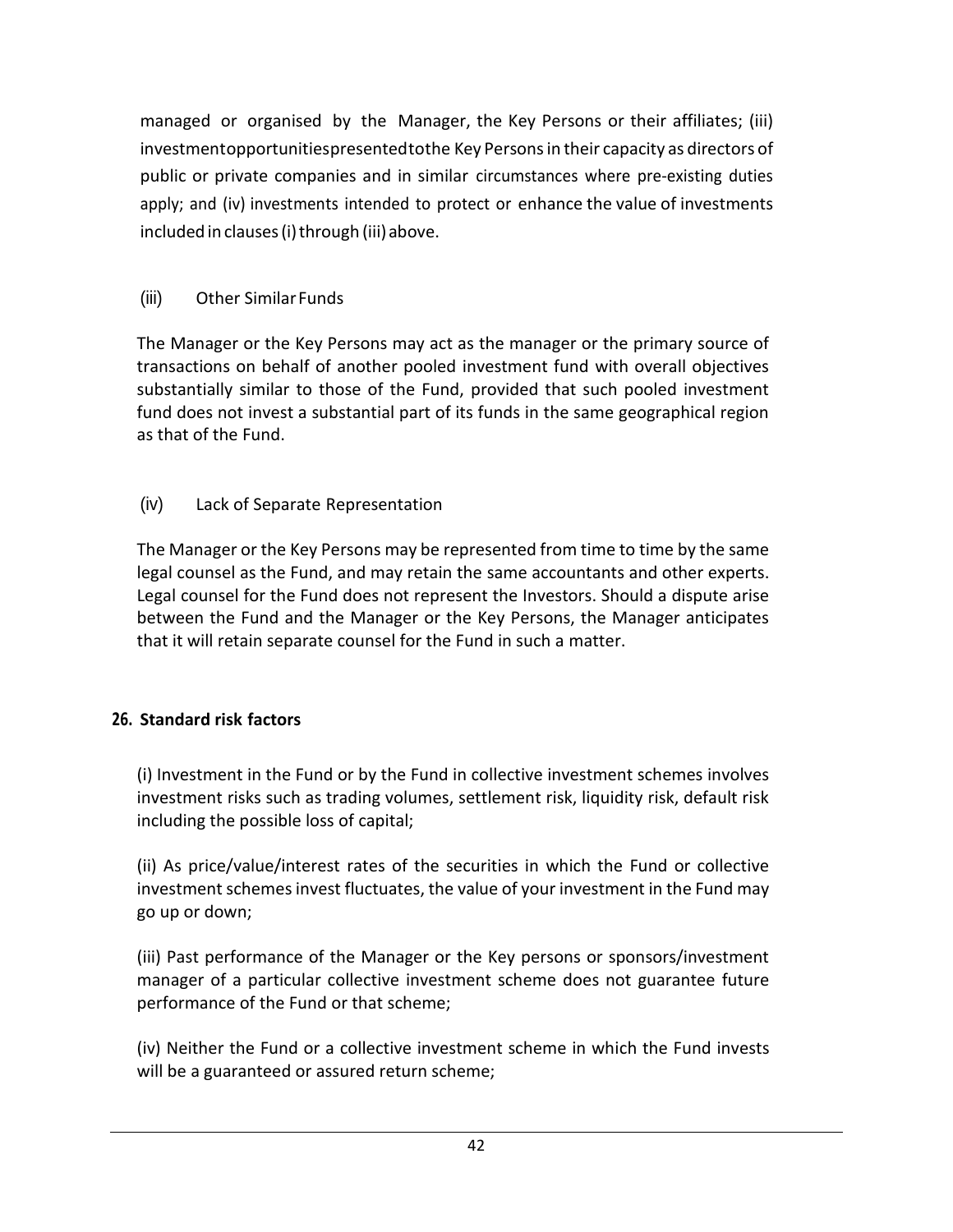managed or organised by the Manager, the Key Persons or their affiliates; (iii) investment opportunities presented to the Key Persons in their capacity as directors of public or private companies and in similar circumstances where pre-existing duties apply; and (iv) investments intended to protect or enhance the value of investments included in clauses (i) through (iii) above.

(iii) Other Similar Funds

The Manager or the Key Persons may act as the manager or the primary source of transactions on behalf of another pooled investment fund with overall objectives substantially similar to those of the Fund, provided that such pooled investment fund does not invest a substantial part of its funds in the same geographical region as that of the Fund.

(iv) Lack of Separate Representation

The Manager or the Key Persons may be represented from time to time by the same legal counsel as the Fund, and may retain the same accountants and other experts. Legal counsel for the Fund does not represent the Investors. Should a dispute arise between the Fund and the Manager or the Key Persons, the Manager anticipates that it will retain separate counsel for the Fund in such a matter.

## 26. Standard risk factors

(i) Investment in the Fund or by the Fund in collective investment schemes involves investment risks such as trading volumes, settlement risk, liquidity risk, default risk including the possible loss of capital;

(ii) As price/value/interest rates of the securities in which the Fund or collective investment schemes invest fluctuates, the value of your investment in the Fund may go up or down;

(iii) Past performance of the Manager or the Key persons or sponsors/investment manager of a particular collective investment scheme does not guarantee future performance of the Fund or that scheme;

(iv) Neither the Fund or a collective investment scheme in which the Fund invests will be a guaranteed or assured return scheme;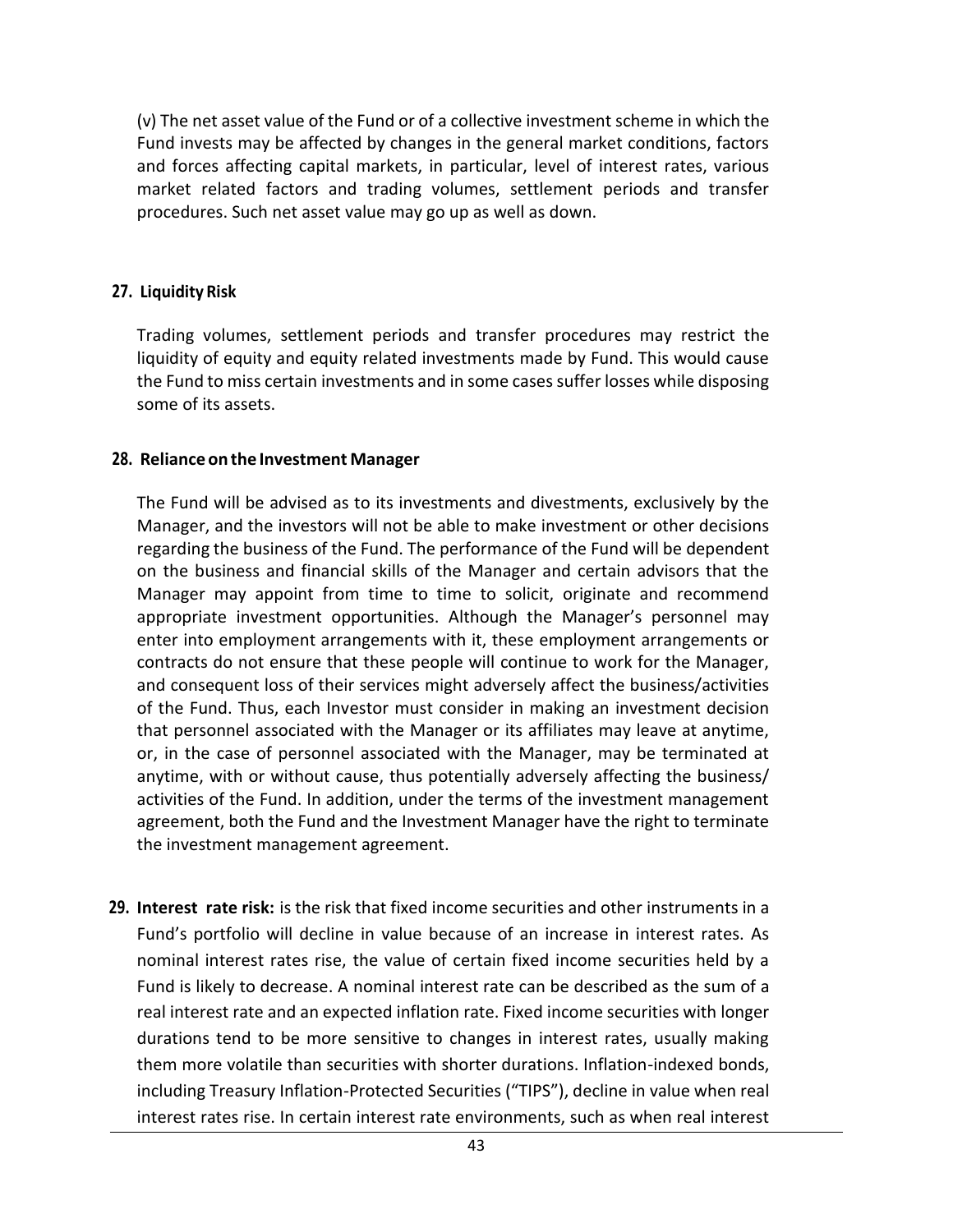(v) The net asset value of the Fund or of a collective investment scheme in which the Fund invests may be affected by changes in the general market conditions, factors and forces affecting capital markets, in particular, level of interest rates, various market related factors and trading volumes, settlement periods and transfer procedures. Such net asset value may go up as well as down.

**27. Liquidity Risk**

Trading volumes, settlement periods and transfer procedures may restrict the liquidity of equity and equity related investments made by Fund. This would cause the Fund to miss certain investments and in some cases suffer losses while disposing some of its assets.

**28. Reliance on the Investment Manager**

The Fund will be advised as to its investments and divestments, exclusively by the Manager, and the investors will not be able to make investment or other decisions regarding the business of the Fund. The performance of the Fund will be dependent on the business and financial skills of the Manager and certain advisors that the Manager may appoint from time to time to solicit, originate and recommend appropriate investment opportunities. Although the Manager's personnel may enter into employment arrangements with it, these employment arrangements or contracts do not ensure that these people will continue to work for the Manager, and consequent loss of their services might adversely affect the business/activities of the Fund. Thus, each Investor must consider in making an investment decision that personnel associated with the Manager or its affiliates may leave at anytime, or, in the case of personnel associated with the Manager, may be terminated at anytime, with or without cause, thus potentially adversely affecting the business/ activities of the Fund. In addition, under the terms of the investment management agreement, both the Fund and the Investment Manager have the right to terminate the investment management agreement.

**29. Interest rate risk:** is the risk that fixed income securities and other instruments in a Fund's portfolio will decline in value because of an increase in interest rates. As nominal interest rates rise, the value of certain fixed income securities held by a Fund is likely to decrease. A nominal interest rate can be described as the sum of a real interest rate and an expected inflation rate. Fixed income securities with longer durations tend to be more sensitive to changes in interest rates, usually making them more volatile than securities with shorter durations. Inflation-indexed bonds, including Treasury Inflation-Protected Securities ("TIPS"), decline in value when real interest rates rise. In certain interest rate environments, such as when real interest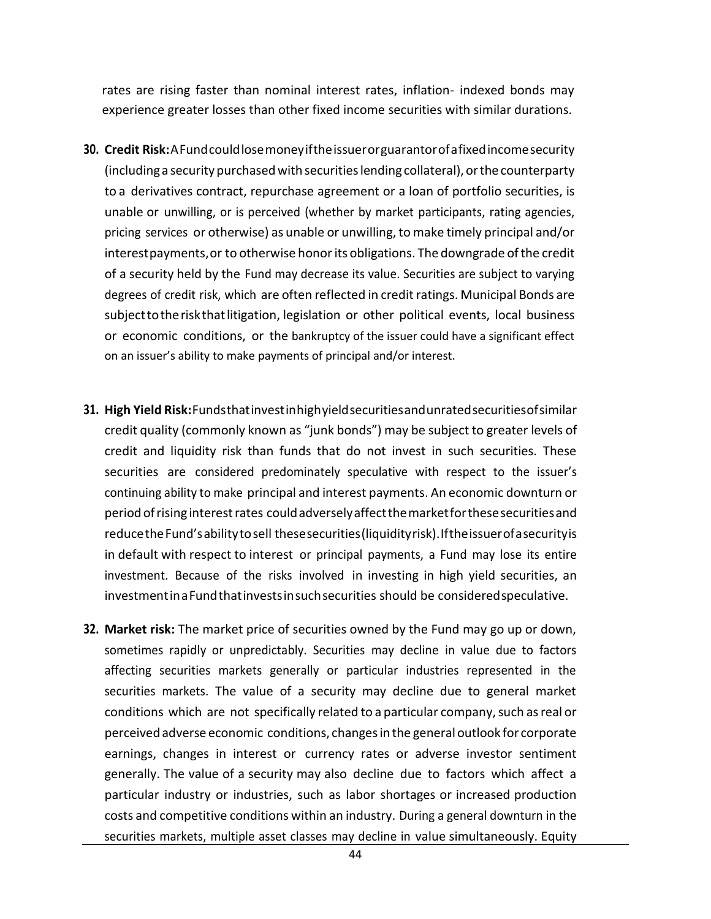rates are rising faster than nominal interest rates, inflation- indexed bonds may experience greater losses than other fixed income securities with similar durations.

30. **Credit Risk:** A Fund could lose money if the issuer or guarantor of a fixed income security (including a security purchased with securities lending collateral), or the counterparty to a derivatives contract, repurchase agreement or a loan of portfolio securities, is unable or unwilling, or is perceived (whether by market participants, rating agencies, pricing services or otherwise) as unable or unwilling, to make timely principal and/or interest payments, or to otherwise honor its obligations. The downgrade of the credit of a security held by the Fund may decrease its value. Securities are subject to varying degrees of credit risk, which are often reflected in credit ratings. Municipal Bonds are subject to the risk that litigation, legislation or other political events, local business or economic conditions, or the bankruptcy of the issuer could have a significant effect on an issuer's ability to make payments of principal and/or interest.

31. **High Yield Risk:** Funds that invest in high yield securities and unrated securities of similar credit quality (commonly known as "junk bonds") may be subject to greater levels of credit and liquidity risk than funds that do not invest in such securities. These securities are considered predominately speculative with respect to the issuer's continuing ability to make principal and interest payments. An economic downturn or period of rising interest rates could adversely affect the market for these securities and reduce the Fund's ability to sell these securities (liquidity risk). If the issuer of a security is in default with respect to interest or principal payments, a Fund may lose its entire investment. Because of the risks involved in investing in high yield securities, an investment in a Fund that invests in such securities should be considered speculative.

32. **Market risk:** The market price of securities owned by the Fund may go up or down, sometimes rapidly or unpredictably. Securities may decline in value due to factors affecting securities markets generally or particular industries represented in the securities markets. The value of a security may decline due to general market conditions which are not specifically related to a particular company, such as real or perceived adverse economic conditions, changes in the general outlook for corporate earnings, changes in interest or currency rates or adverse investor sentiment generally. The value of a security may also decline due to factors which affect a particular industry or industries, such as labor shortages or increased production costs and competitive conditions within an industry. During a general downturn in the securities markets, multiple asset classes may decline in value simultaneously. Equity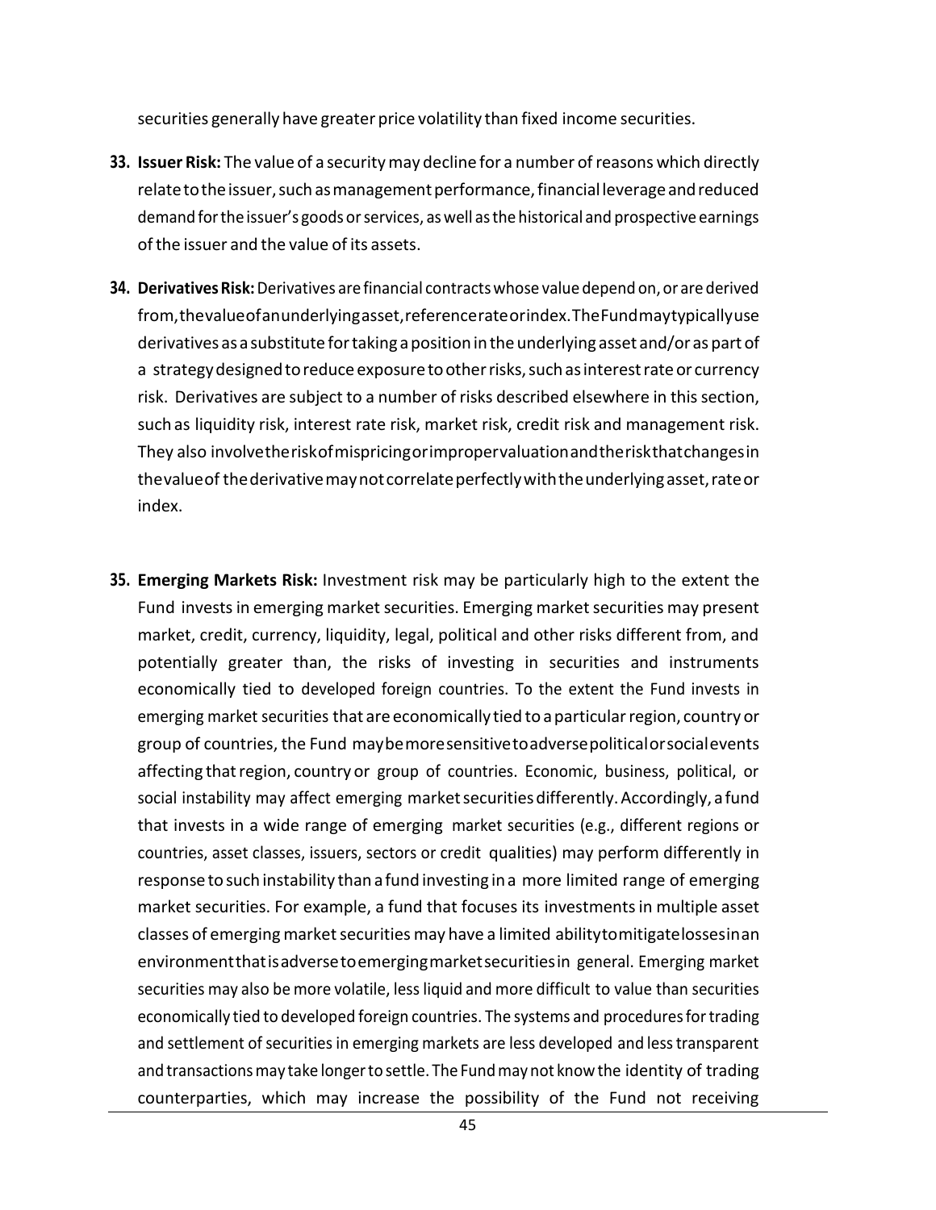securities generally have greater price volatility than fixed income securities.

33. **Issuer Risk:** The value of a security may decline for a number of reasons which directly relate to the issuer, such as management performance, financial leverage and reduced demand for the issuer's goods or services, as well as the historical and prospective earnings of the issuer and the value of its assets.

34. **Derivatives Risk:** Derivatives are financial contracts whose value depend on, or are derived from, the value of an underlying asset, reference rate or index. The Fund may typically use derivatives as a substitute for taking a position in the underlying asset and/or as part of a strategy designed to reduce exposure to other risks, such as interest rate or currency risk. Derivatives are subject to a number of risks described elsewhere in this section, such as liquidity risk, interest rate risk, market risk, credit risk and management risk. They also involve the risk of mispricing or improper valuation and the risk that changes in the value of the derivative may not correlate perfectly with the underlying asset, rate or index.

35. **Emerging Markets Risk:** Investment risk may be particularly high to the extent the Fund invests in emerging market securities. Emerging market securities may present market, credit, currency, liquidity, legal, political and other risks different from, and potentially greater than, the risks of investing in securities and instruments economically tied to developed foreign countries. To the extent the Fund invests in emerging market securities that are economically tied to a particular region, country or group of countries, the Fund may be more sensitive to adverse political or social events affecting that region, country or group of countries. Economic, business, political, or social instability may affect emerging market securities differently. Accordingly, a fund that invests in a wide range of emerging market securities (e.g., different regions or countries, asset classes, issuers, sectors or credit qualities) may perform differently in response to such instability than a fund investing in a more limited range of emerging market securities. For example, a fund that focuses its investments in multiple asset classes of emerging market securities may have a limited ability to mitigate losses in an environment that is adverse to emerging market securities in general. Emerging market securities may also be more volatile, less liquid and more difficult to value than securities economically tied to developed foreign countries. The systems and procedures for trading and settlement of securities in emerging markets are less developed and less transparent and transactions may take longer to settle. The Fund may not know the identity of trading counterparties, which may increase the possibility of the Fund not receiving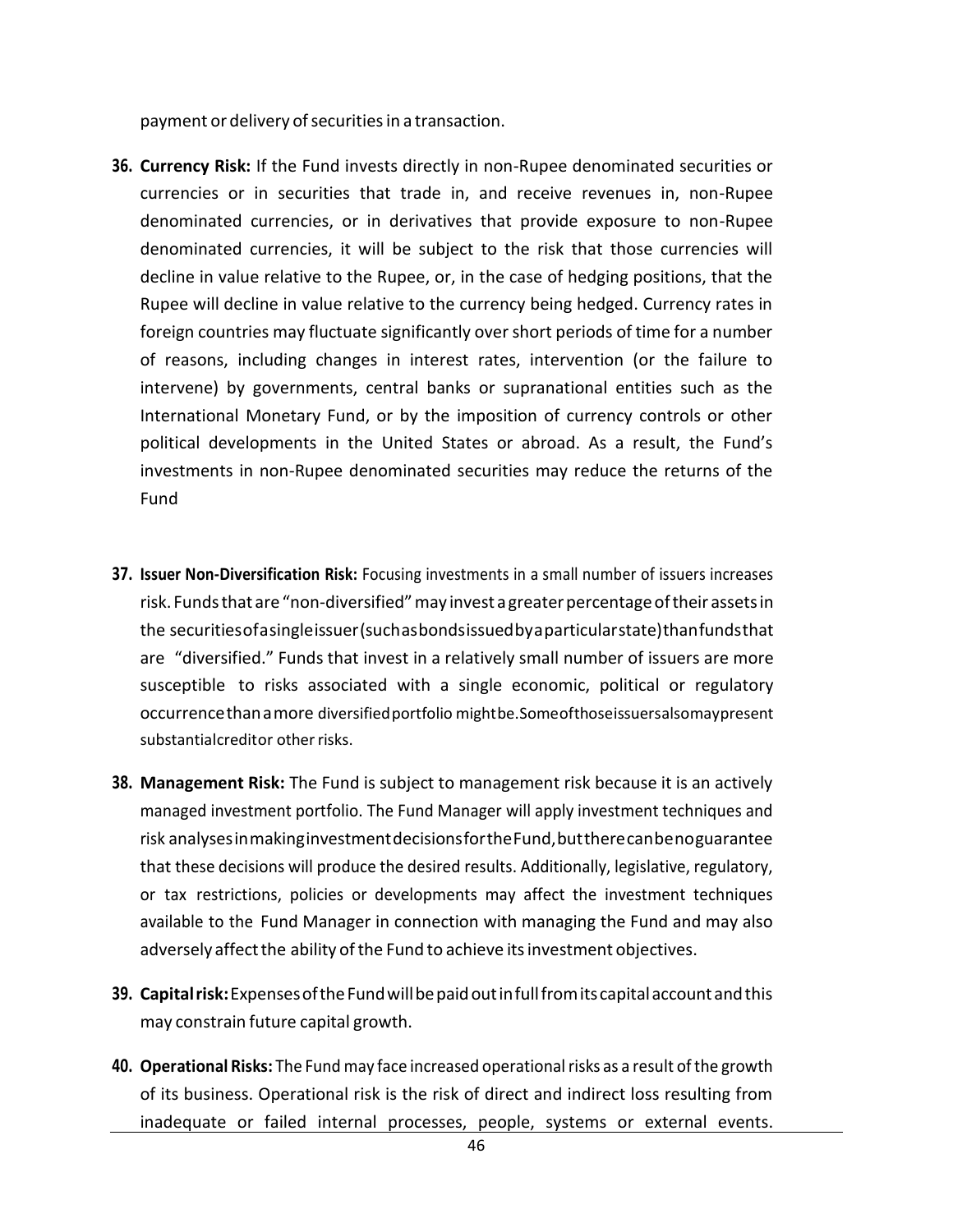payment or delivery of securities in a transaction.

36. **Currency Risk:** If the Fund invests directly in non-Rupee denominated securities or currencies or in securities that trade in, and receive revenues in, non-Rupee denominated currencies, or in derivatives that provide exposure to non-Rupee denominated currencies, it will be subject to the risk that those currencies will decline in value relative to the Rupee, or, in the case of hedging positions, that the Rupee will decline in value relative to the currency being hedged. Currency rates in foreign countries may fluctuate significantly over short periods of time for a number of reasons, including changes in interest rates, intervention (or the failure to intervene) by governments, central banks or supranational entities such as the International Monetary Fund, or by the imposition of currency controls or other political developments in the United States or abroad. As a result, the Fund's investments in non-Rupee denominated securities may reduce the returns of the Fund

37. **Issuer Non-Diversification Risk:** Focusing investments in a small number of issuers increases risk. Funds that are "non-diversified" may invest a greater percentage of their assets in the securities of a single issuer (such as bonds issued by a particular state) than funds that are "diversified." Funds that invest in a relatively small number of issuers are more susceptible to risks associated with a single economic, political or regulatory occurrence than a more diversified portfolio might be. Some of those issuers also may present substantial credit or other risks.

38. **Management Risk:** The Fund is subject to management risk because it is an actively managed investment portfolio. The Fund Manager will apply investment techniques and risk analyses in making investment decisions for the Fund, but there can be no guarantee that these decisions will produce the desired results. Additionally, legislative, regulatory, or tax restrictions, policies or developments may affect the investment techniques available to the Fund Manager in connection with managing the Fund and may also adversely affect the ability of the Fund to achieve its investment objectives.

39. **Capital risk:** Expenses of the Fund will be paid out in full from its capital account and this may constrain future capital growth.

40. **Operational Risks:** The Fund may face increased operational risks as a result of the growth of its business. Operational risk is the risk of direct and indirect loss resulting from inadequate or failed internal processes, people, systems or external events.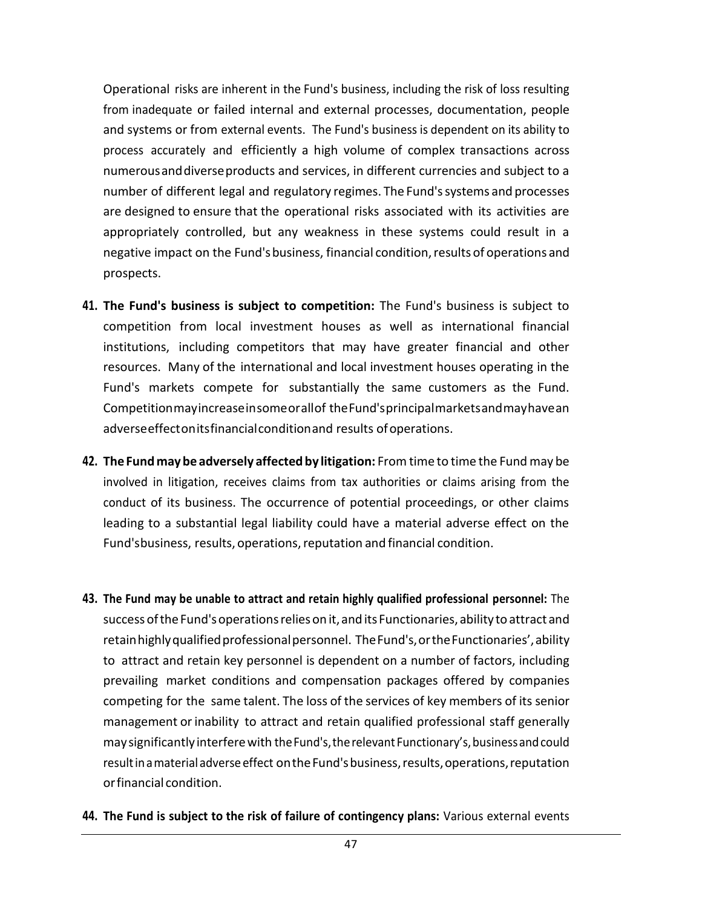Operational risks are inherent in the Fund's business, including the risk of loss resulting from inadequate or failed internal and external processes, documentation, people and systems or from external events. The Fund's business is dependent on its ability to process accurately and efficiently a high volume of complex transactions across numerous and diverse products and services, in different currencies and subject to a number of different legal and regulatory regimes. The Fund's systems and processes are designed to ensure that the operational risks associated with its activities are appropriately controlled, but any weakness in these systems could result in a negative impact on the Fund's business, financial condition, results of operations and prospects.

41. **The Fund's business is subject to competition:** The Fund's business is subject to competition from local investment houses as well as international financial institutions, including competitors that may have greater financial and other resources. Many of the international and local investment houses operating in the Fund's markets compete for substantially the same customers as the Fund. Competition may increase in some or all of the Fund's principal markets and may have an adverse effect on its financial condition and results of operations.

42. **The Fund may be adversely affected by litigation:** From time to time the Fund may be involved in litigation, receives claims from tax authorities or claims arising from the conduct of its business. The occurrence of potential proceedings, or other claims leading to a substantial legal liability could have a material adverse effect on the Fund's business, results, operations, reputation and financial condition.

43. **The Fund may be unable to attract and retain highly qualified professional personnel:** The success of the Fund's operations relies on it, and its Functionaries, ability to attract and retain highly qualified professional personnel. The Fund's, or the Functionaries', ability to attract and retain key personnel is dependent on a number of factors, including prevailing market conditions and compensation packages offered by companies competing for the same talent. The loss of the services of key members of its senior management or inability to attract and retain qualified professional staff generally may significantly interfere with the Fund's, the relevant Functionary's, business and could result in a material adverse effect on the Fund's business, results, operations, reputation or financial condition.

44. **The Fund is subject to the risk of failure of contingency plans:** Various external events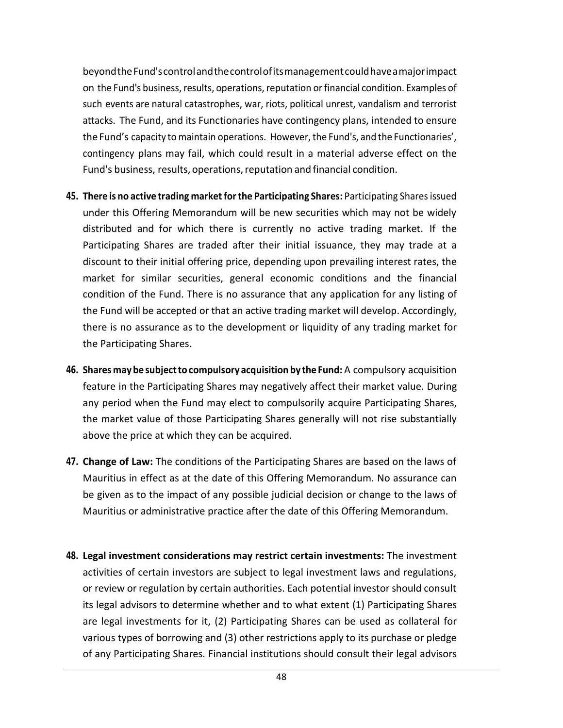beyond the Fund's control and the control of its management could have a major impact on the Fund's business, results, operations, reputation or financial condition. Examples of such events are natural catastrophes, war, riots, political unrest, vandalism and terrorist attacks. The Fund, and its Functionaries have contingency plans, intended to ensure the Fund's capacity to maintain operations. However, the Fund's, and the Functionaries', contingency plans may fail, which could result in a material adverse effect on the Fund's business, results, operations, reputation and financial condition.

45. **There is no active trading market for the Participating Shares:** Participating Shares issued under this Offering Memorandum will be new securities which may not be widely distributed and for which there is currently no active trading market. If the Participating Shares are traded after their initial issuance, they may trade at a discount to their initial offering price, depending upon prevailing interest rates, the market for similar securities, general economic conditions and the financial condition of the Fund. There is no assurance that any application for any listing of the Fund will be accepted or that an active trading market will develop. Accordingly, there is no assurance as to the development or liquidity of any trading market for the Participating Shares.

46. **Shares may be subject to compulsory acquisition by the Fund:** A compulsory acquisition feature in the Participating Shares may negatively affect their market value. During any period when the Fund may elect to compulsorily acquire Participating Shares, the market value of those Participating Shares generally will not rise substantially above the price at which they can be acquired.

47. **Change of Law:** The conditions of the Participating Shares are based on the laws of Mauritius in effect as at the date of this Offering Memorandum. No assurance can be given as to the impact of any possible judicial decision or change to the laws of Mauritius or administrative practice after the date of this Offering Memorandum.

48. **Legal investment considerations may restrict certain investments:** The investment activities of certain investors are subject to legal investment laws and regulations, or review or regulation by certain authorities. Each potential investor should consult its legal advisors to determine whether and to what extent (1) Participating Shares are legal investments for it, (2) Participating Shares can be used as collateral for various types of borrowing and (3) other restrictions apply to its purchase or pledge of any Participating Shares. Financial institutions should consult their legal advisors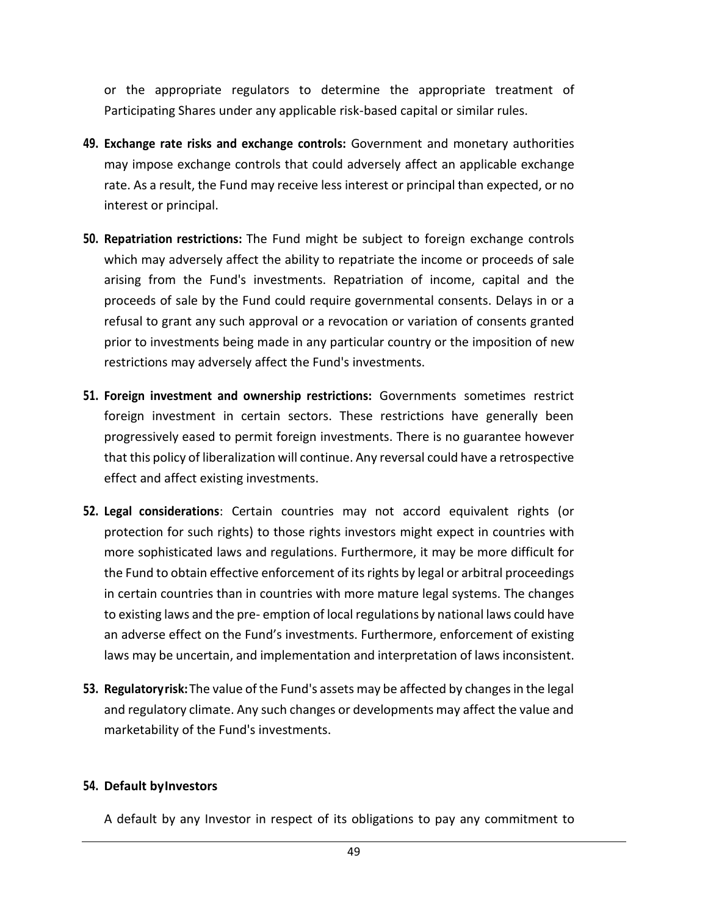or the appropriate regulators to determine the appropriate treatment of Participating Shares under any applicable risk-based capital or similar rules.

49. **Exchange rate risks and exchange controls:** Government and monetary authorities may impose exchange controls that could adversely affect an applicable exchange rate. As a result, the Fund may receive less interest or principal than expected, or no interest or principal.

50. **Repatriation restrictions:** The Fund might be subject to foreign exchange controls which may adversely affect the ability to repatriate the income or proceeds of sale arising from the Fund's investments. Repatriation of income, capital and the proceeds of sale by the Fund could require governmental consents. Delays in or a refusal to grant any such approval or a revocation or variation of consents granted prior to investments being made in any particular country or the imposition of new restrictions may adversely affect the Fund's investments.

51. **Foreign investment and ownership restrictions:** Governments sometimes restrict foreign investment in certain sectors. These restrictions have generally been progressively eased to permit foreign investments. There is no guarantee however that this policy of liberalization will continue. Any reversal could have a retrospective effect and affect existing investments.

52. **Legal considerations**: Certain countries may not accord equivalent rights (or protection for such rights) to those rights investors might expect in countries with more sophisticated laws and regulations. Furthermore, it may be more difficult for the Fund to obtain effective enforcement of its rights by legal or arbitral proceedings in certain countries than in countries with more mature legal systems. The changes to existing laws and the pre- emption of local regulations by national laws could have an adverse effect on the Fund's investments. Furthermore, enforcement of existing laws may be uncertain, and implementation and interpretation of laws inconsistent.

53. **Regulatoryrisk:** The value of the Fund's assets may be affected by changes in the legal and regulatory climate. Any such changes or developments may affect the value and marketability of the Fund's investments.

54. **Default byInvestors**

A default by any Investor in respect of its obligations to pay any commitment to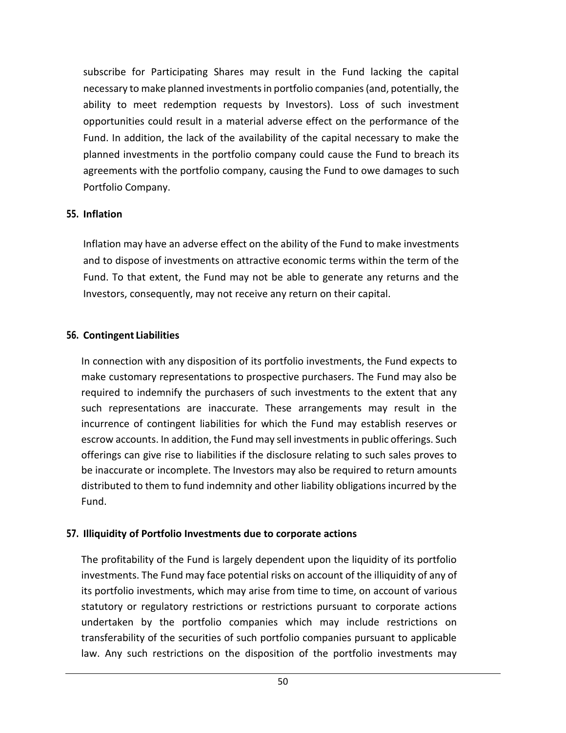subscribe for Participating Shares may result in the Fund lacking the capital necessary to make planned investments in portfolio companies (and, potentially, the ability to meet redemption requests by Investors). Loss of such investment opportunities could result in a material adverse effect on the performance of the Fund. In addition, the lack of the availability of the capital necessary to make the planned investments in the portfolio company could cause the Fund to breach its agreements with the portfolio company, causing the Fund to owe damages to such Portfolio Company.

**55. Inflation**

Inflation may have an adverse effect on the ability of the Fund to make investments and to dispose of investments on attractive economic terms within the term of the Fund. To that extent, the Fund may not be able to generate any returns and the Investors, consequently, may not receive any return on their capital.

**56. Contingent Liabilities**

In connection with any disposition of its portfolio investments, the Fund expects to make customary representations to prospective purchasers. The Fund may also be required to indemnify the purchasers of such investments to the extent that any such representations are inaccurate. These arrangements may result in the incurrence of contingent liabilities for which the Fund may establish reserves or escrow accounts. In addition, the Fund may sell investments in public offerings. Such offerings can give rise to liabilities if the disclosure relating to such sales proves to be inaccurate or incomplete. The Investors may also be required to return amounts distributed to them to fund indemnity and other liability obligations incurred by the Fund.

**57. Illiquidity of Portfolio Investments due to corporate actions**

The profitability of the Fund is largely dependent upon the liquidity of its portfolio investments. The Fund may face potential risks on account of the illiquidity of any of its portfolio investments, which may arise from time to time, on account of various statutory or regulatory restrictions or restrictions pursuant to corporate actions undertaken by the portfolio companies which may include restrictions on transferability of the securities of such portfolio companies pursuant to applicable law. Any such restrictions on the disposition of the portfolio investments may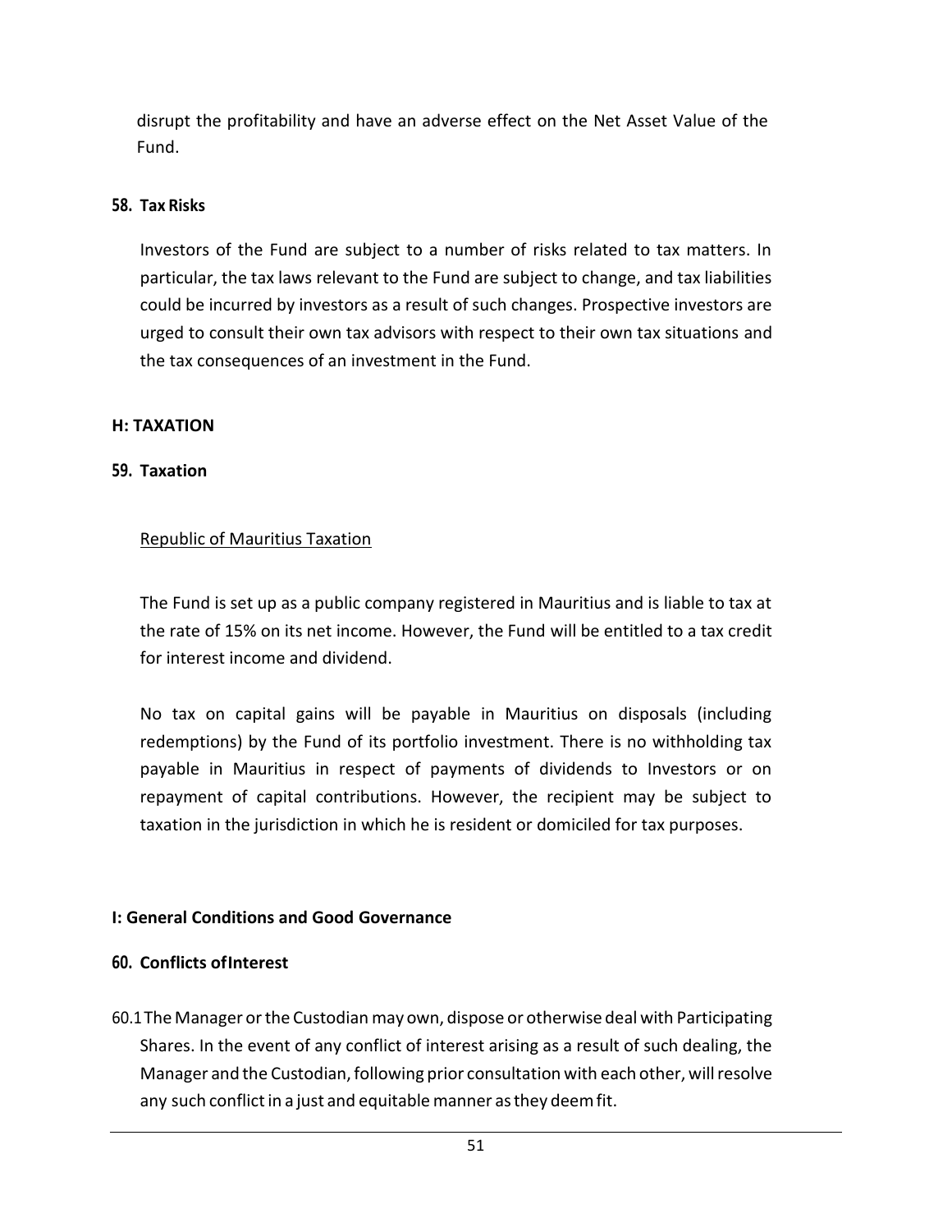disrupt the profitability and have an adverse effect on the Net Asset Value of the Fund.

### 58. Tax Risks

Investors of the Fund are subject to a number of risks related to tax matters. In particular, the tax laws relevant to the Fund are subject to change, and tax liabilities could be incurred by investors as a result of such changes. Prospective investors are urged to consult their own tax advisors with respect to their own tax situations and the tax consequences of an investment in the Fund.

## H: TAXATION

### 59. Taxation

Republic of Mauritius Taxation

The Fund is set up as a public company registered in Mauritius and is liable to tax at the rate of 15% on its net income. However, the Fund will be entitled to a tax credit for interest income and dividend.

No tax on capital gains will be payable in Mauritius on disposals (including redemptions) by the Fund of its portfolio investment. There is no withholding tax payable in Mauritius in respect of payments of dividends to Investors or on repayment of capital contributions. However, the recipient may be subject to taxation in the jurisdiction in which he is resident or domiciled for tax purposes.

## I: General Conditions and Good Governance

### 60. Conflicts ofInterest

60.1 The Manager or the Custodian may own, dispose or otherwise deal with Participating Shares. In the event of any conflict of interest arising as a result of such dealing, the Manager and the Custodian, following prior consultation with each other, will resolve any such conflict in a just and equitable manner as they deem fit.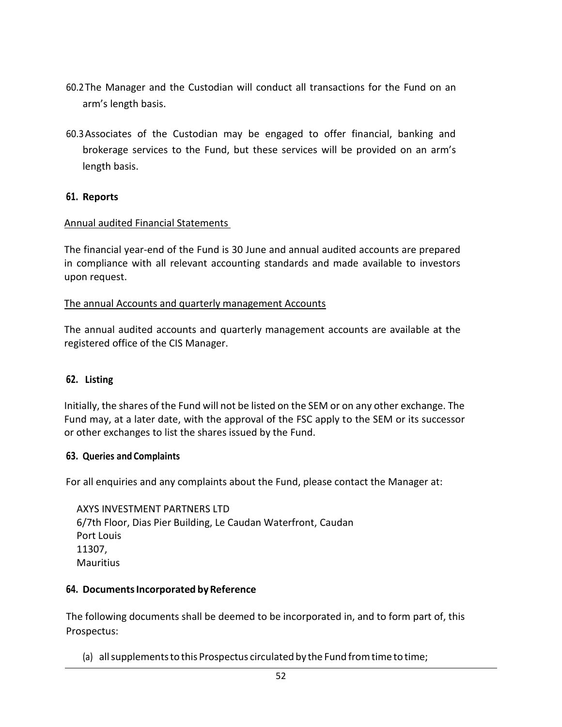60.2 The Manager and the Custodian will conduct all transactions for the Fund on an arm's length basis.

60.3 Associates of the Custodian may be engaged to offer financial, banking and brokerage services to the Fund, but these services will be provided on an arm's length basis.

## 61. Reports

Annual audited Financial Statements

The financial year-end of the Fund is 30 June and annual audited accounts are prepared in compliance with all relevant accounting standards and made available to investors upon request.

The annual Accounts and quarterly management Accounts

The annual audited accounts and quarterly management accounts are available at the registered office of the CIS Manager.

## 62. Listing

Initially, the shares of the Fund will not be listed on the SEM or on any other exchange. The Fund may, at a later date, with the approval of the FSC apply to the SEM or its successor or other exchanges to list the shares issued by the Fund.

## 63. Queries and Complaints

For all enquiries and any complaints about the Fund, please contact the Manager at:

AXYS INVESTMENT PARTNERS LTD
6/7th Floor, Dias Pier Building, Le Caudan Waterfront, Caudan
Port Louis
11307,
Mauritius

## 64. Documents Incorporated by Reference

The following documents shall be deemed to be incorporated in, and to form part of, this Prospectus:

(a) all supplements to this Prospectus circulated by the Fund from time to time;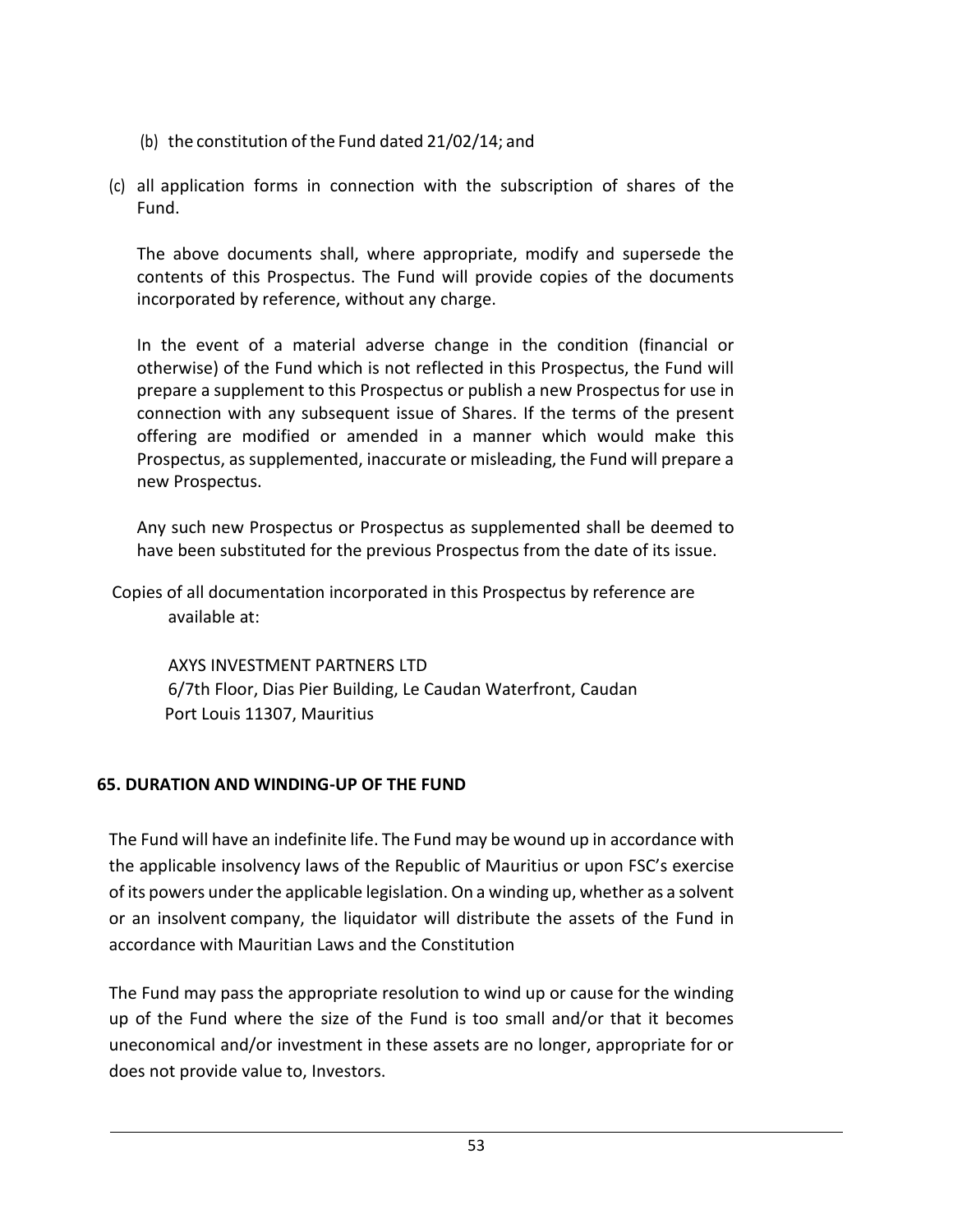(b) the constitution of the Fund dated 21/02/14; and

(c) all application forms in connection with the subscription of shares of the Fund.

The above documents shall, where appropriate, modify and supersede the contents of this Prospectus. The Fund will provide copies of the documents incorporated by reference, without any charge.

In the event of a material adverse change in the condition (financial or otherwise) of the Fund which is not reflected in this Prospectus, the Fund will prepare a supplement to this Prospectus or publish a new Prospectus for use in connection with any subsequent issue of Shares. If the terms of the present offering are modified or amended in a manner which would make this Prospectus, as supplemented, inaccurate or misleading, the Fund will prepare a new Prospectus.

Any such new Prospectus or Prospectus as supplemented shall be deemed to have been substituted for the previous Prospectus from the date of its issue.

Copies of all documentation incorporated in this Prospectus by reference are available at:

AXYS INVESTMENT PARTNERS LTD
6/7th Floor, Dias Pier Building, Le Caudan Waterfront, Caudan
Port Louis 11307, Mauritius

## 65. DURATION AND WINDING-UP OF THE FUND

The Fund will have an indefinite life. The Fund may be wound up in accordance with the applicable insolvency laws of the Republic of Mauritius or upon FSC's exercise of its powers under the applicable legislation. On a winding up, whether as a solvent or an insolvent company, the liquidator will distribute the assets of the Fund in accordance with Mauritian Laws and the Constitution

The Fund may pass the appropriate resolution to wind up or cause for the winding up of the Fund where the size of the Fund is too small and/or that it becomes uneconomical and/or investment in these assets are no longer, appropriate for or does not provide value to, Investors.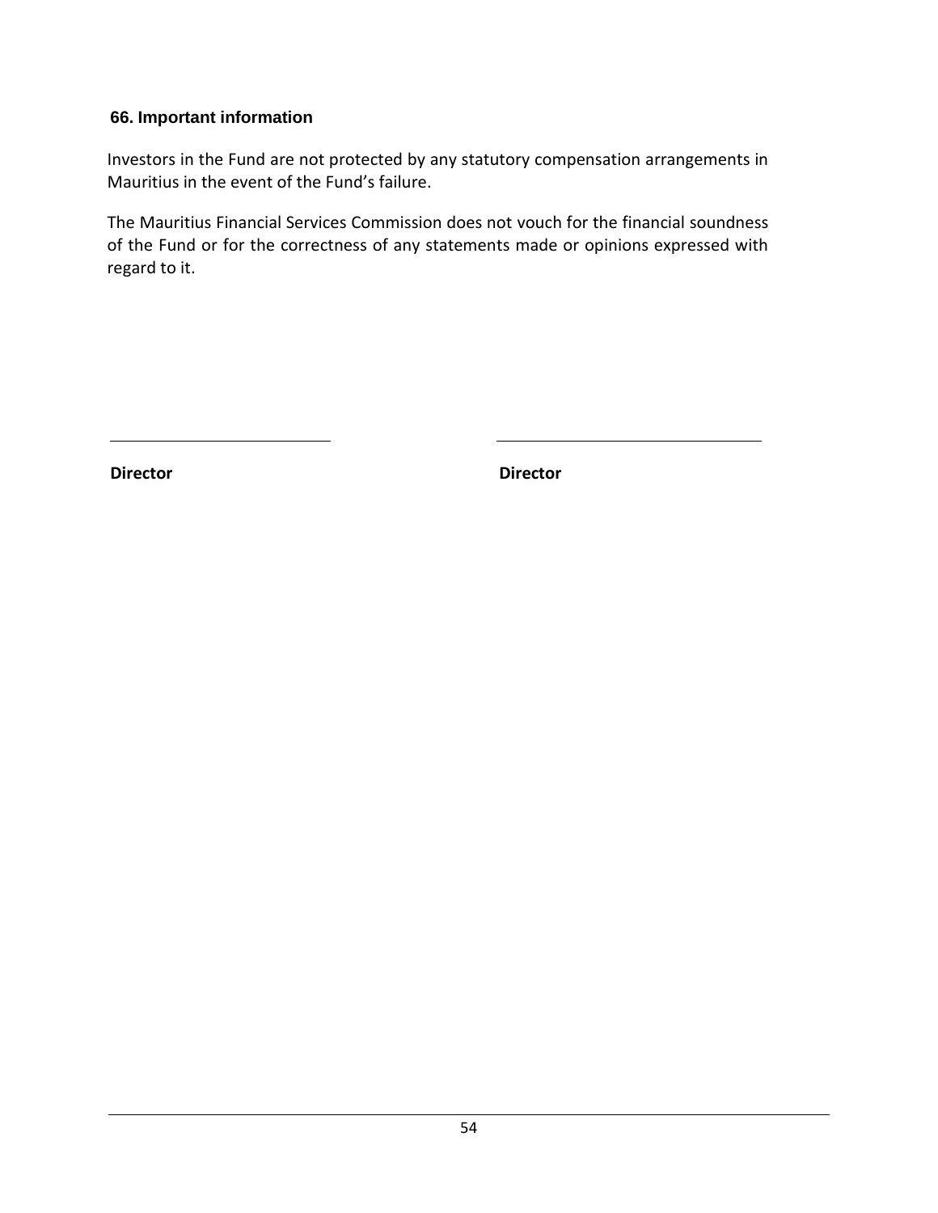## 66. Important information

Investors in the Fund are not protected by any statutory compensation arrangements in Mauritius in the event of the Fund's failure.

The Mauritius Financial Services Commission does not vouch for the financial soundness of the Fund or for the correctness of any statements made or opinions expressed with regard to it.

\_\_\_\_\_\_\_\_\_\_\_\_\_\_\_\_\_\_\_\_\_\_\_\_\_\_\_\_ \_\_\_\_\_\_\_\_\_\_\_\_\_\_\_\_\_\_\_\_\_\_\_\_\_\_\_\_

**Director** **Director**